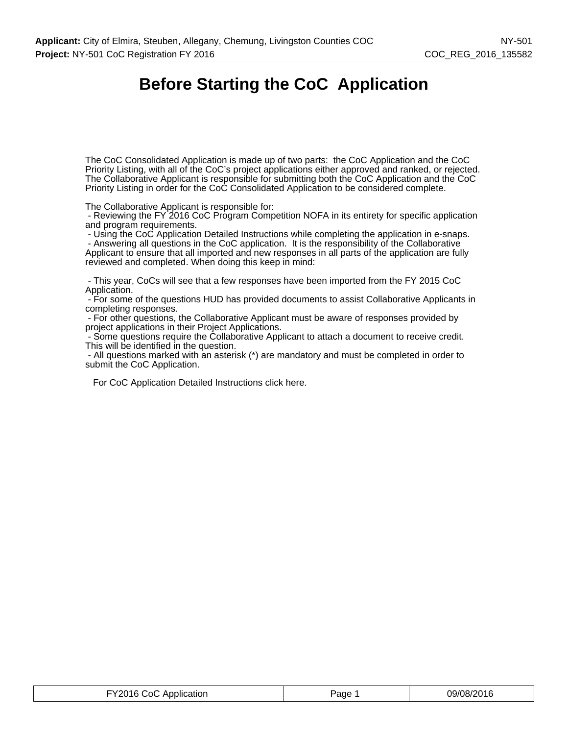# Before Starting the CoC Application

The CoC Consolidated Application is made up of two parts: the CoC Application and the CoC Priority Listing, with all of the CoC's project applications either approved and ranked, or rejected. The Collaborative Applicant is responsible for submitting both the CoC Application and the CoC Priority Listing in order for the CoC Consolidated Application to be considered complete.

The Collaborative Applicant is responsible for:
- Reviewing the FY 2016 CoC Program Competition NOFA in its entirety for specific application and program requirements.
- Using the CoC Application Detailed Instructions while completing the application in e-snaps.
- Answering all questions in the CoC application. It is the responsibility of the Collaborative Applicant to ensure that all imported and new responses in all parts of the application are fully reviewed and completed. When doing this keep in mind:

- This year, CoCs will see that a few responses have been imported from the FY 2015 CoC Application.
- For some of the questions HUD has provided documents to assist Collaborative Applicants in completing responses.
- For other questions, the Collaborative Applicant must be aware of responses provided by project applications in their Project Applications.
- Some questions require the Collaborative Applicant to attach a document to receive credit. This will be identified in the question.
- All questions marked with an asterisk (*) are mandatory and must be completed in order to submit the CoC Application.

For CoC Application Detailed Instructions click here.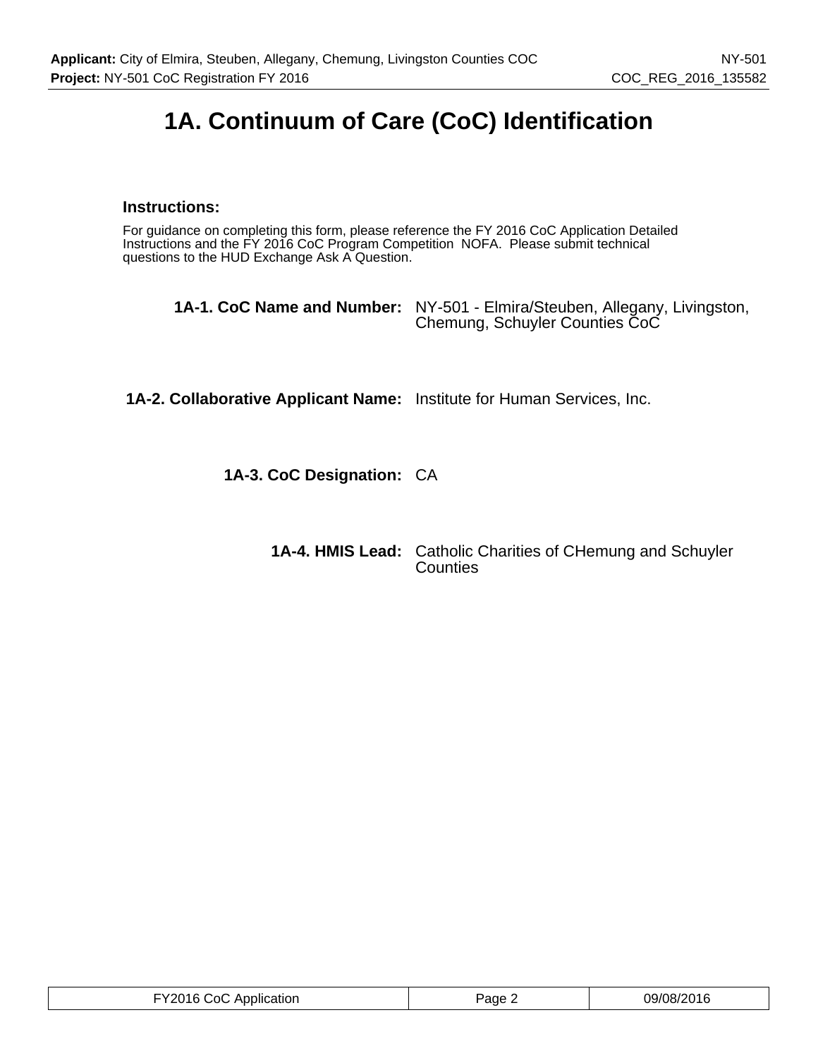# 1A. Continuum of Care (CoC) Identification

**Instructions:**

For guidance on completing this form, please reference the FY 2016 CoC Application Detailed Instructions and the FY 2016 CoC Program Competition NOFA. Please submit technical questions to the HUD Exchange Ask A Question.

**1A-1. CoC Name and Number:** NY-501 - Elmira/Steuben, Allegany, Livingston, Chemung, Schuyler Counties CoC

**1A-2. Collaborative Applicant Name:** Institute for Human Services, Inc.

**1A-3. CoC Designation:** CA

**1A-4. HMIS Lead:** Catholic Charities of CHemung and Schuyler Counties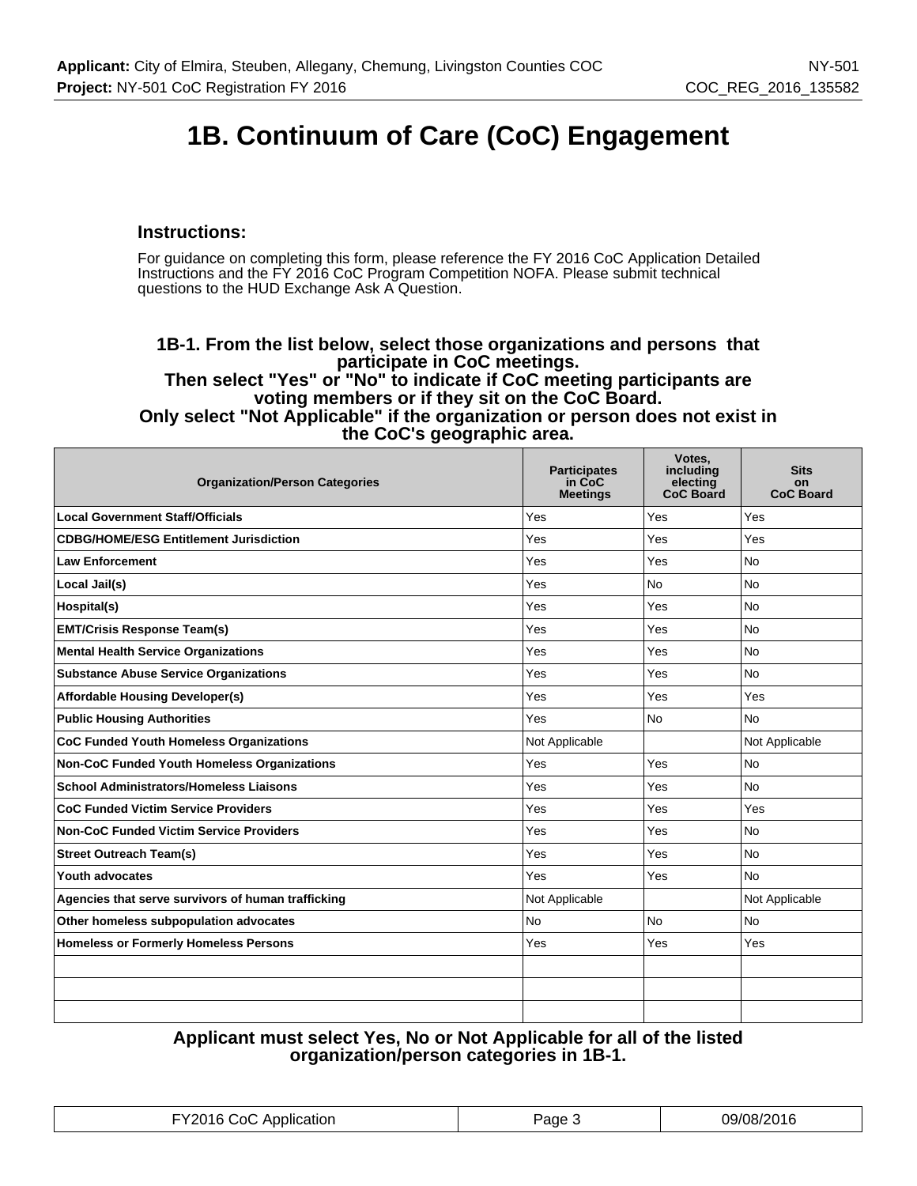# 1B. Continuum of Care (CoC) Engagement

### Instructions:

For guidance on completing this form, please reference the FY 2016 CoC Application Detailed Instructions and the FY 2016 CoC Program Competition NOFA. Please submit technical questions to the HUD Exchange Ask A Question.

### 1B-1. From the list below, select those organizations and persons that participate in CoC meetings. Then select "Yes" or "No" to indicate if CoC meeting participants are voting members or if they sit on the CoC Board. Only select "Not Applicable" if the organization or person does not exist in the CoC's geographic area.

| Organization/Person Categories | Participates in CoC Meetings | Votes, including electing CoC Board | Sits on CoC Board |
|---|---|---|---|
| **Local Government Staff/Officials** | Yes | Yes | Yes |
| **CDBG/HOME/ESG Entitlement Jurisdiction** | Yes | Yes | Yes |
| **Law Enforcement** | Yes | Yes | No |
| **Local Jail(s)** | Yes | No | No |
| **Hospital(s)** | Yes | Yes | No |
| **EMT/Crisis Response Team(s)** | Yes | Yes | No |
| **Mental Health Service Organizations** | Yes | Yes | No |
| **Substance Abuse Service Organizations** | Yes | Yes | No |
| **Affordable Housing Developer(s)** | Yes | Yes | Yes |
| **Public Housing Authorities** | Yes | No | No |
| **CoC Funded Youth Homeless Organizations** | Not Applicable | | Not Applicable |
| **Non-CoC Funded Youth Homeless Organizations** | Yes | Yes | No |
| **School Administrators/Homeless Liaisons** | Yes | Yes | No |
| **CoC Funded Victim Service Providers** | Yes | Yes | Yes |
| **Non-CoC Funded Victim Service Providers** | Yes | Yes | No |
| **Street Outreach Team(s)** | Yes | Yes | No |
| **Youth advocates** | Yes | Yes | No |
| **Agencies that serve survivors of human trafficking** | Not Applicable | | Not Applicable |
| **Other homeless subpopulation advocates** | No | No | No |
| **Homeless or Formerly Homeless Persons** | Yes | Yes | Yes |
| | | | |
| | | | |
| | | | |

**Applicant must select Yes, No or Not Applicable for all of the listed organization/person categories in 1B-1.**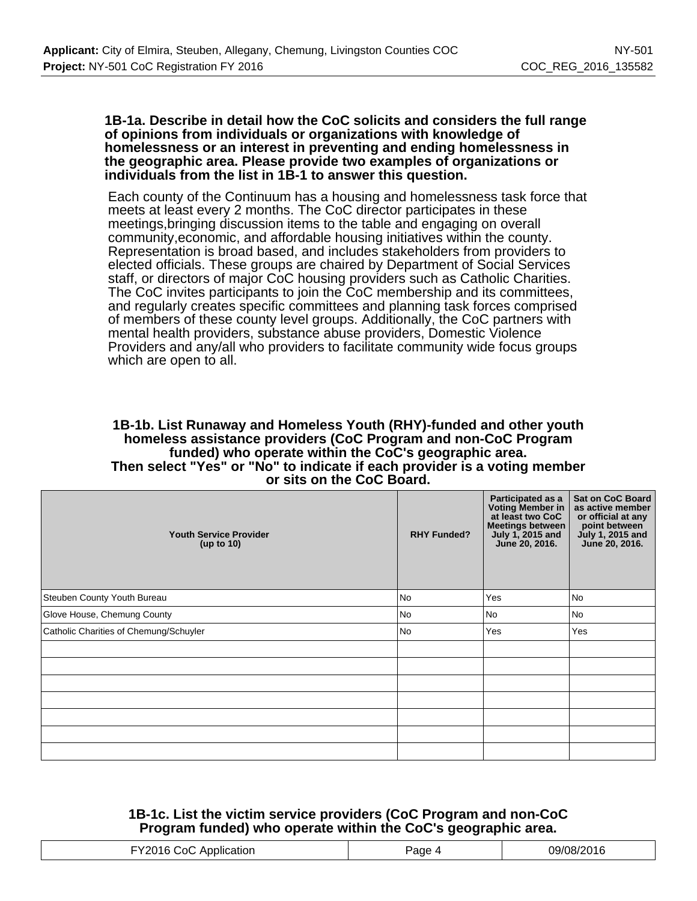**1B-1a. Describe in detail how the CoC solicits and considers the full range of opinions from individuals or organizations with knowledge of homelessness or an interest in preventing and ending homelessness in the geographic area. Please provide two examples of organizations or individuals from the list in 1B-1 to answer this question.**

Each county of the Continuum has a housing and homelessness task force that meets at least every 2 months. The CoC director participates in these meetings,bringing discussion items to the table and engaging on overall community,economic, and affordable housing initiatives within the county. Representation is broad based, and includes stakeholders from providers to elected officials. These groups are chaired by Department of Social Services staff, or directors of major CoC housing providers such as Catholic Charities. The CoC invites participants to join the CoC membership and its committees, and regularly creates specific committees and planning task forces comprised of members of these county level groups. Additionally, the CoC partners with mental health providers, substance abuse providers, Domestic Violence Providers and any/all who providers to facilitate community wide focus groups which are open to all.

**1B-1b. List Runaway and Homeless Youth (RHY)-funded and other youth homeless assistance providers (CoC Program and non-CoC Program funded) who operate within the CoC's geographic area. Then select "Yes" or "No" to indicate if each provider is a voting member or sits on the CoC Board.**

| Youth Service Provider (up to 10) | RHY Funded? | Participated as a Voting Member in at least two CoC Meetings between July 1, 2015 and June 20, 2016. | Sat on CoC Board as active member or official at any point between July 1, 2015 and June 20, 2016. |
|---|---|---|---|
| Steuben County Youth Bureau | No | Yes | No |
| Glove House, Chemung County | No | No | No |
| Catholic Charities of Chemung/Schuyler | No | Yes | Yes |
| | | | |
| | | | |
| | | | |
| | | | |
| | | | |
| | | | |
| | | | |

**1B-1c. List the victim service providers (CoC Program and non-CoC Program funded) who operate within the CoC's geographic area.**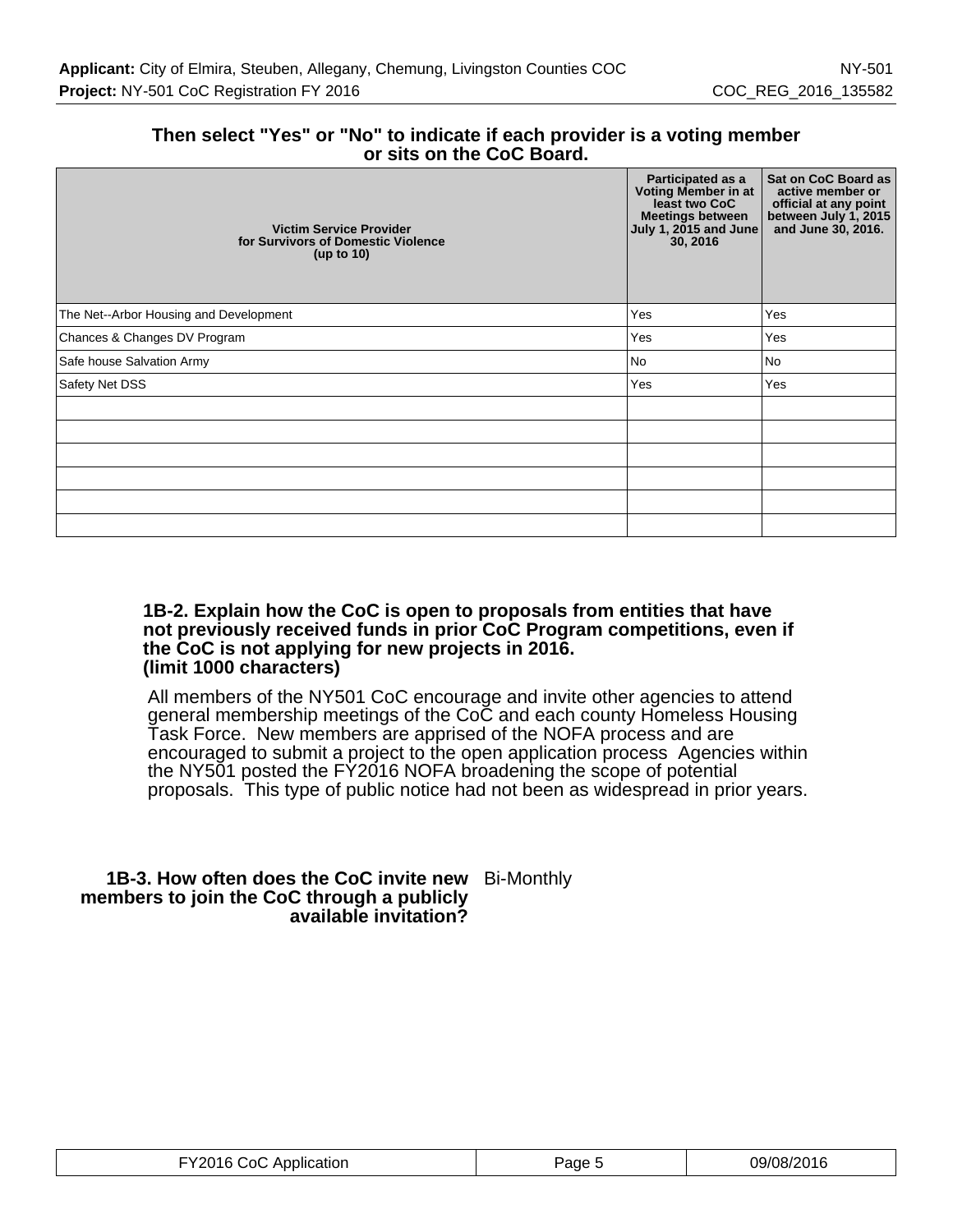**Then select "Yes" or "No" to indicate if each provider is a voting member or sits on the CoC Board.**

| Victim Service Provider for Survivors of Domestic Violence (up to 10) | Participated as a Voting Member in at least two CoC Meetings between July 1, 2015 and June 30, 2016 | Sat on CoC Board as active member or official at any point between July 1, 2015 and June 30, 2016. |
|---|---|---|
| The Net--Arbor Housing and Development | Yes | Yes |
| Chances & Changes DV Program | Yes | Yes |
| Safe house Salvation Army | No | No |
| Safety Net DSS | Yes | Yes |
| | | |
| | | |
| | | |
| | | |
| | | |
| | | |

**1B-2. Explain how the CoC is open to proposals from entities that have not previously received funds in prior CoC Program competitions, even if the CoC is not applying for new projects in 2016. (limit 1000 characters)**

All members of the NY501 CoC encourage and invite other agencies to attend general membership meetings of the CoC and each county Homeless Housing Task Force. New members are apprised of the NOFA process and are encouraged to submit a project to the open application process Agencies within the NY501 posted the FY2016 NOFA broadening the scope of potential proposals. This type of public notice had not been as widespread in prior years.

**1B-3. How often does the CoC invite new members to join the CoC through a publicly available invitation?** Bi-Monthly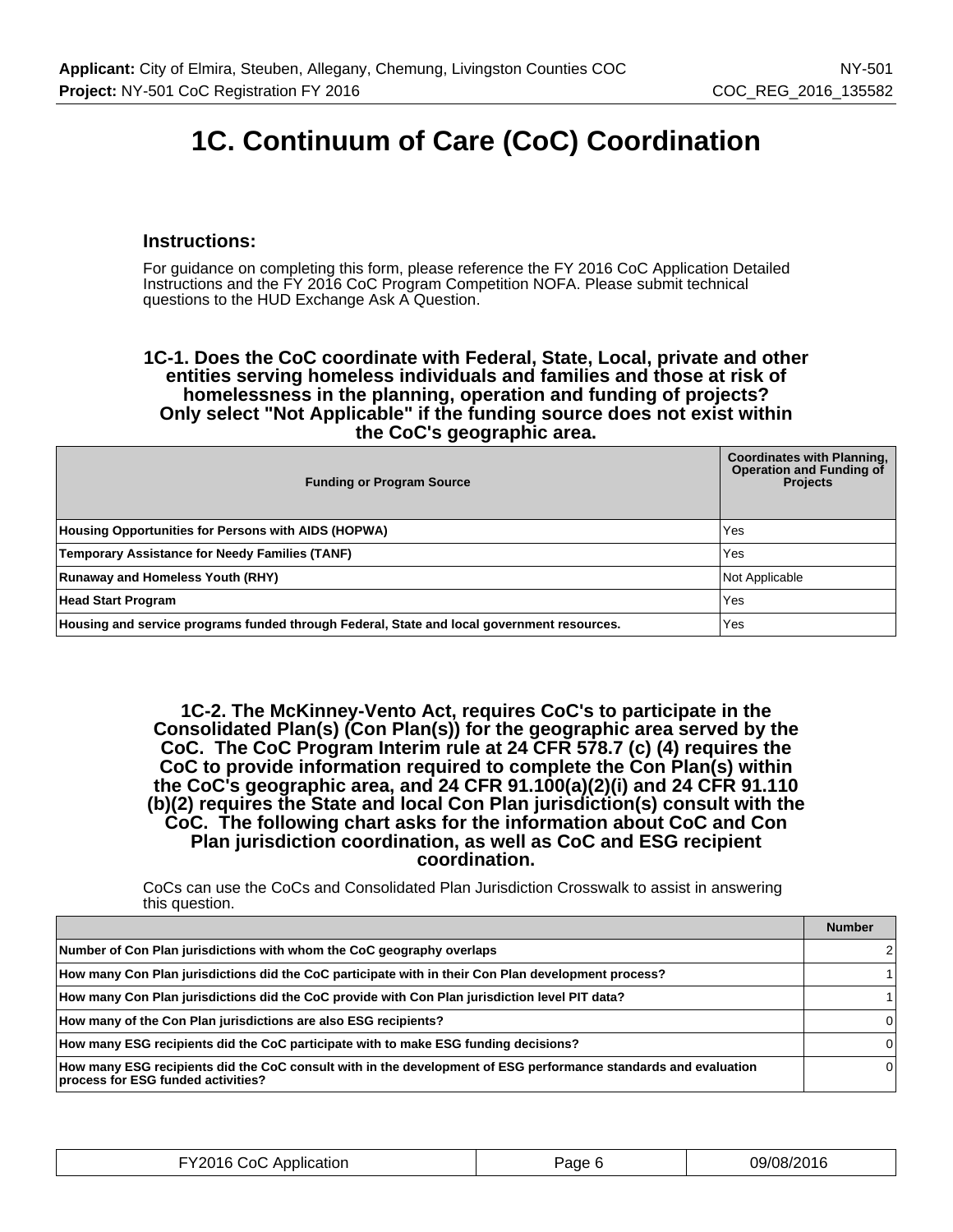# 1C. Continuum of Care (CoC) Coordination

### Instructions:

For guidance on completing this form, please reference the FY 2016 CoC Application Detailed Instructions and the FY 2016 CoC Program Competition NOFA. Please submit technical questions to the HUD Exchange Ask A Question.

**1C-1. Does the CoC coordinate with Federal, State, Local, private and other entities serving homeless individuals and families and those at risk of homelessness in the planning, operation and funding of projects? Only select "Not Applicable" if the funding source does not exist within the CoC's geographic area.**

| Funding or Program Source | Coordinates with Planning, Operation and Funding of Projects |
|---|---|
| **Housing Opportunities for Persons with AIDS (HOPWA)** | Yes |
| **Temporary Assistance for Needy Families (TANF)** | Yes |
| **Runaway and Homeless Youth (RHY)** | Not Applicable |
| **Head Start Program** | Yes |
| **Housing and service programs funded through Federal, State and local government resources.** | Yes |

**1C-2. The McKinney-Vento Act, requires CoC's to participate in the Consolidated Plan(s) (Con Plan(s)) for the geographic area served by the CoC. The CoC Program Interim rule at 24 CFR 578.7 (c) (4) requires the CoC to provide information required to complete the Con Plan(s) within the CoC's geographic area, and 24 CFR 91.100(a)(2)(i) and 24 CFR 91.110 (b)(2) requires the State and local Con Plan jurisdiction(s) consult with the CoC. The following chart asks for the information about CoC and Con Plan jurisdiction coordination, as well as CoC and ESG recipient coordination.**

CoCs can use the CoCs and Consolidated Plan Jurisdiction Crosswalk to assist in answering this question.

| | Number |
|---|---|
| **Number of Con Plan jurisdictions with whom the CoC geography overlaps** | 2 |
| **How many Con Plan jurisdictions did the CoC participate with in their Con Plan development process?** | 1 |
| **How many Con Plan jurisdictions did the CoC provide with Con Plan jurisdiction level PIT data?** | 1 |
| **How many of the Con Plan jurisdictions are also ESG recipients?** | 0 |
| **How many ESG recipients did the CoC participate with to make ESG funding decisions?** | 0 |
| **How many ESG recipients did the CoC consult with in the development of ESG performance standards and evaluation process for ESG funded activities?** | 0 |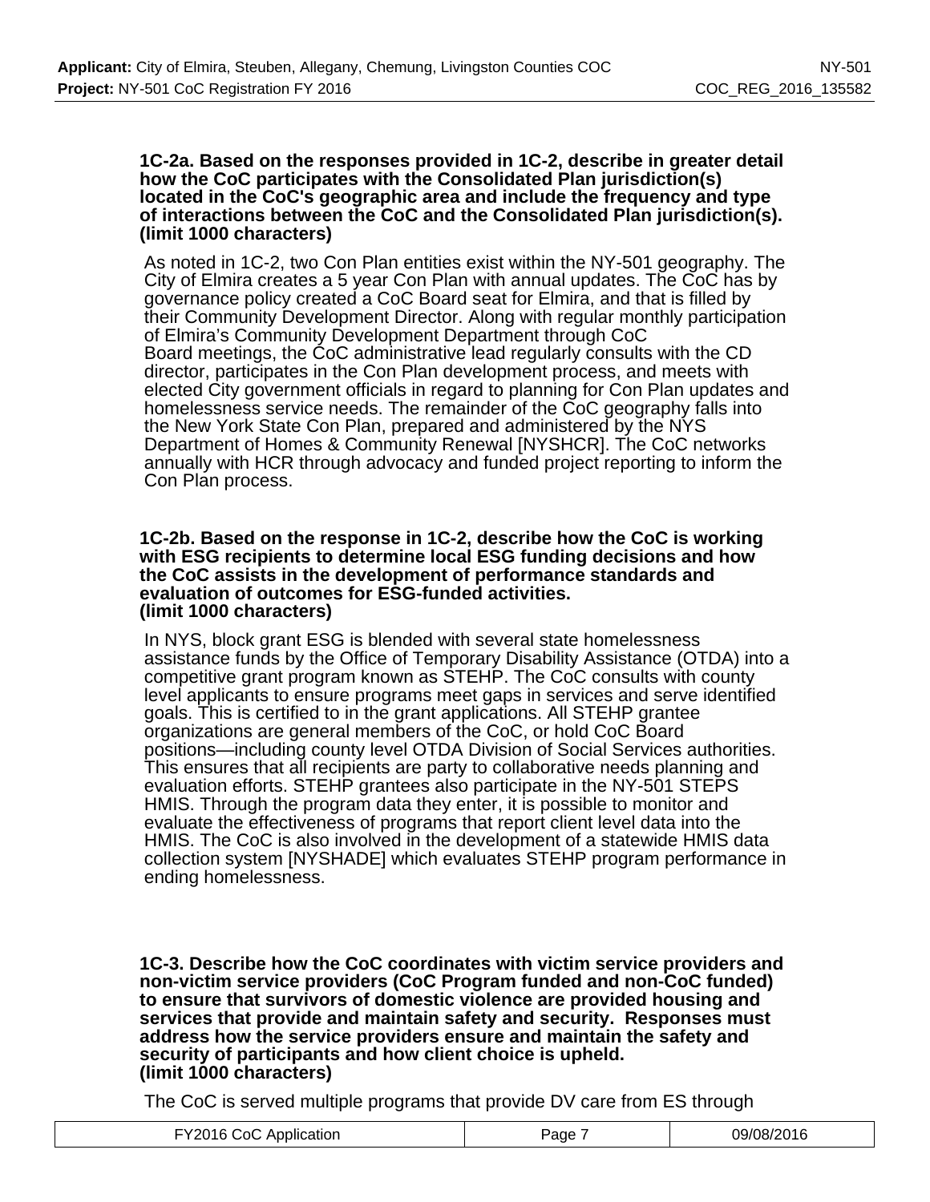**1C-2a. Based on the responses provided in 1C-2, describe in greater detail how the CoC participates with the Consolidated Plan jurisdiction(s) located in the CoC's geographic area and include the frequency and type of interactions between the CoC and the Consolidated Plan jurisdiction(s). (limit 1000 characters)**

As noted in 1C-2, two Con Plan entities exist within the NY-501 geography. The City of Elmira creates a 5 year Con Plan with annual updates. The CoC has by governance policy created a CoC Board seat for Elmira, and that is filled by their Community Development Director. Along with regular monthly participation of Elmira's Community Development Department through CoC Board meetings, the CoC administrative lead regularly consults with the CD director, participates in the Con Plan development process, and meets with elected City government officials in regard to planning for Con Plan updates and homelessness service needs. The remainder of the CoC geography falls into the New York State Con Plan, prepared and administered by the NYS Department of Homes & Community Renewal [NYSHCR]. The CoC networks annually with HCR through advocacy and funded project reporting to inform the Con Plan process.

**1C-2b. Based on the response in 1C-2, describe how the CoC is working with ESG recipients to determine local ESG funding decisions and how the CoC assists in the development of performance standards and evaluation of outcomes for ESG-funded activities. (limit 1000 characters)**

In NYS, block grant ESG is blended with several state homelessness assistance funds by the Office of Temporary Disability Assistance (OTDA) into a competitive grant program known as STEHP. The CoC consults with county level applicants to ensure programs meet gaps in services and serve identified goals. This is certified to in the grant applications. All STEHP grantee organizations are general members of the CoC, or hold CoC Board positions—including county level OTDA Division of Social Services authorities. This ensures that all recipients are party to collaborative needs planning and evaluation efforts. STEHP grantees also participate in the NY-501 STEPS HMIS. Through the program data they enter, it is possible to monitor and evaluate the effectiveness of programs that report client level data into the HMIS. The CoC is also involved in the development of a statewide HMIS data collection system [NYSHADE] which evaluates STEHP program performance in ending homelessness.

**1C-3. Describe how the CoC coordinates with victim service providers and non-victim service providers (CoC Program funded and non-CoC funded) to ensure that survivors of domestic violence are provided housing and services that provide and maintain safety and security. Responses must address how the service providers ensure and maintain the safety and security of participants and how client choice is upheld. (limit 1000 characters)**

The CoC is served multiple programs that provide DV care from ES through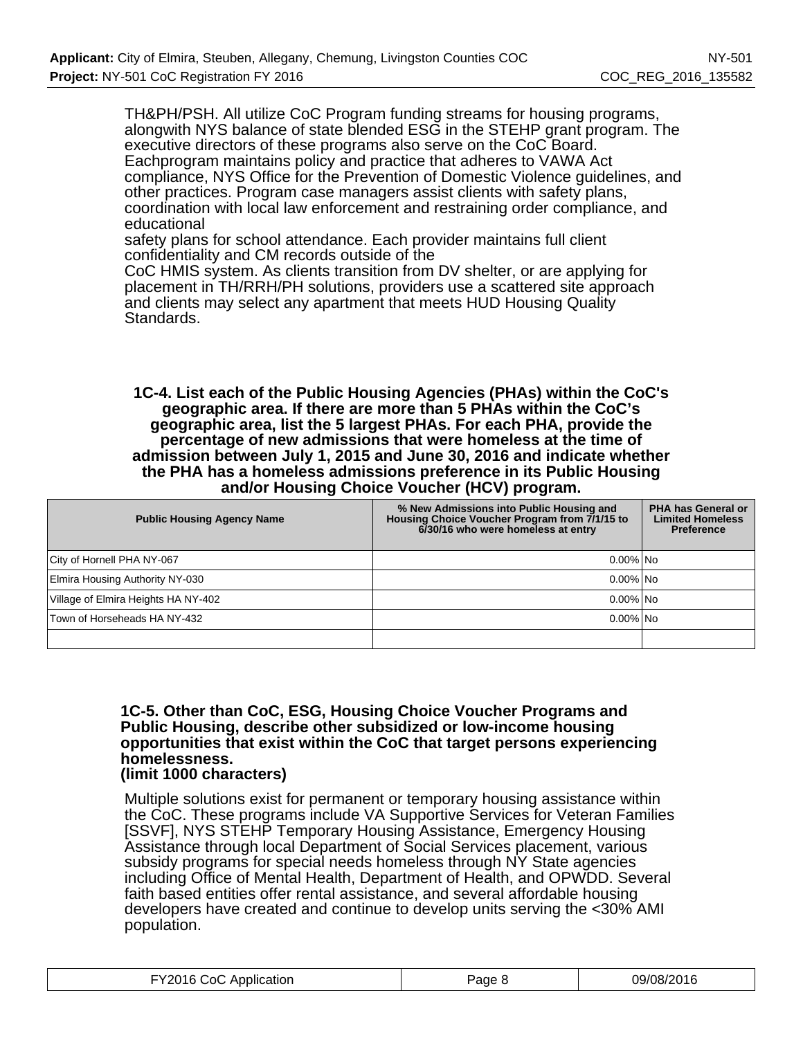TH&PH/PSH. All utilize CoC Program funding streams for housing programs, alongwith NYS balance of state blended ESG in the STEHP grant program. The executive directors of these programs also serve on the CoC Board. Eachprogram maintains policy and practice that adheres to VAWA Act compliance, NYS Office for the Prevention of Domestic Violence guidelines, and other practices. Program case managers assist clients with safety plans, coordination with local law enforcement and restraining order compliance, and educational
safety plans for school attendance. Each provider maintains full client confidentiality and CM records outside of the
CoC HMIS system. As clients transition from DV shelter, or are applying for placement in TH/RRH/PH solutions, providers use a scattered site approach and clients may select any apartment that meets HUD Housing Quality Standards.

**1C-4. List each of the Public Housing Agencies (PHAs) within the CoC's geographic area. If there are more than 5 PHAs within the CoC's geographic area, list the 5 largest PHAs. For each PHA, provide the percentage of new admissions that were homeless at the time of admission between July 1, 2015 and June 30, 2016 and indicate whether the PHA has a homeless admissions preference in its Public Housing and/or Housing Choice Voucher (HCV) program.**

| Public Housing Agency Name | % New Admissions into Public Housing and Housing Choice Voucher Program from 7/1/15 to 6/30/16 who were homeless at entry | PHA has General or Limited Homeless Preference |
|---|---|---|
| City of Hornell PHA NY-067 | 0.00% | No |
| Elmira Housing Authority NY-030 | 0.00% | No |
| Village of Elmira Heights HA NY-402 | 0.00% | No |
| Town of Horseheads HA NY-432 | 0.00% | No |
| | | |

**1C-5. Other than CoC, ESG, Housing Choice Voucher Programs and Public Housing, describe other subsidized or low-income housing opportunities that exist within the CoC that target persons experiencing homelessness.
(limit 1000 characters)**

Multiple solutions exist for permanent or temporary housing assistance within the CoC. These programs include VA Supportive Services for Veteran Families [SSVF], NYS STEHP Temporary Housing Assistance, Emergency Housing Assistance through local Department of Social Services placement, various subsidy programs for special needs homeless through NY State agencies including Office of Mental Health, Department of Health, and OPWDD. Several faith based entities offer rental assistance, and several affordable housing developers have created and continue to develop units serving the <30% AMI population.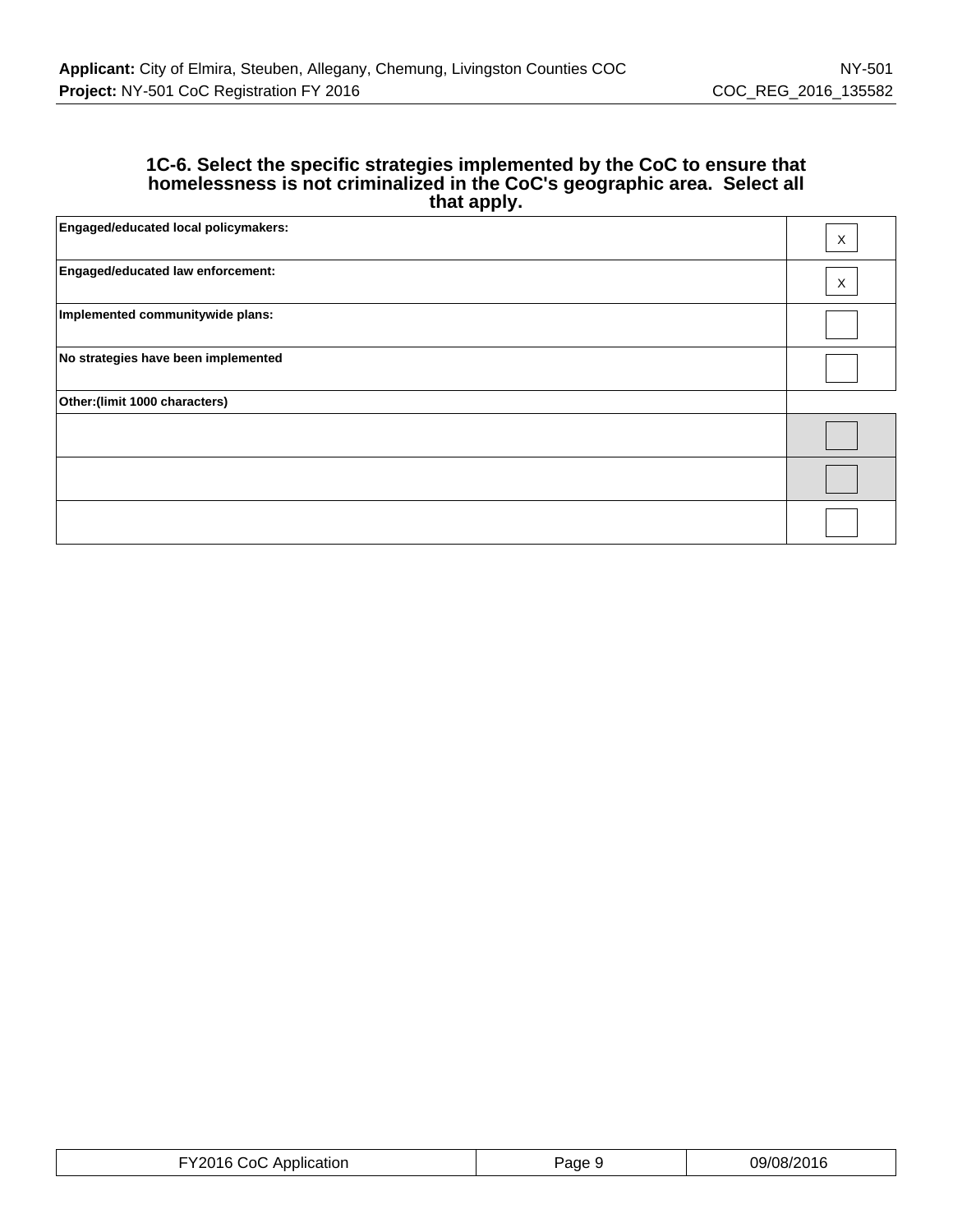### 1C-6. Select the specific strategies implemented by the CoC to ensure that homelessness is not criminalized in the CoC's geographic area. Select all that apply.

| | |
|---|---|
| **Engaged/educated local policymakers:** | X |
| **Engaged/educated law enforcement:** | X |
| **Implemented communitywide plans:** | |
| **No strategies have been implemented** | |
| **Other:(limit 1000 characters)** | |
| | |
| | |
| | |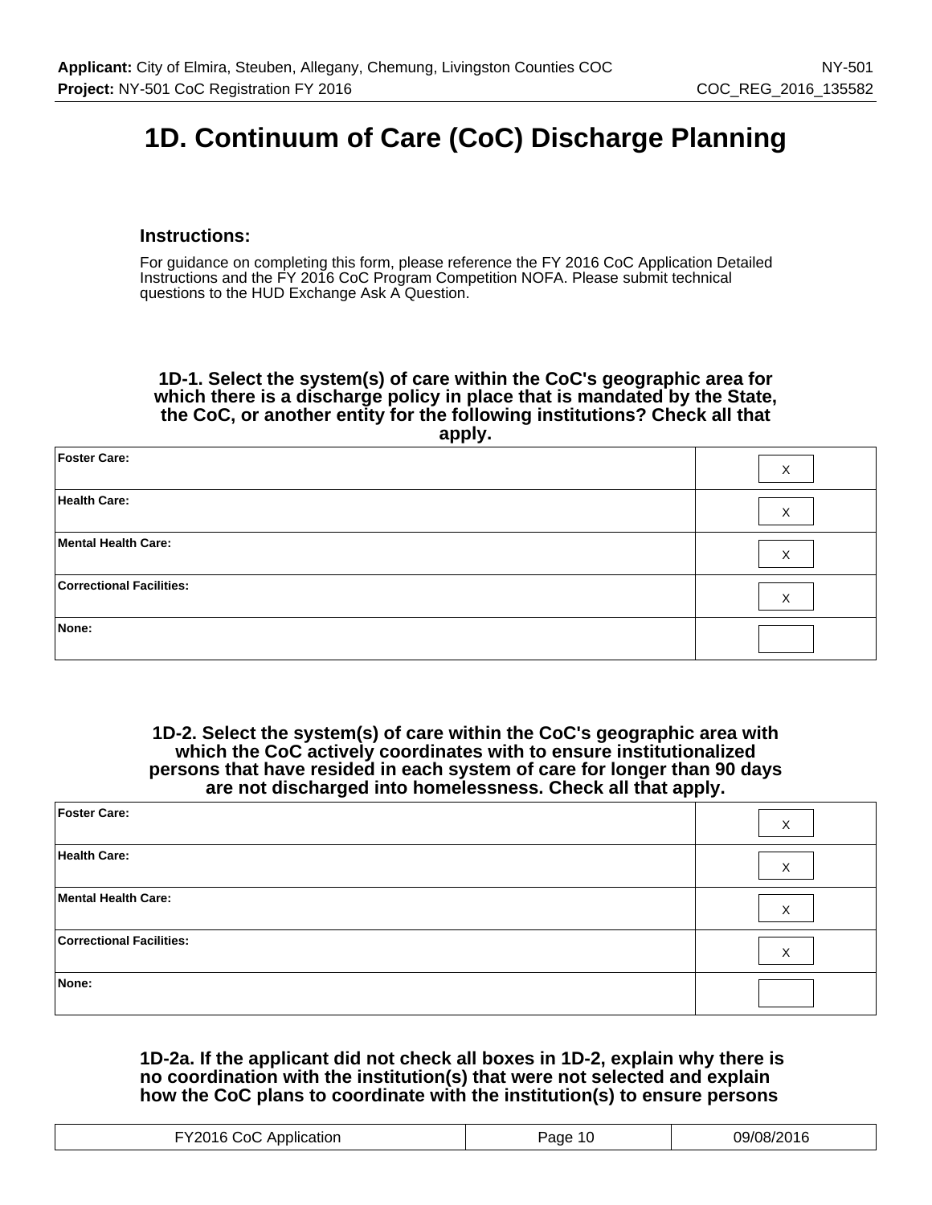# 1D. Continuum of Care (CoC) Discharge Planning

### Instructions:

For guidance on completing this form, please reference the FY 2016 CoC Application Detailed Instructions and the FY 2016 CoC Program Competition NOFA. Please submit technical questions to the HUD Exchange Ask A Question.

**1D-1. Select the system(s) of care within the CoC's geographic area for which there is a discharge policy in place that is mandated by the State, the CoC, or another entity for the following institutions? Check all that apply.**

| | |
|---|---|
| **Foster Care:** | X |
| **Health Care:** | X |
| **Mental Health Care:** | X |
| **Correctional Facilities:** | X |
| **None:** | |

**1D-2. Select the system(s) of care within the CoC's geographic area with which the CoC actively coordinates with to ensure institutionalized persons that have resided in each system of care for longer than 90 days are not discharged into homelessness. Check all that apply.**

| | |
|---|---|
| **Foster Care:** | X |
| **Health Care:** | X |
| **Mental Health Care:** | X |
| **Correctional Facilities:** | X |
| **None:** | |

**1D-2a. If the applicant did not check all boxes in 1D-2, explain why there is no coordination with the institution(s) that were not selected and explain how the CoC plans to coordinate with the institution(s) to ensure persons**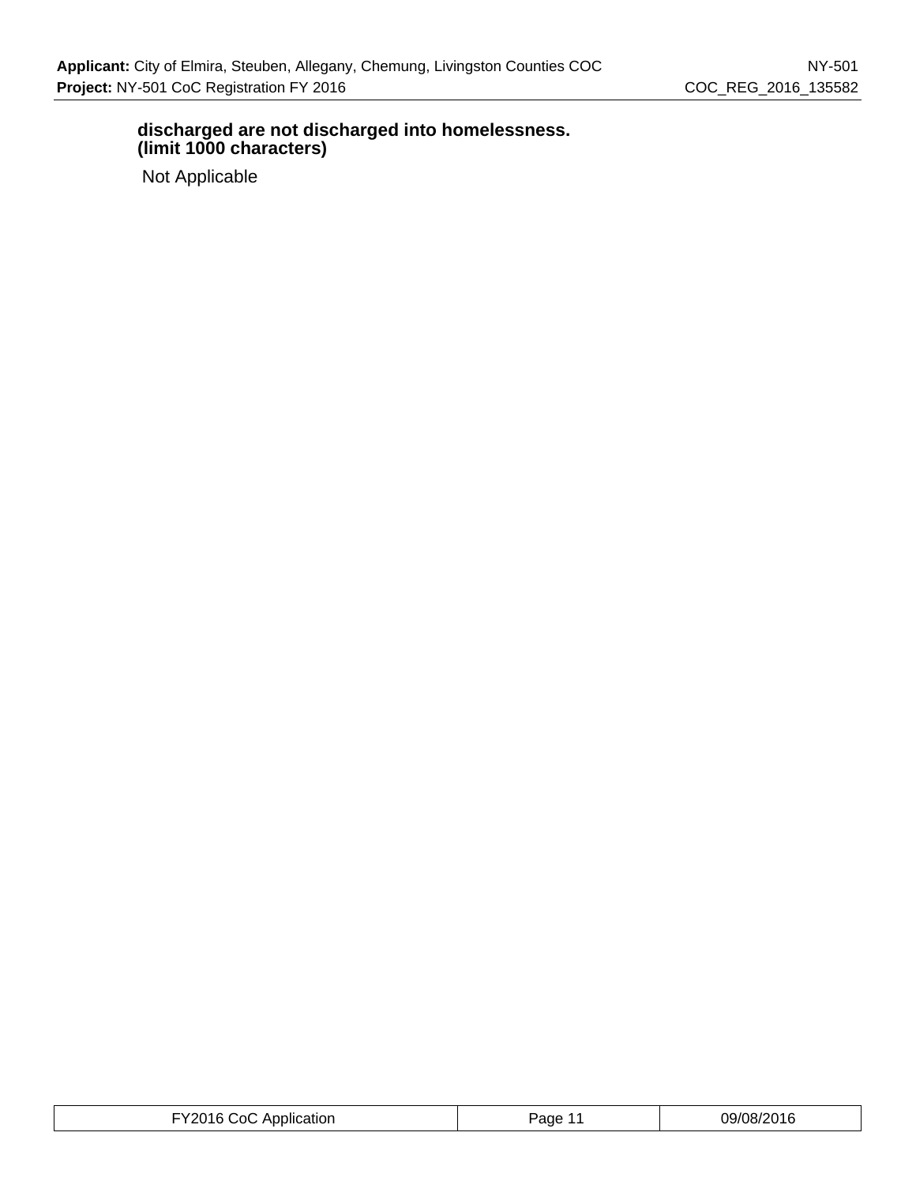**discharged are not discharged into homelessness.**
**(limit 1000 characters)**

Not Applicable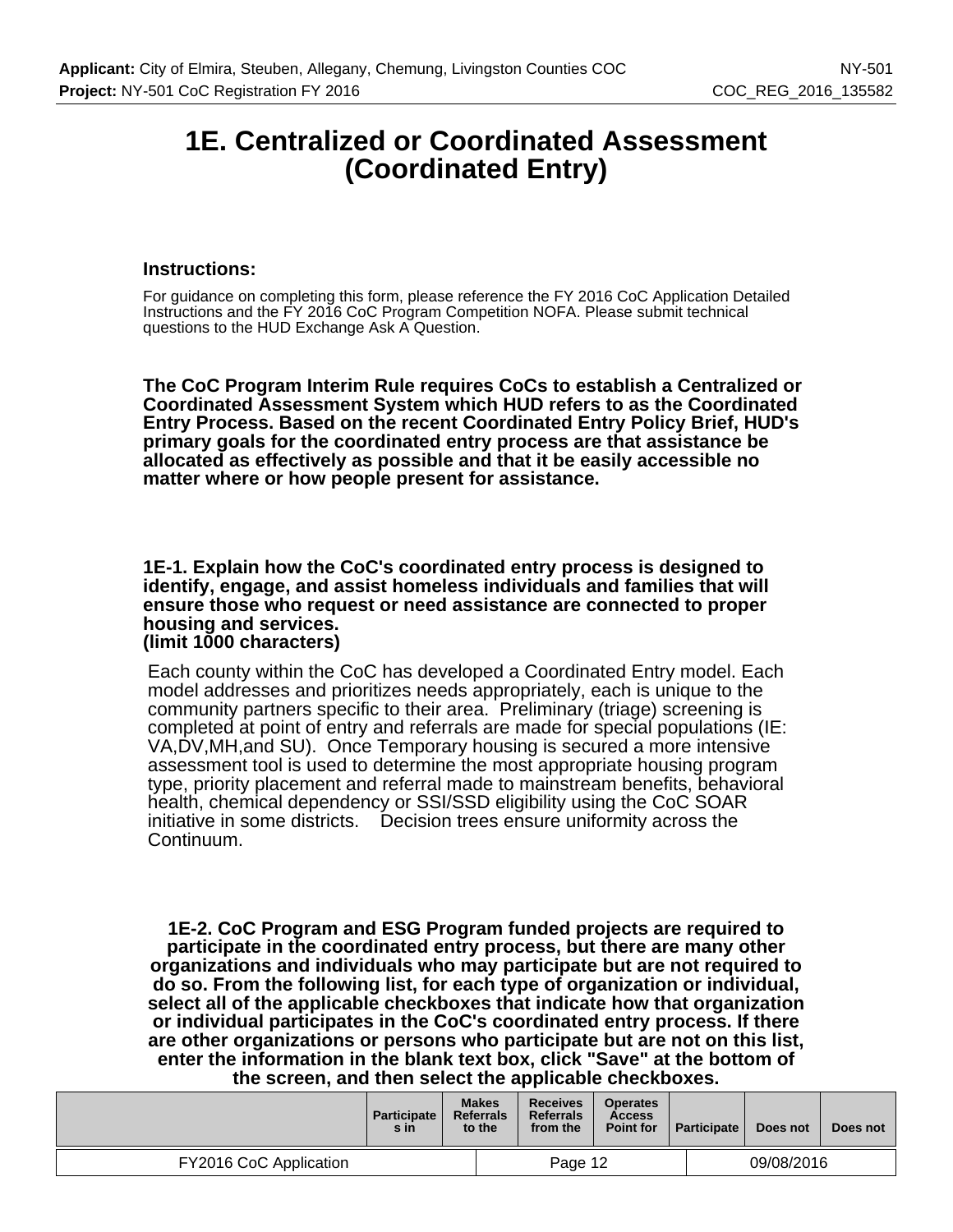# 1E. Centralized or Coordinated Assessment (Coordinated Entry)

### Instructions:

For guidance on completing this form, please reference the FY 2016 CoC Application Detailed Instructions and the FY 2016 CoC Program Competition NOFA. Please submit technical questions to the HUD Exchange Ask A Question.

**The CoC Program Interim Rule requires CoCs to establish a Centralized or Coordinated Assessment System which HUD refers to as the Coordinated Entry Process. Based on the recent Coordinated Entry Policy Brief, HUD's primary goals for the coordinated entry process are that assistance be allocated as effectively as possible and that it be easily accessible no matter where or how people present for assistance.**

**1E-1. Explain how the CoC's coordinated entry process is designed to identify, engage, and assist homeless individuals and families that will ensure those who request or need assistance are connected to proper housing and services.**
**(limit 1000 characters)**

Each county within the CoC has developed a Coordinated Entry model. Each model addresses and prioritizes needs appropriately, each is unique to the community partners specific to their area. Preliminary (triage) screening is completed at point of entry and referrals are made for special populations (IE: VA,DV,MH,and SU). Once Temporary housing is secured a more intensive assessment tool is used to determine the most appropriate housing program type, priority placement and referral made to mainstream benefits, behavioral health, chemical dependency or SSI/SSD eligibility using the CoC SOAR initiative in some districts. Decision trees ensure uniformity across the Continuum.

**1E-2. CoC Program and ESG Program funded projects are required to participate in the coordinated entry process, but there are many other organizations and individuals who may participate but are not required to do so. From the following list, for each type of organization or individual, select all of the applicable checkboxes that indicate how that organization or individual participates in the CoC's coordinated entry process. If there are other organizations or persons who participate but are not on this list, enter the information in the blank text box, click "Save" at the bottom of the screen, and then select the applicable checkboxes.**

| | Participates in | Makes Referrals to the | Receives Referrals from the | Operates Access Point for | Participate | Does not | Does not |
|---|---|---|---|---|---|---|---|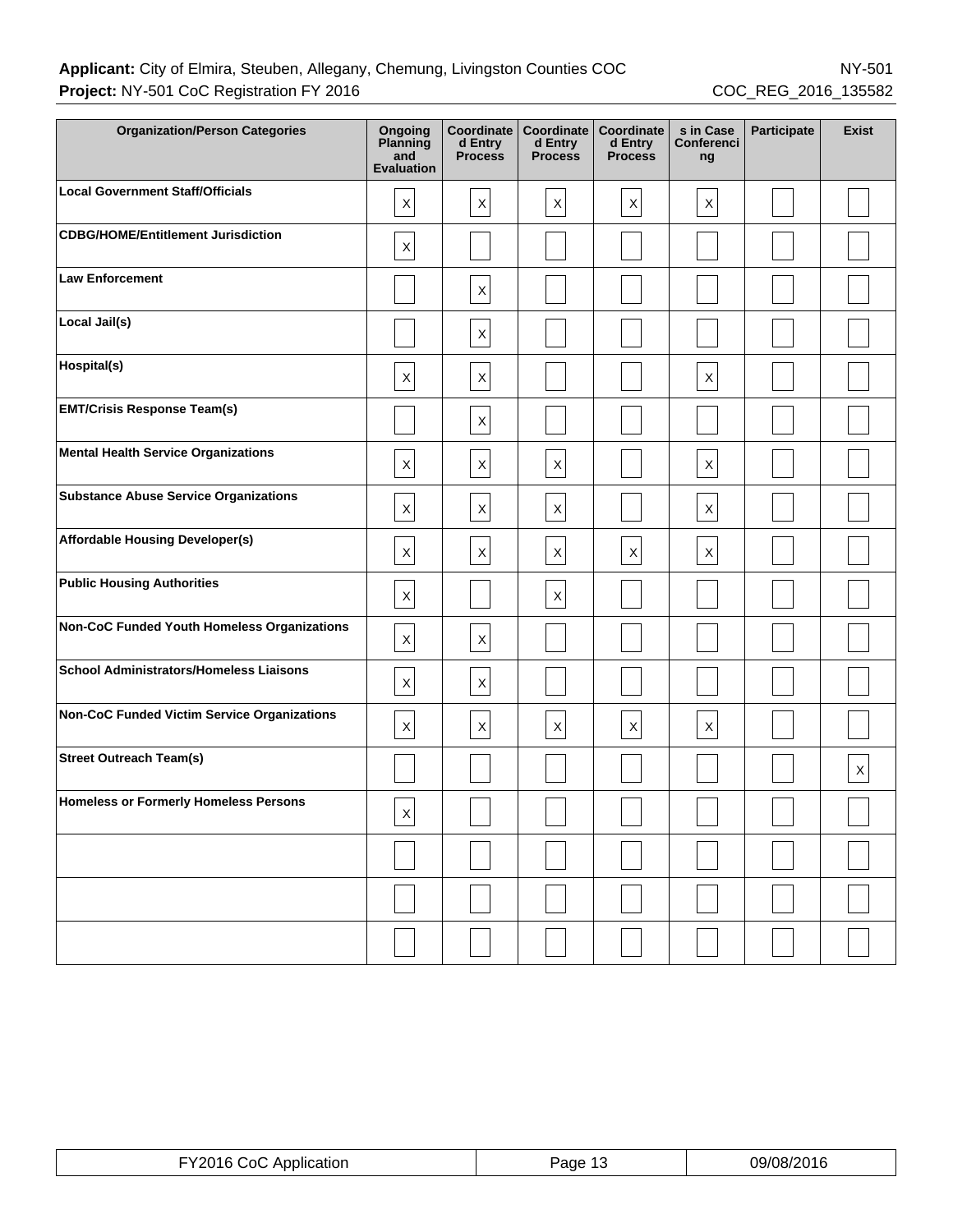| Organization/Person Categories | Ongoing Planning and Evaluation | Coordinated Entry Process | Coordinated Entry Process | Coordinated Entry Process | s in Case Conferencing | Participate | Exist |
|---|---|---|---|---|---|---|---|
| Local Government Staff/Officials | X | X | X | X | X | | |
| CDBG/HOME/Entitlement Jurisdiction | X | | | | | | |
| Law Enforcement | | X | | | | | |
| Local Jail(s) | | X | | | | | |
| Hospital(s) | X | X | | | X | | |
| EMT/Crisis Response Team(s) | | X | | | | | |
| Mental Health Service Organizations | X | X | X | | X | | |
| Substance Abuse Service Organizations | X | X | X | | X | | |
| Affordable Housing Developer(s) | X | X | X | X | X | | |
| Public Housing Authorities | X | | X | | | | |
| Non-CoC Funded Youth Homeless Organizations | X | X | | | | | |
| School Administrators/Homeless Liaisons | X | X | | | | | |
| Non-CoC Funded Victim Service Organizations | X | X | X | X | X | | |
| Street Outreach Team(s) | | | | | | | X |
| Homeless or Formerly Homeless Persons | X | | | | | | |
| | | | | | | | |
| | | | | | | | |
| | | | | | | | |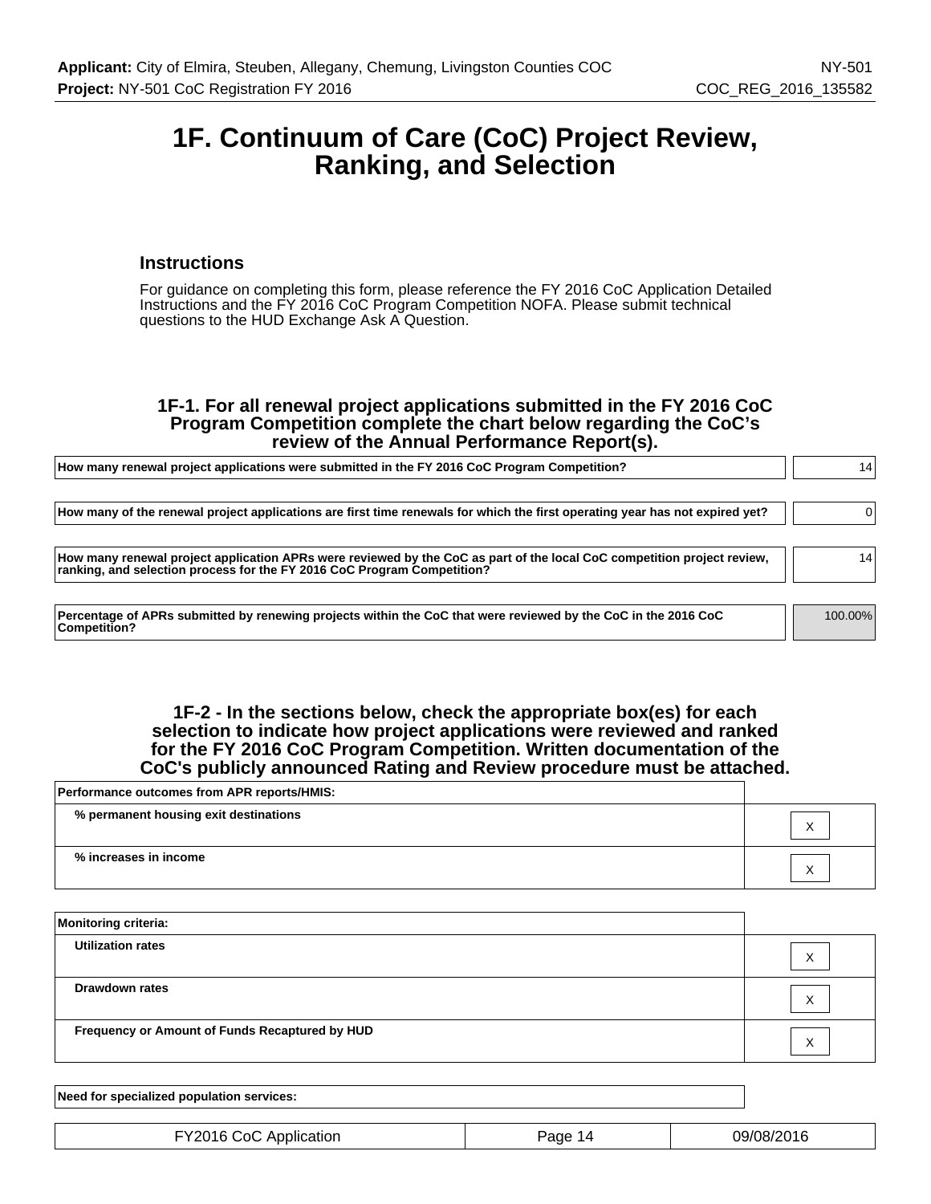# 1F. Continuum of Care (CoC) Project Review, Ranking, and Selection

### Instructions

For guidance on completing this form, please reference the FY 2016 CoC Application Detailed Instructions and the FY 2016 CoC Program Competition NOFA. Please submit technical questions to the HUD Exchange Ask A Question.

### 1F-1. For all renewal project applications submitted in the FY 2016 CoC Program Competition complete the chart below regarding the CoC's review of the Annual Performance Report(s).

| | |
|---|---|
| **How many renewal project applications were submitted in the FY 2016 CoC Program Competition?** | 14 |
| **How many of the renewal project applications are first time renewals for which the first operating year has not expired yet?** | 0 |
| **How many renewal project application APRs were reviewed by the CoC as part of the local CoC competition project review, ranking, and selection process for the FY 2016 CoC Program Competition?** | 14 |
| **Percentage of APRs submitted by renewing projects within the CoC that were reviewed by the CoC in the 2016 CoC Competition?** | 100.00% |

### 1F-2 - In the sections below, check the appropriate box(es) for each selection to indicate how project applications were reviewed and ranked for the FY 2016 CoC Program Competition. Written documentation of the CoC's publicly announced Rating and Review procedure must be attached.

| **Performance outcomes from APR reports/HMIS:** | |
|---|---|
| **% permanent housing exit destinations** | X |
| **% increases in income** | X |

| **Monitoring criteria:** | |
|---|---|
| **Utilization rates** | X |
| **Drawdown rates** | X |
| **Frequency or Amount of Funds Recaptured by HUD** | X |

| **Need for specialized population services:** | |
|---|---|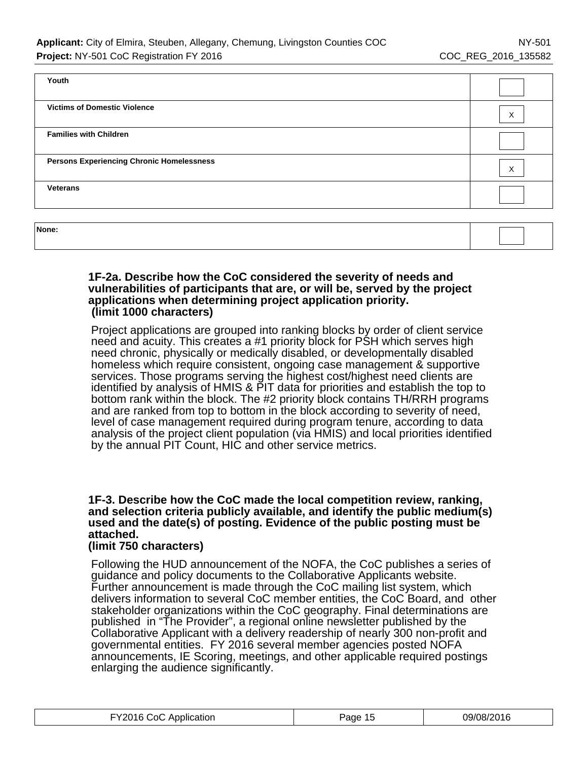| | |
|---|---|
| **Youth** | |
| **Victims of Domestic Violence** | X |
| **Families with Children** | |
| **Persons Experiencing Chronic Homelessness** | X |
| **Veterans** | |

| | |
|---|---|
| **None:** | |

**1F-2a. Describe how the CoC considered the severity of needs and vulnerabilities of participants that are, or will be, served by the project applications when determining project application priority.**
**(limit 1000 characters)**

Project applications are grouped into ranking blocks by order of client service need and acuity. This creates a #1 priority block for PSH which serves high need chronic, physically or medically disabled, or developmentally disabled homeless which require consistent, ongoing case management & supportive services. Those programs serving the highest cost/highest need clients are identified by analysis of HMIS & PIT data for priorities and establish the top to bottom rank within the block. The #2 priority block contains TH/RRH programs and are ranked from top to bottom in the block according to severity of need, level of case management required during program tenure, according to data analysis of the project client population (via HMIS) and local priorities identified by the annual PIT Count, HIC and other service metrics.

**1F-3. Describe how the CoC made the local competition review, ranking, and selection criteria publicly available, and identify the public medium(s) used and the date(s) of posting. Evidence of the public posting must be attached.**
**(limit 750 characters)**

Following the HUD announcement of the NOFA, the CoC publishes a series of guidance and policy documents to the Collaborative Applicants website. Further announcement is made through the CoC mailing list system, which delivers information to several CoC member entities, the CoC Board, and other stakeholder organizations within the CoC geography. Final determinations are published in "The Provider", a regional online newsletter published by the Collaborative Applicant with a delivery readership of nearly 300 non-profit and governmental entities. FY 2016 several member agencies posted NOFA announcements, IE Scoring, meetings, and other applicable required postings enlarging the audience significantly.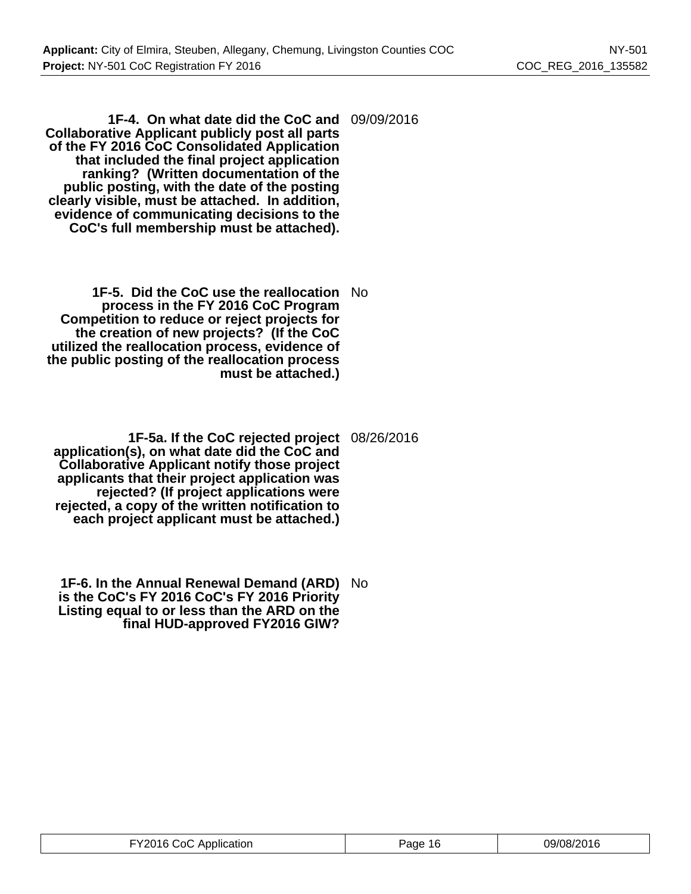**1F-4. On what date did the CoC and Collaborative Applicant publicly post all parts of the FY 2016 CoC Consolidated Application that included the final project application ranking? (Written documentation of the public posting, with the date of the posting clearly visible, must be attached. In addition, evidence of communicating decisions to the CoC's full membership must be attached).**

09/09/2016

**1F-5. Did the CoC use the reallocation process in the FY 2016 CoC Program Competition to reduce or reject projects for the creation of new projects? (If the CoC utilized the reallocation process, evidence of the public posting of the reallocation process must be attached.)**

No

**1F-5a. If the CoC rejected project application(s), on what date did the CoC and Collaborative Applicant notify those project applicants that their project application was rejected? (If project applications were rejected, a copy of the written notification to each project applicant must be attached.)**

08/26/2016

**1F-6. In the Annual Renewal Demand (ARD) is the CoC's FY 2016 CoC's FY 2016 Priority Listing equal to or less than the ARD on the final HUD-approved FY2016 GIW?**

No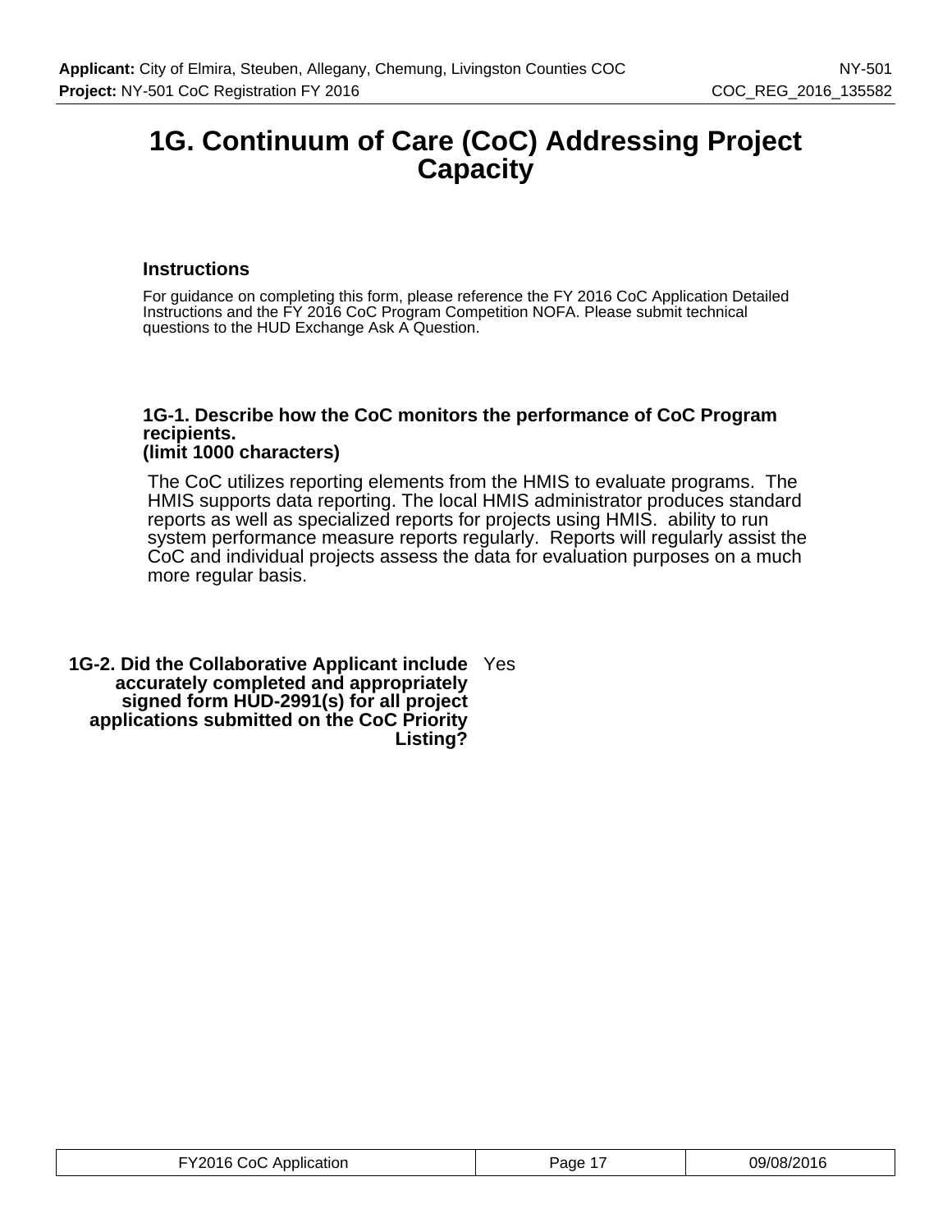# 1G. Continuum of Care (CoC) Addressing Project Capacity

### Instructions

For guidance on completing this form, please reference the FY 2016 CoC Application Detailed Instructions and the FY 2016 CoC Program Competition NOFA. Please submit technical questions to the HUD Exchange Ask A Question.

**1G-1. Describe how the CoC monitors the performance of CoC Program recipients.**
**(limit 1000 characters)**

The CoC utilizes reporting elements from the HMIS to evaluate programs. The HMIS supports data reporting. The local HMIS administrator produces standard reports as well as specialized reports for projects using HMIS. ability to run system performance measure reports regularly. Reports will regularly assist the CoC and individual projects assess the data for evaluation purposes on a much more regular basis.

**1G-2. Did the Collaborative Applicant include accurately completed and appropriately signed form HUD-2991(s) for all project applications submitted on the CoC Priority Listing?** Yes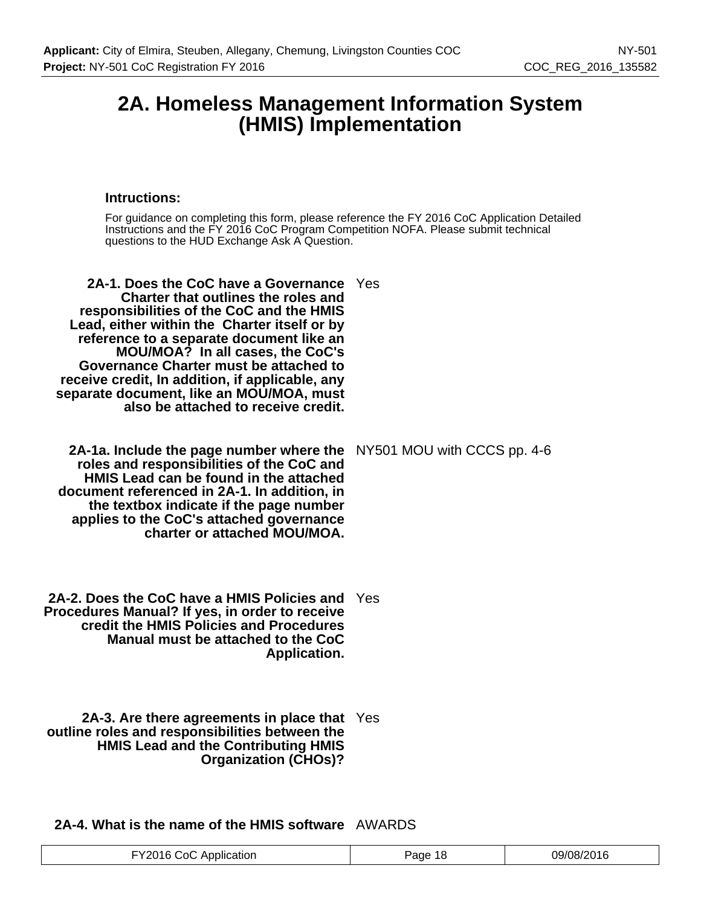# 2A. Homeless Management Information System (HMIS) Implementation

**Intructions:**

For guidance on completing this form, please reference the FY 2016 CoC Application Detailed Instructions and the FY 2016 CoC Program Competition NOFA. Please submit technical questions to the HUD Exchange Ask A Question.

| | |
|---|---|
| **2A-1. Does the CoC have a Governance Charter that outlines the roles and responsibilities of the CoC and the HMIS Lead, either within the Charter itself or by reference to a separate document like an MOU/MOA? In all cases, the CoC's Governance Charter must be attached to receive credit, In addition, if applicable, any separate document, like an MOU/MOA, must also be attached to receive credit.** | Yes |
| **2A-1a. Include the page number where the roles and responsibilities of the CoC and HMIS Lead can be found in the attached document referenced in 2A-1. In addition, in the textbox indicate if the page number applies to the CoC's attached governance charter or attached MOU/MOA.** | NY501 MOU with CCCS pp. 4-6 |
| **2A-2. Does the CoC have a HMIS Policies and Procedures Manual? If yes, in order to receive credit the HMIS Policies and Procedures Manual must be attached to the CoC Application.** | Yes |
| **2A-3. Are there agreements in place that outline roles and responsibilities between the HMIS Lead and the Contributing HMIS Organization (CHOs)?** | Yes |
| **2A-4. What is the name of the HMIS software** | AWARDS |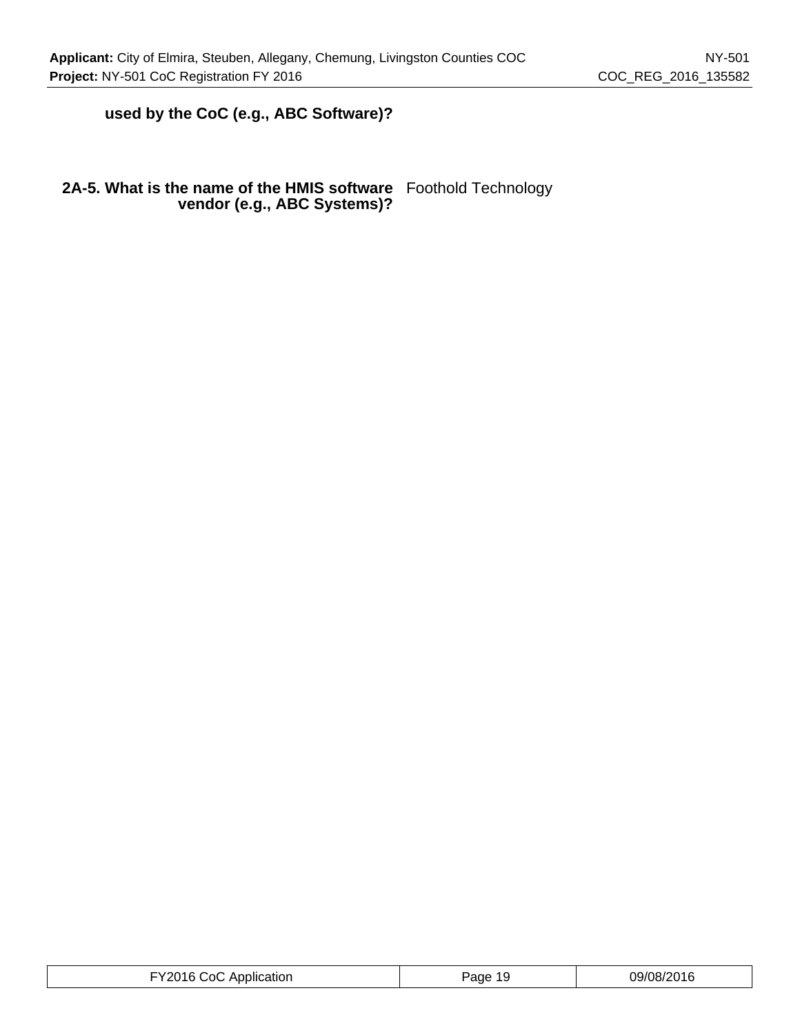**used by the CoC (e.g., ABC Software)?**

| | |
|---|---|
| **2A-5. What is the name of the HMIS software vendor (e.g., ABC Systems)?** | Foothold Technology |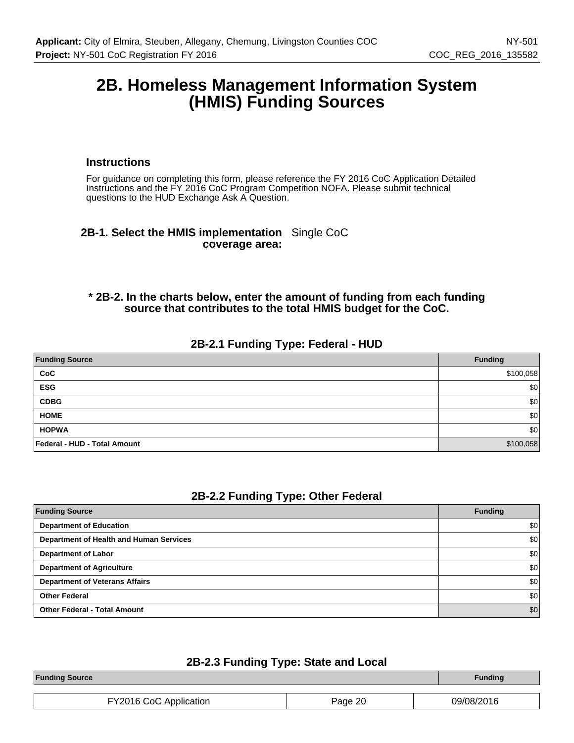# 2B. Homeless Management Information System (HMIS) Funding Sources

### Instructions

For guidance on completing this form, please reference the FY 2016 CoC Application Detailed Instructions and the FY 2016 CoC Program Competition NOFA. Please submit technical questions to the HUD Exchange Ask A Question.

**2B-1. Select the HMIS implementation coverage area:** Single CoC

**\* 2B-2. In the charts below, enter the amount of funding from each funding source that contributes to the total HMIS budget for the CoC.**

### 2B-2.1 Funding Type: Federal - HUD

| Funding Source | Funding |
|---|---|
| CoC | $100,058 |
| ESG | $0 |
| CDBG | $0 |
| HOME | $0 |
| HOPWA | $0 |
| Federal - HUD - Total Amount | $100,058 |

### 2B-2.2 Funding Type: Other Federal

| Funding Source | Funding |
|---|---|
| Department of Education | $0 |
| Department of Health and Human Services | $0 |
| Department of Labor | $0 |
| Department of Agriculture | $0 |
| Department of Veterans Affairs | $0 |
| Other Federal | $0 |
| Other Federal - Total Amount | $0 |

### 2B-2.3 Funding Type: State and Local

| Funding Source | Funding |
|---|---|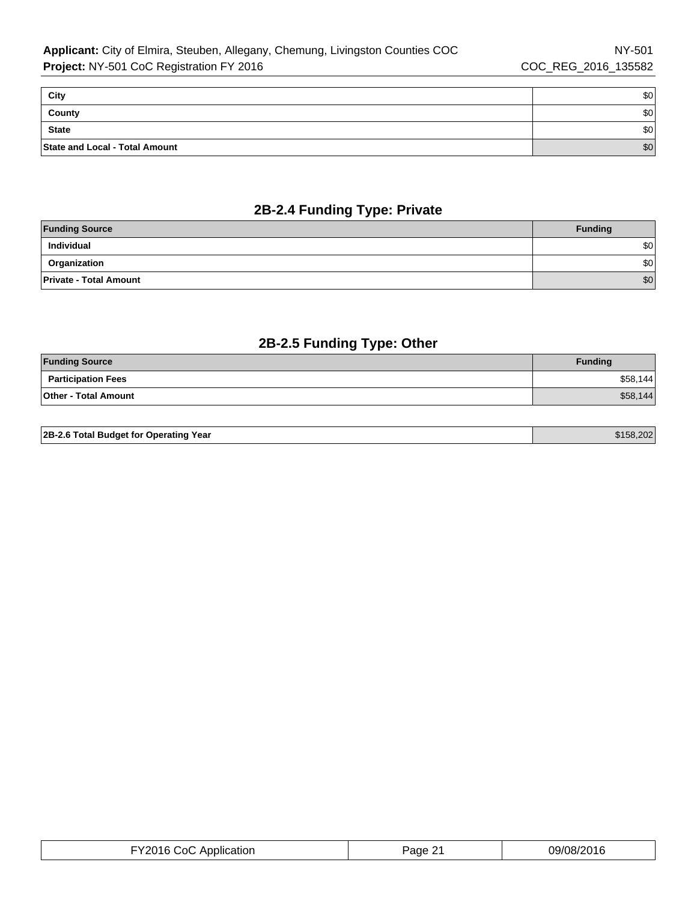| City | $0 |
|---|---|
| County | $0 |
| State | $0 |
| State and Local - Total Amount | $0 |

## 2B-2.4 Funding Type: Private

| Funding Source | Funding |
|---|---|
| Individual | $0 |
| Organization | $0 |
| Private - Total Amount | $0 |

## 2B-2.5 Funding Type: Other

| Funding Source | Funding |
|---|---|
| Participation Fees | $58,144 |
| Other - Total Amount | $58,144 |

| 2B-2.6 Total Budget for Operating Year | $158,202 |
|---|---|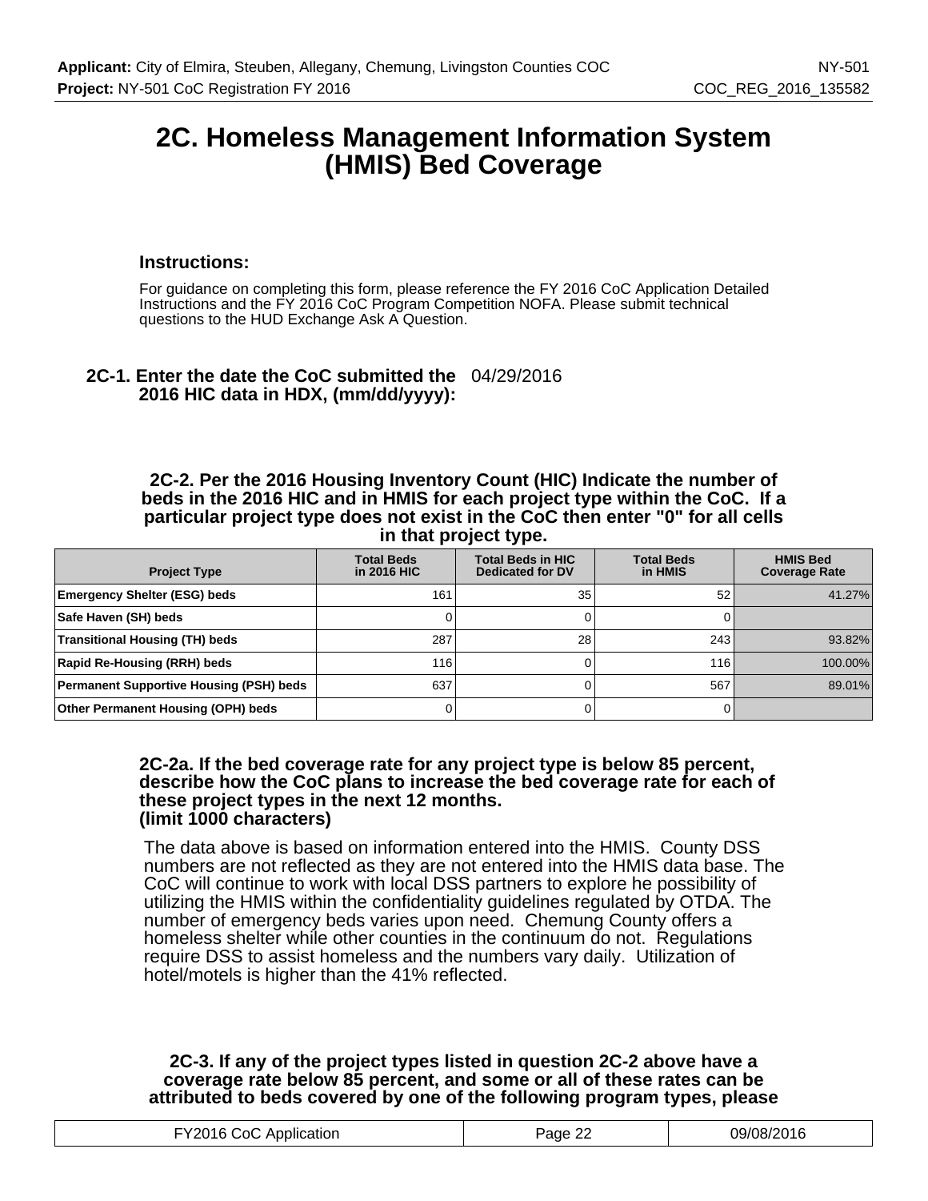# 2C. Homeless Management Information System (HMIS) Bed Coverage

### Instructions:

For guidance on completing this form, please reference the FY 2016 CoC Application Detailed Instructions and the FY 2016 CoC Program Competition NOFA. Please submit technical questions to the HUD Exchange Ask A Question.

**2C-1. Enter the date the CoC submitted the 2016 HIC data in HDX, (mm/dd/yyyy):** 04/29/2016

**2C-2. Per the 2016 Housing Inventory Count (HIC) Indicate the number of beds in the 2016 HIC and in HMIS for each project type within the CoC. If a particular project type does not exist in the CoC then enter "0" for all cells in that project type.**

| Project Type | Total Beds in 2016 HIC | Total Beds in HIC Dedicated for DV | Total Beds in HMIS | HMIS Bed Coverage Rate |
|---|---|---|---|---|
| Emergency Shelter (ESG) beds | 161 | 35 | 52 | 41.27% |
| Safe Haven (SH) beds | 0 | 0 | 0 | |
| Transitional Housing (TH) beds | 287 | 28 | 243 | 93.82% |
| Rapid Re-Housing (RRH) beds | 116 | 0 | 116 | 100.00% |
| Permanent Supportive Housing (PSH) beds | 637 | 0 | 567 | 89.01% |
| Other Permanent Housing (OPH) beds | 0 | 0 | 0 | |

**2C-2a. If the bed coverage rate for any project type is below 85 percent, describe how the CoC plans to increase the bed coverage rate for each of these project types in the next 12 months.**
**(limit 1000 characters)**

The data above is based on information entered into the HMIS. County DSS numbers are not reflected as they are not entered into the HMIS data base. The CoC will continue to work with local DSS partners to explore he possibility of utilizing the HMIS within the confidentiality guidelines regulated by OTDA. The number of emergency beds varies upon need. Chemung County offers a homeless shelter while other counties in the continuum do not. Regulations require DSS to assist homeless and the numbers vary daily. Utilization of hotel/motels is higher than the 41% reflected.

**2C-3. If any of the project types listed in question 2C-2 above have a coverage rate below 85 percent, and some or all of these rates can be attributed to beds covered by one of the following program types, please**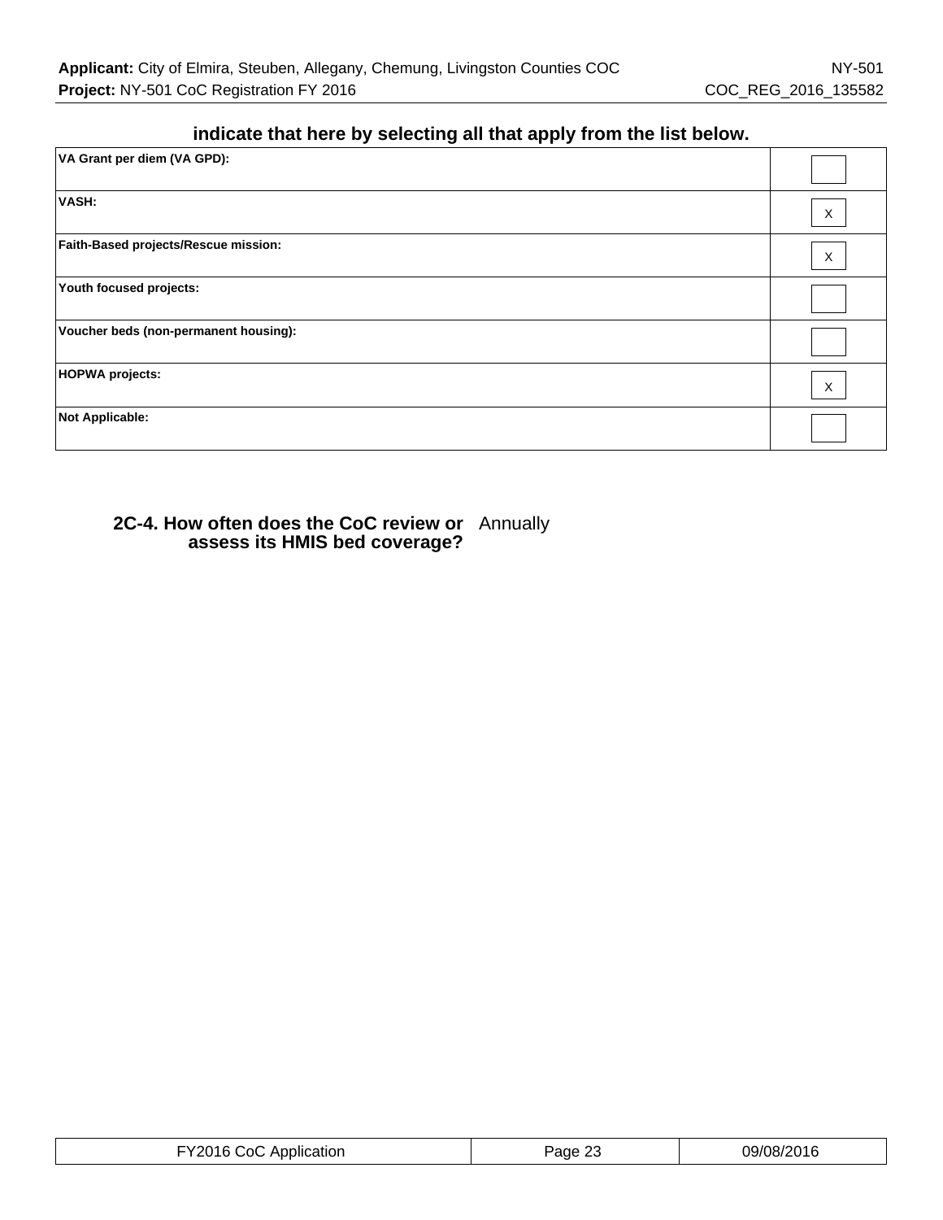**indicate that here by selecting all that apply from the list below.**

| | |
|---|---|
| **VA Grant per diem (VA GPD):** | |
| **VASH:** | X |
| **Faith-Based projects/Rescue mission:** | X |
| **Youth focused projects:** | |
| **Voucher beds (non-permanent housing):** | |
| **HOPWA projects:** | X |
| **Not Applicable:** | |

**2C-4. How often does the CoC review or assess its HMIS bed coverage?** Annually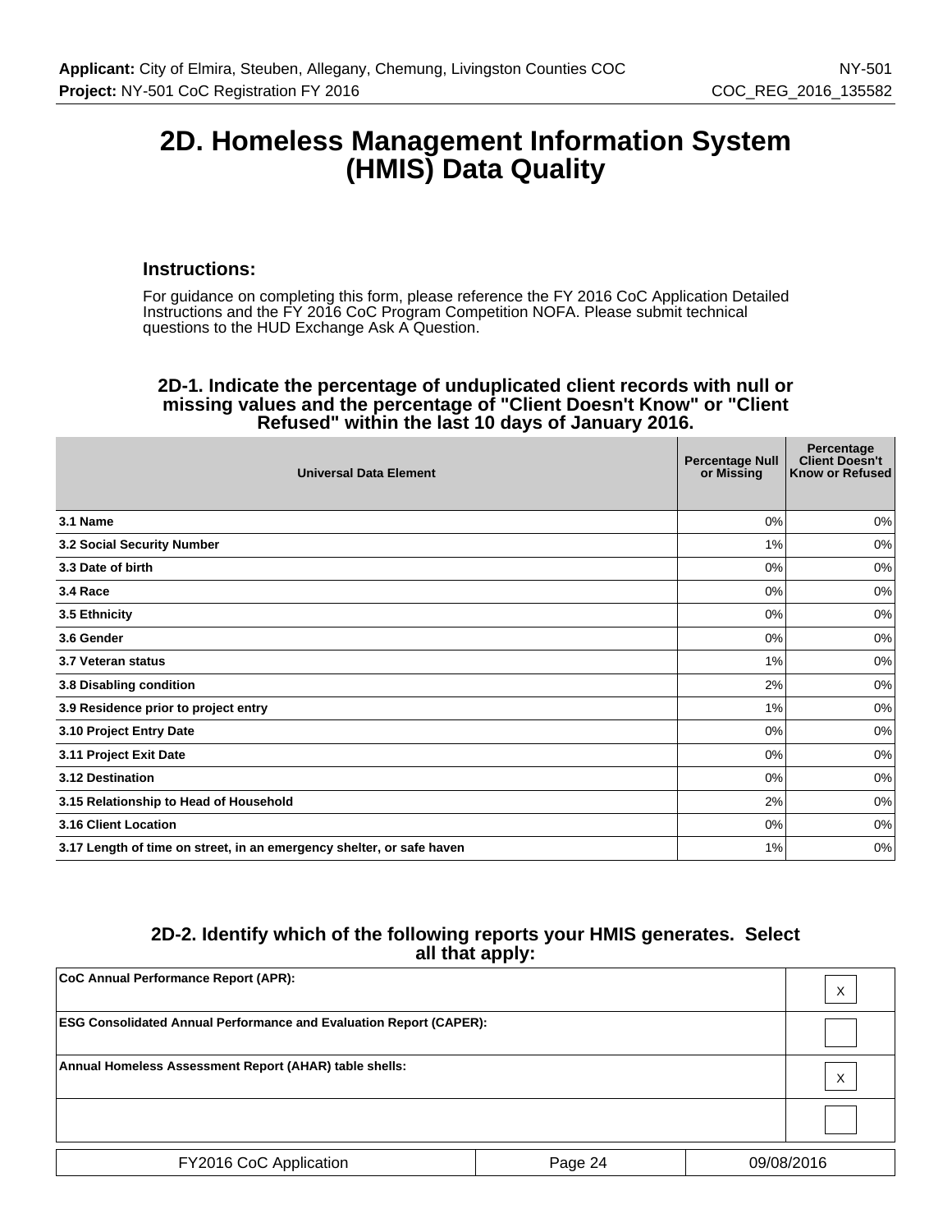# 2D. Homeless Management Information System (HMIS) Data Quality

### Instructions:

For guidance on completing this form, please reference the FY 2016 CoC Application Detailed Instructions and the FY 2016 CoC Program Competition NOFA. Please submit technical questions to the HUD Exchange Ask A Question.

### 2D-1. Indicate the percentage of unduplicated client records with null or missing values and the percentage of "Client Doesn't Know" or "Client Refused" within the last 10 days of January 2016.

| Universal Data Element | Percentage Null or Missing | Percentage Client Doesn't Know or Refused |
|---|---|---|
| 3.1 Name | 0% | 0% |
| 3.2 Social Security Number | 1% | 0% |
| 3.3 Date of birth | 0% | 0% |
| 3.4 Race | 0% | 0% |
| 3.5 Ethnicity | 0% | 0% |
| 3.6 Gender | 0% | 0% |
| 3.7 Veteran status | 1% | 0% |
| 3.8 Disabling condition | 2% | 0% |
| 3.9 Residence prior to project entry | 1% | 0% |
| 3.10 Project Entry Date | 0% | 0% |
| 3.11 Project Exit Date | 0% | 0% |
| 3.12 Destination | 0% | 0% |
| 3.15 Relationship to Head of Household | 2% | 0% |
| 3.16 Client Location | 0% | 0% |
| 3.17 Length of time on street, in an emergency shelter, or safe haven | 1% | 0% |

### 2D-2. Identify which of the following reports your HMIS generates. Select all that apply:

| | |
|---|---|
| CoC Annual Performance Report (APR): | X |
| ESG Consolidated Annual Performance and Evaluation Report (CAPER): | |
| Annual Homeless Assessment Report (AHAR) table shells: | X |
| | |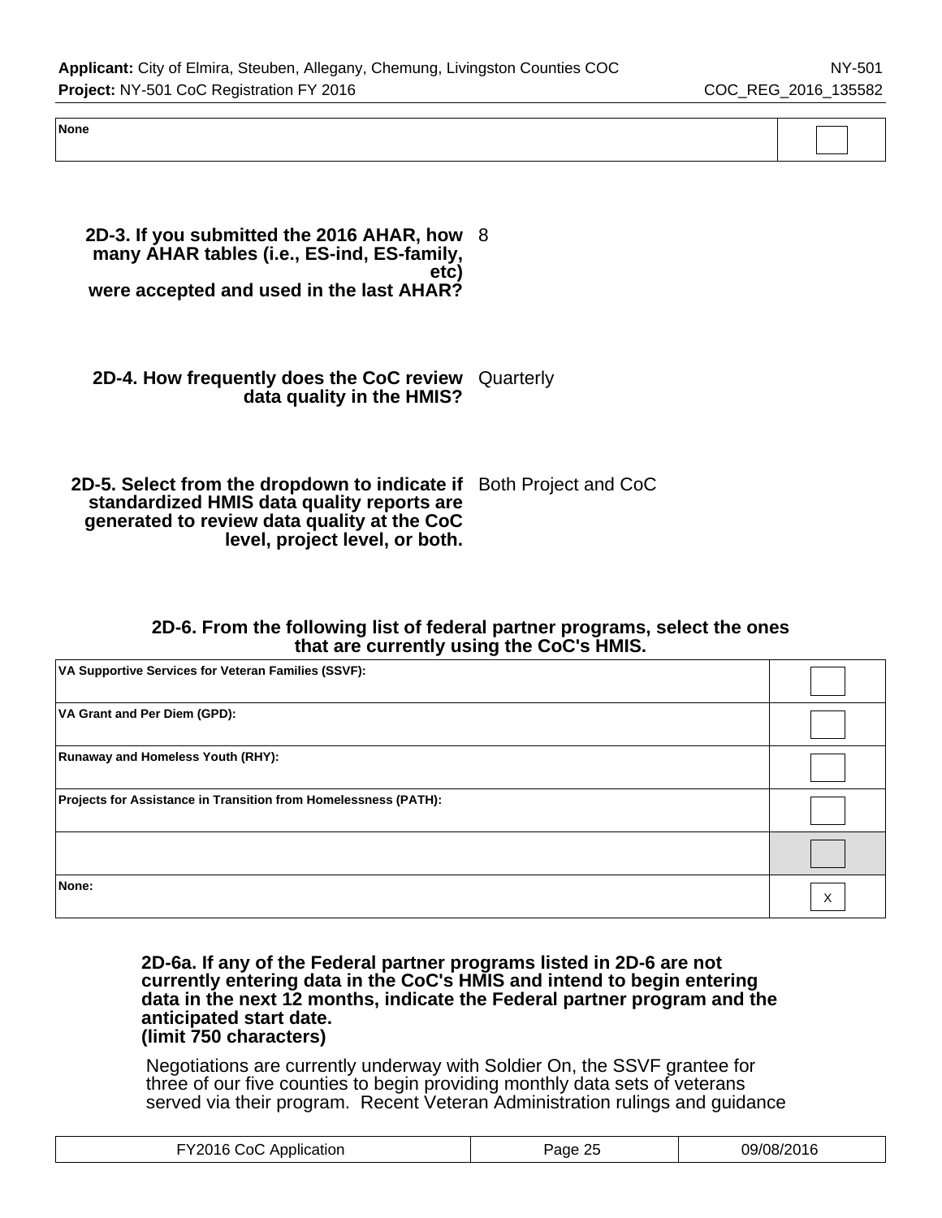| None | |
|---|---|

**2D-3. If you submitted the 2016 AHAR, how many AHAR tables (i.e., ES-ind, ES-family, etc) were accepted and used in the last AHAR?** 8

**2D-4. How frequently does the CoC review data quality in the HMIS?** Quarterly

**2D-5. Select from the dropdown to indicate if standardized HMIS data quality reports are generated to review data quality at the CoC level, project level, or both.** Both Project and CoC

**2D-6. From the following list of federal partner programs, select the ones that are currently using the CoC's HMIS.**

| Program | |
|---|---|
| VA Supportive Services for Veteran Families (SSVF): | |
| VA Grant and Per Diem (GPD): | |
| Runaway and Homeless Youth (RHY): | |
| Projects for Assistance in Transition from Homelessness (PATH): | |
| | |
| None: | X |

**2D-6a. If any of the Federal partner programs listed in 2D-6 are not currently entering data in the CoC's HMIS and intend to begin entering data in the next 12 months, indicate the Federal partner program and the anticipated start date.**
**(limit 750 characters)**

Negotiations are currently underway with Soldier On, the SSVF grantee for three of our five counties to begin providing monthly data sets of veterans served via their program. Recent Veteran Administration rulings and guidance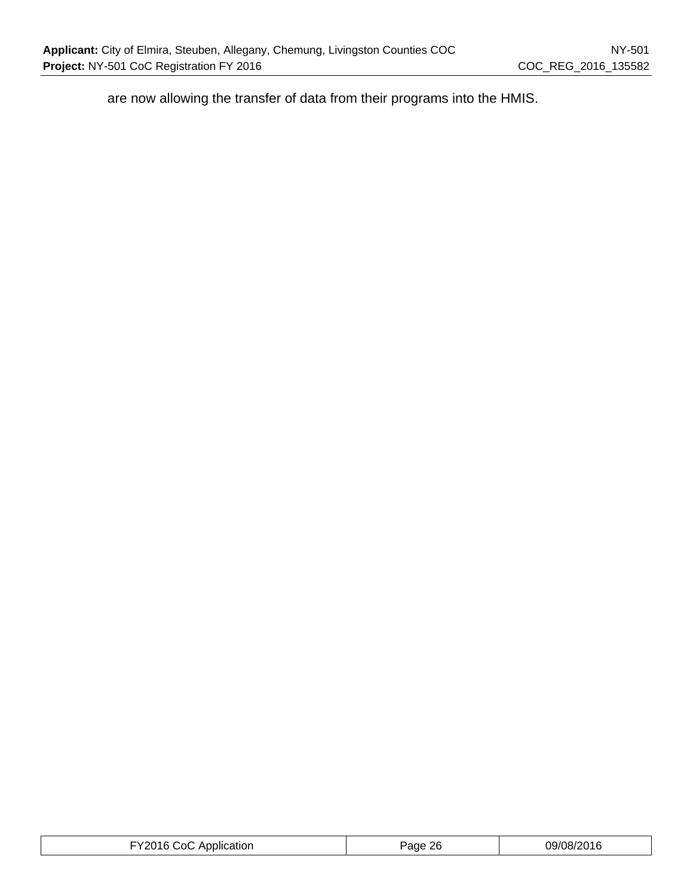are now allowing the transfer of data from their programs into the HMIS.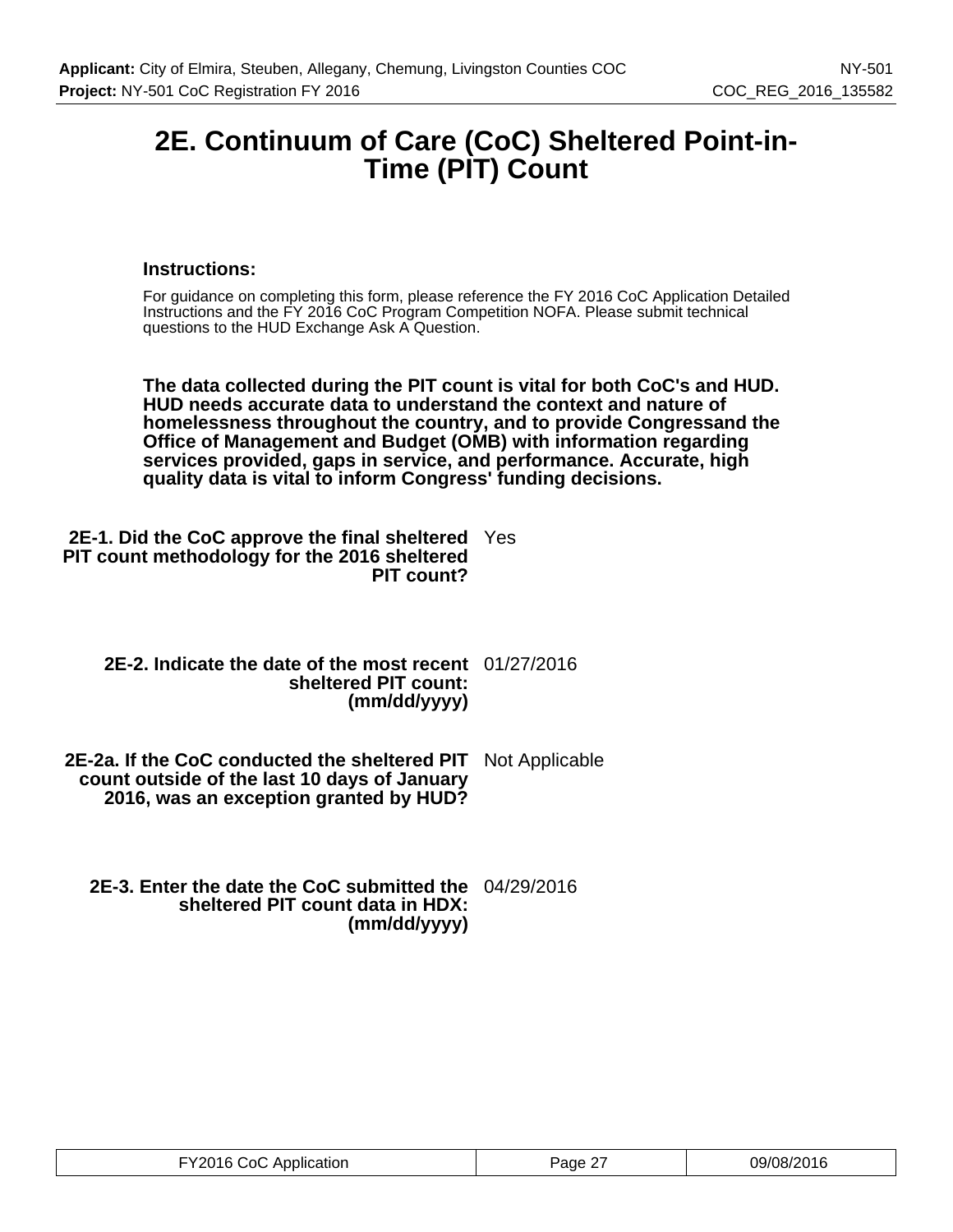# 2E. Continuum of Care (CoC) Sheltered Point-in-Time (PIT) Count

**Instructions:**

For guidance on completing this form, please reference the FY 2016 CoC Application Detailed Instructions and the FY 2016 CoC Program Competition NOFA. Please submit technical questions to the HUD Exchange Ask A Question.

**The data collected during the PIT count is vital for both CoC's and HUD. HUD needs accurate data to understand the context and nature of homelessness throughout the country, and to provide Congressand the Office of Management and Budget (OMB) with information regarding services provided, gaps in service, and performance. Accurate, high quality data is vital to inform Congress' funding decisions.**

| | |
|---|---|
| **2E-1. Did the CoC approve the final sheltered PIT count methodology for the 2016 sheltered PIT count?** | Yes |
| **2E-2. Indicate the date of the most recent sheltered PIT count: (mm/dd/yyyy)** | 01/27/2016 |
| **2E-2a. If the CoC conducted the sheltered PIT count outside of the last 10 days of January 2016, was an exception granted by HUD?** | Not Applicable |
| **2E-3. Enter the date the CoC submitted the sheltered PIT count data in HDX: (mm/dd/yyyy)** | 04/29/2016 |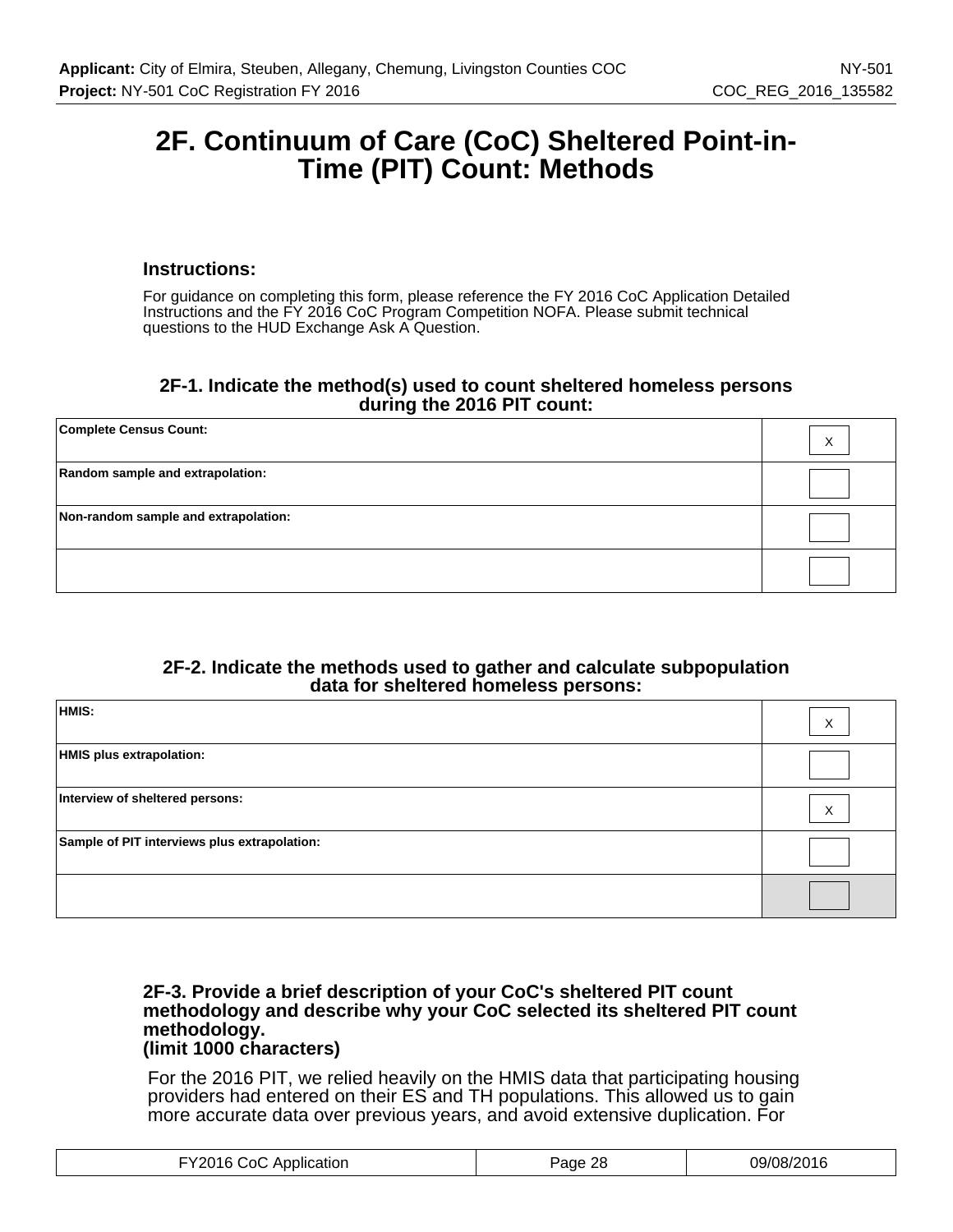# 2F. Continuum of Care (CoC) Sheltered Point-in-Time (PIT) Count: Methods

### Instructions:

For guidance on completing this form, please reference the FY 2016 CoC Application Detailed Instructions and the FY 2016 CoC Program Competition NOFA. Please submit technical questions to the HUD Exchange Ask A Question.

### 2F-1. Indicate the method(s) used to count sheltered homeless persons during the 2016 PIT count:

| | |
|---|---|
| **Complete Census Count:** | X |
| **Random sample and extrapolation:** | |
| **Non-random sample and extrapolation:** | |
| | |

### 2F-2. Indicate the methods used to gather and calculate subpopulation data for sheltered homeless persons:

| | |
|---|---|
| **HMIS:** | X |
| **HMIS plus extrapolation:** | |
| **Interview of sheltered persons:** | X |
| **Sample of PIT interviews plus extrapolation:** | |
| | |

### 2F-3. Provide a brief description of your CoC's sheltered PIT count methodology and describe why your CoC selected its sheltered PIT count methodology. (limit 1000 characters)

For the 2016 PIT, we relied heavily on the HMIS data that participating housing providers had entered on their ES and TH populations. This allowed us to gain more accurate data over previous years, and avoid extensive duplication. For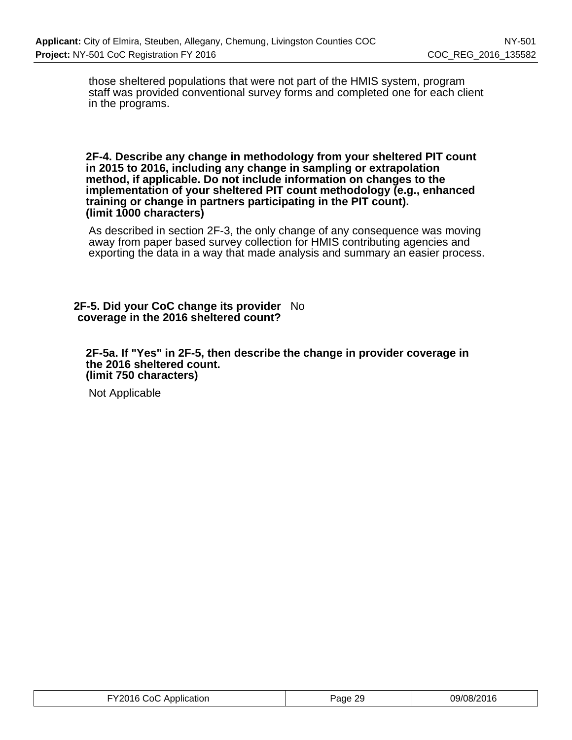those sheltered populations that were not part of the HMIS system, program staff was provided conventional survey forms and completed one for each client in the programs.

**2F-4. Describe any change in methodology from your sheltered PIT count in 2015 to 2016, including any change in sampling or extrapolation method, if applicable. Do not include information on changes to the implementation of your sheltered PIT count methodology (e.g., enhanced training or change in partners participating in the PIT count).**
**(limit 1000 characters)**

As described in section 2F-3, the only change of any consequence was moving away from paper based survey collection for HMIS contributing agencies and exporting the data in a way that made analysis and summary an easier process.

**2F-5. Did your CoC change its provider coverage in the 2016 sheltered count?** No

**2F-5a. If "Yes" in 2F-5, then describe the change in provider coverage in the 2016 sheltered count.**
**(limit 750 characters)**

Not Applicable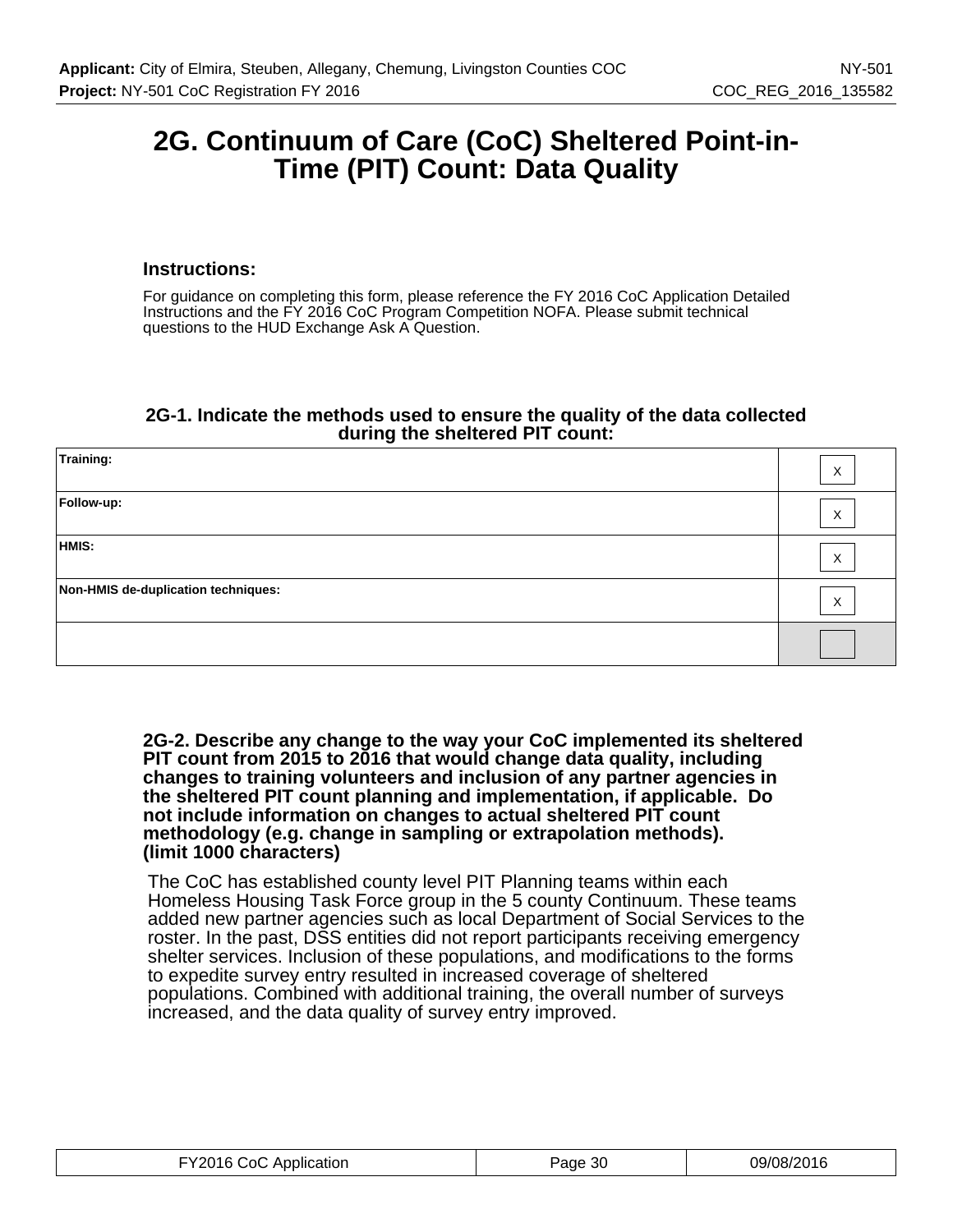# 2G. Continuum of Care (CoC) Sheltered Point-in-Time (PIT) Count: Data Quality

### Instructions:

For guidance on completing this form, please reference the FY 2016 CoC Application Detailed Instructions and the FY 2016 CoC Program Competition NOFA. Please submit technical questions to the HUD Exchange Ask A Question.

### 2G-1. Indicate the methods used to ensure the quality of the data collected during the sheltered PIT count:

| | |
|---|---|
| **Training:** | X |
| **Follow-up:** | X |
| **HMIS:** | X |
| **Non-HMIS de-duplication techniques:** | X |
| | |

### 2G-2. Describe any change to the way your CoC implemented its sheltered PIT count from 2015 to 2016 that would change data quality, including changes to training volunteers and inclusion of any partner agencies in the sheltered PIT count planning and implementation, if applicable. Do not include information on changes to actual sheltered PIT count methodology (e.g. change in sampling or extrapolation methods). (limit 1000 characters)

The CoC has established county level PIT Planning teams within each Homeless Housing Task Force group in the 5 county Continuum. These teams added new partner agencies such as local Department of Social Services to the roster. In the past, DSS entities did not report participants receiving emergency shelter services. Inclusion of these populations, and modifications to the forms to expedite survey entry resulted in increased coverage of sheltered populations. Combined with additional training, the overall number of surveys increased, and the data quality of survey entry improved.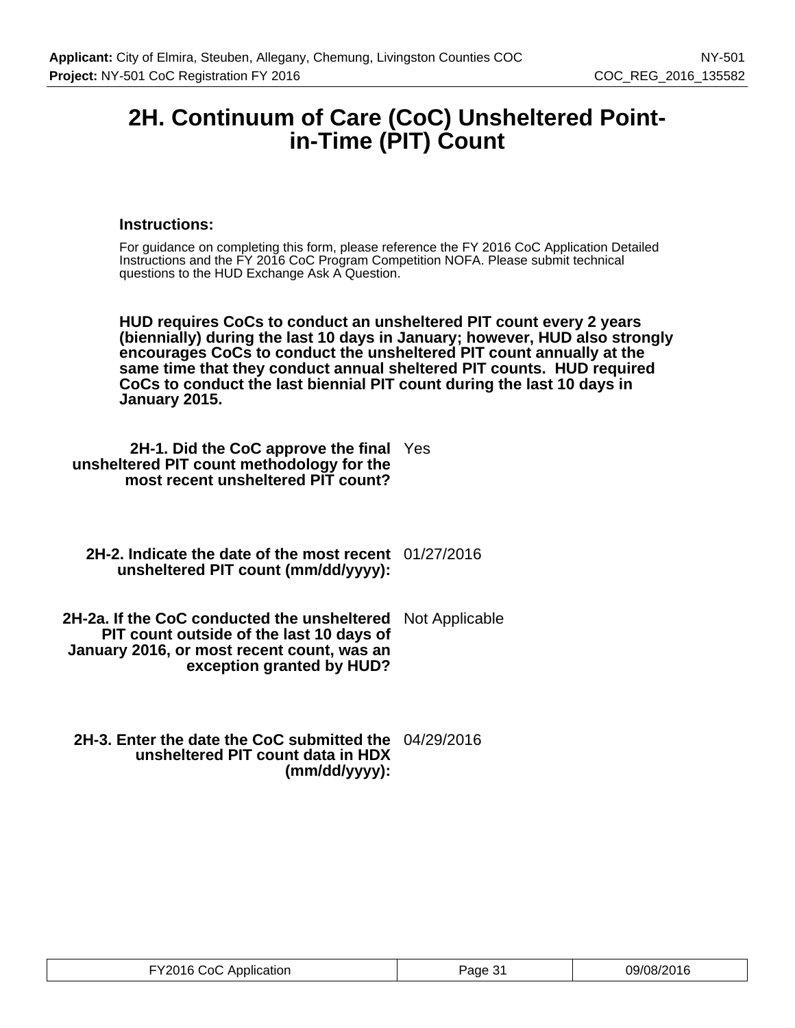# 2H. Continuum of Care (CoC) Unsheltered Point-in-Time (PIT) Count

### Instructions:

For guidance on completing this form, please reference the FY 2016 CoC Application Detailed Instructions and the FY 2016 CoC Program Competition NOFA. Please submit technical questions to the HUD Exchange Ask A Question.

**HUD requires CoCs to conduct an unsheltered PIT count every 2 years (biennially) during the last 10 days in January; however, HUD also strongly encourages CoCs to conduct the unsheltered PIT count annually at the same time that they conduct annual sheltered PIT counts. HUD required CoCs to conduct the last biennial PIT count during the last 10 days in January 2015.**

**2H-1. Did the CoC approve the final unsheltered PIT count methodology for the most recent unsheltered PIT count?** Yes

**2H-2. Indicate the date of the most recent unsheltered PIT count (mm/dd/yyyy):** 01/27/2016

**2H-2a. If the CoC conducted the unsheltered PIT count outside of the last 10 days of January 2016, or most recent count, was an exception granted by HUD?** Not Applicable

**2H-3. Enter the date the CoC submitted the unsheltered PIT count data in HDX (mm/dd/yyyy):** 04/29/2016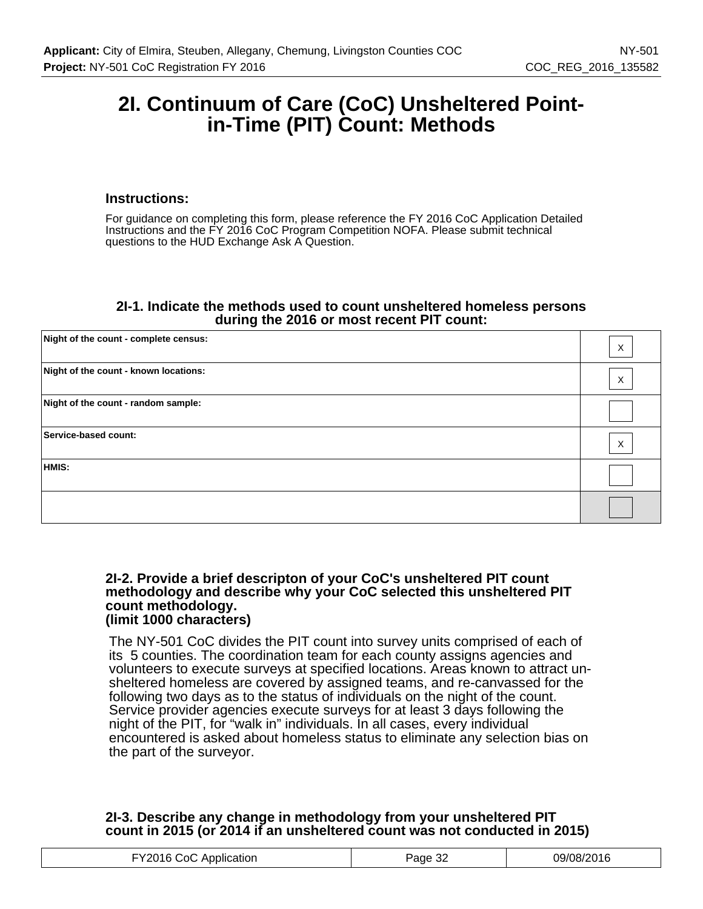# 2I. Continuum of Care (CoC) Unsheltered Point-in-Time (PIT) Count: Methods

### Instructions:

For guidance on completing this form, please reference the FY 2016 CoC Application Detailed Instructions and the FY 2016 CoC Program Competition NOFA. Please submit technical questions to the HUD Exchange Ask A Question.

### 2I-1. Indicate the methods used to count unsheltered homeless persons during the 2016 or most recent PIT count:

| | |
|---|---|
| Night of the count - complete census: | X |
| Night of the count - known locations: | X |
| Night of the count - random sample: | |
| Service-based count: | X |
| HMIS: | |
| | |

### 2I-2. Provide a brief descripton of your CoC's unsheltered PIT count methodology and describe why your CoC selected this unsheltered PIT count methodology. (limit 1000 characters)

The NY-501 CoC divides the PIT count into survey units comprised of each of its 5 counties. The coordination team for each county assigns agencies and volunteers to execute surveys at specified locations. Areas known to attract un-sheltered homeless are covered by assigned teams, and re-canvassed for the following two days as to the status of individuals on the night of the count. Service provider agencies execute surveys for at least 3 days following the night of the PIT, for "walk in" individuals. In all cases, every individual encountered is asked about homeless status to eliminate any selection bias on the part of the surveyor.

### 2I-3. Describe any change in methodology from your unsheltered PIT count in 2015 (or 2014 if an unsheltered count was not conducted in 2015)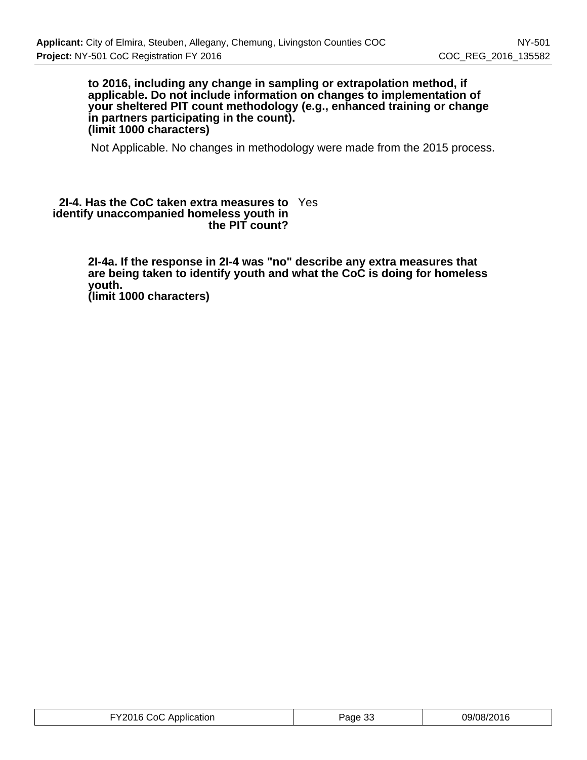**to 2016, including any change in sampling or extrapolation method, if applicable. Do not include information on changes to implementation of your sheltered PIT count methodology (e.g., enhanced training or change in partners participating in the count).**
**(limit 1000 characters)**

Not Applicable. No changes in methodology were made from the 2015 process.

**2I-4. Has the CoC taken extra measures to identify unaccompanied homeless youth in the PIT count?** Yes

**2I-4a. If the response in 2I-4 was "no" describe any extra measures that are being taken to identify youth and what the CoC is doing for homeless youth.**
**(limit 1000 characters)**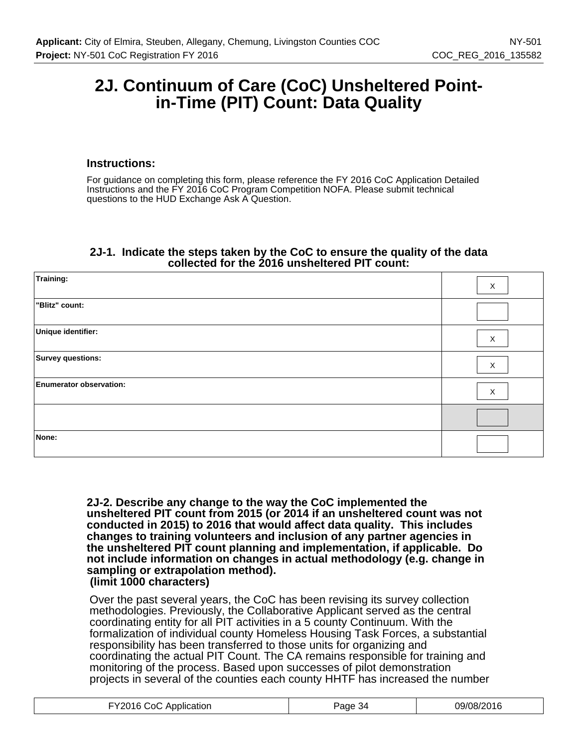# 2J. Continuum of Care (CoC) Unsheltered Point-in-Time (PIT) Count: Data Quality

### Instructions:

For guidance on completing this form, please reference the FY 2016 CoC Application Detailed Instructions and the FY 2016 CoC Program Competition NOFA. Please submit technical questions to the HUD Exchange Ask A Question.

### 2J-1. Indicate the steps taken by the CoC to ensure the quality of the data collected for the 2016 unsheltered PIT count:

| | |
|---|---|
| **Training:** | X |
| **"Blitz" count:** | |
| **Unique identifier:** | X |
| **Survey questions:** | X |
| **Enumerator observation:** | X |
| | |
| **None:** | |

**2J-2. Describe any change to the way the CoC implemented the unsheltered PIT count from 2015 (or 2014 if an unsheltered count was not conducted in 2015) to 2016 that would affect data quality. This includes changes to training volunteers and inclusion of any partner agencies in the unsheltered PIT count planning and implementation, if applicable. Do not include information on changes in actual methodology (e.g. change in sampling or extrapolation method).**
**(limit 1000 characters)**

Over the past several years, the CoC has been revising its survey collection methodologies. Previously, the Collaborative Applicant served as the central coordinating entity for all PIT activities in a 5 county Continuum. With the formalization of individual county Homeless Housing Task Forces, a substantial responsibility has been transferred to those units for organizing and coordinating the actual PIT Count. The CA remains responsible for training and monitoring of the process. Based upon successes of pilot demonstration projects in several of the counties each county HHTF has increased the number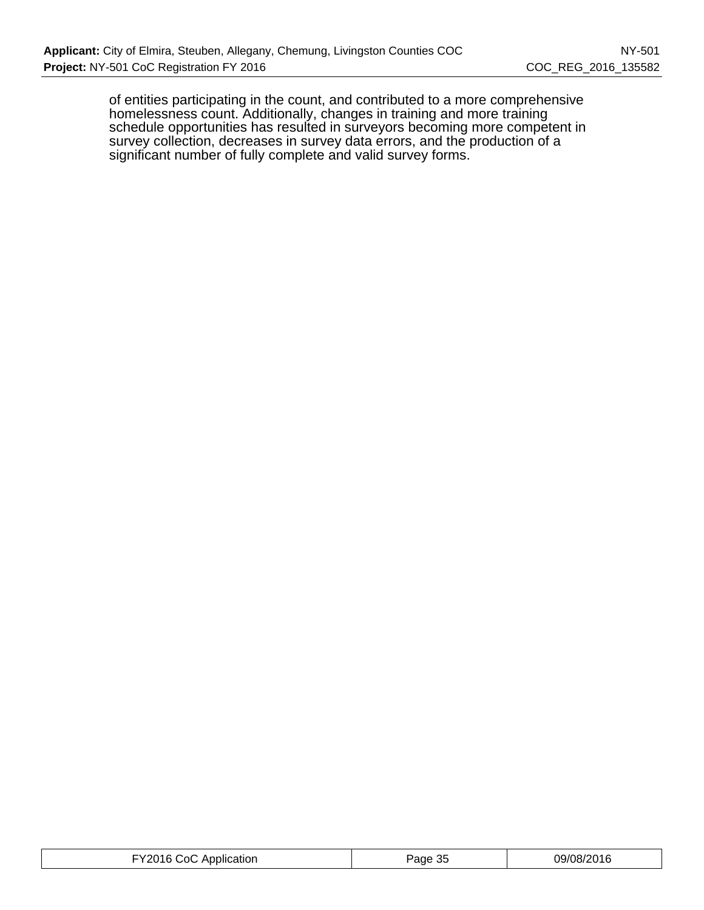of entities participating in the count, and contributed to a more comprehensive homelessness count. Additionally, changes in training and more training schedule opportunities has resulted in surveyors becoming more competent in survey collection, decreases in survey data errors, and the production of a significant number of fully complete and valid survey forms.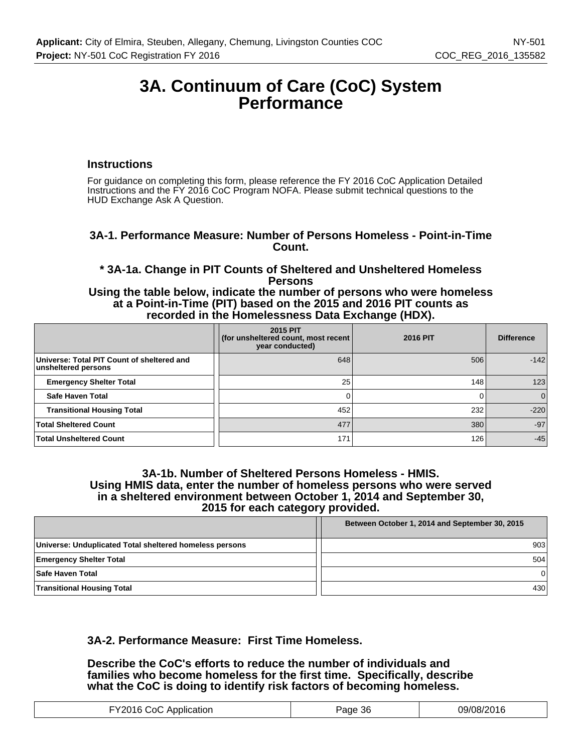# 3A. Continuum of Care (CoC) System Performance

### Instructions

For guidance on completing this form, please reference the FY 2016 CoC Application Detailed Instructions and the FY 2016 CoC Program NOFA. Please submit technical questions to the HUD Exchange Ask A Question.

### 3A-1. Performance Measure: Number of Persons Homeless - Point-in-Time Count.

### * 3A-1a. Change in PIT Counts of Sheltered and Unsheltered Homeless Persons

**Using the table below, indicate the number of persons who were homeless at a Point-in-Time (PIT) based on the 2015 and 2016 PIT counts as recorded in the Homelessness Data Exchange (HDX).**

| | 2015 PIT (for unsheltered count, most recent year conducted) | 2016 PIT | Difference |
|---|---|---|---|
| Universe: Total PIT Count of sheltered and unsheltered persons | 648 | 506 | -142 |
| Emergency Shelter Total | 25 | 148 | 123 |
| Safe Haven Total | 0 | 0 | 0 |
| Transitional Housing Total | 452 | 232 | -220 |
| Total Sheltered Count | 477 | 380 | -97 |
| Total Unsheltered Count | 171 | 126 | -45 |

### 3A-1b. Number of Sheltered Persons Homeless - HMIS.

**Using HMIS data, enter the number of homeless persons who were served in a sheltered environment between October 1, 2014 and September 30, 2015 for each category provided.**

| | Between October 1, 2014 and September 30, 2015 |
|---|---|
| Universe: Unduplicated Total sheltered homeless persons | 903 |
| Emergency Shelter Total | 504 |
| Safe Haven Total | 0 |
| Transitional Housing Total | 430 |

### 3A-2. Performance Measure: First Time Homeless.

**Describe the CoC's efforts to reduce the number of individuals and families who become homeless for the first time. Specifically, describe what the CoC is doing to identify risk factors of becoming homeless.**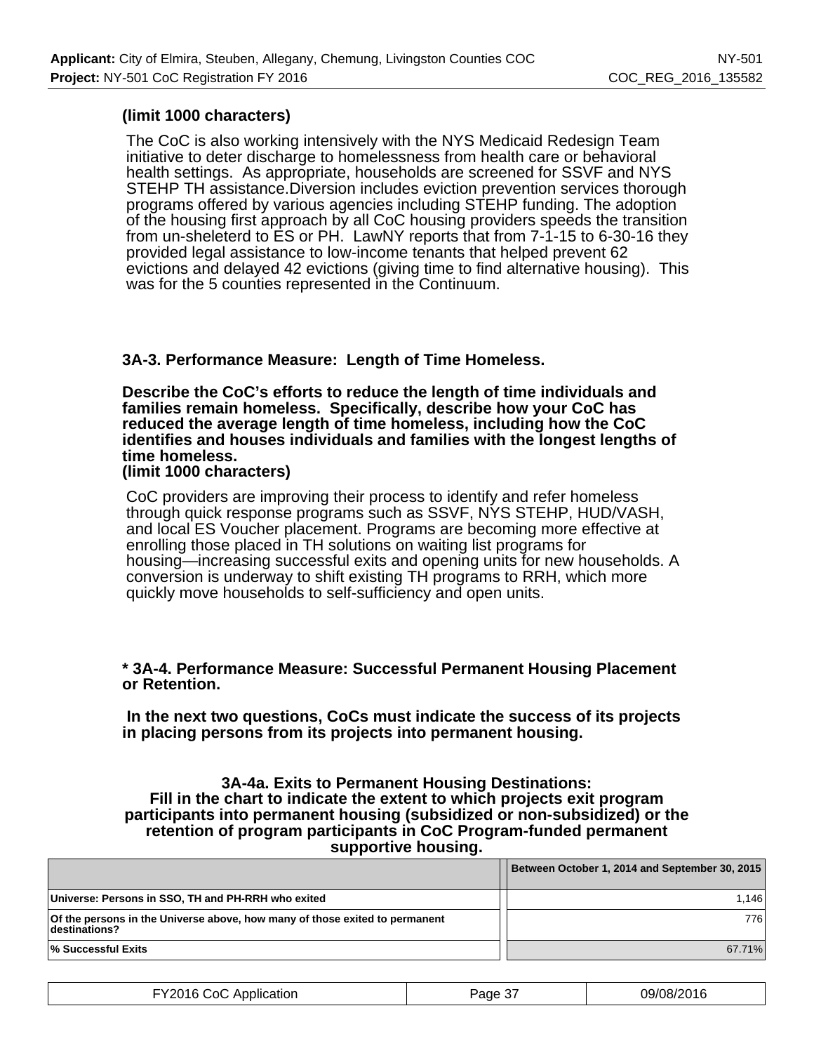**(limit 1000 characters)**

The CoC is also working intensively with the NYS Medicaid Redesign Team initiative to deter discharge to homelessness from health care or behavioral health settings. As appropriate, households are screened for SSVF and NYS STEHP TH assistance.Diversion includes eviction prevention services thorough programs offered by various agencies including STEHP funding. The adoption of the housing first approach by all CoC housing providers speeds the transition from un-sheleterd to ES or PH. LawNY reports that from 7-1-15 to 6-30-16 they provided legal assistance to low-income tenants that helped prevent 62 evictions and delayed 42 evictions (giving time to find alternative housing). This was for the 5 counties represented in the Continuum.

### 3A-3. Performance Measure: Length of Time Homeless.

**Describe the CoC's efforts to reduce the length of time individuals and families remain homeless. Specifically, describe how your CoC has reduced the average length of time homeless, including how the CoC identifies and houses individuals and families with the longest lengths of time homeless.**
**(limit 1000 characters)**

CoC providers are improving their process to identify and refer homeless through quick response programs such as SSVF, NYS STEHP, HUD/VASH, and local ES Voucher placement. Programs are becoming more effective at enrolling those placed in TH solutions on waiting list programs for housing—increasing successful exits and opening units for new households. A conversion is underway to shift existing TH programs to RRH, which more quickly move households to self-sufficiency and open units.

### * 3A-4. Performance Measure: Successful Permanent Housing Placement or Retention.

**In the next two questions, CoCs must indicate the success of its projects in placing persons from its projects into permanent housing.**

**3A-4a. Exits to Permanent Housing Destinations: Fill in the chart to indicate the extent to which projects exit program participants into permanent housing (subsidized or non-subsidized) or the retention of program participants in CoC Program-funded permanent supportive housing.**

| | Between October 1, 2014 and September 30, 2015 |
|---|---|
| Universe: Persons in SSO, TH and PH-RRH who exited | 1,146 |
| Of the persons in the Universe above, how many of those exited to permanent destinations? | 776 |
| % Successful Exits | 67.71% |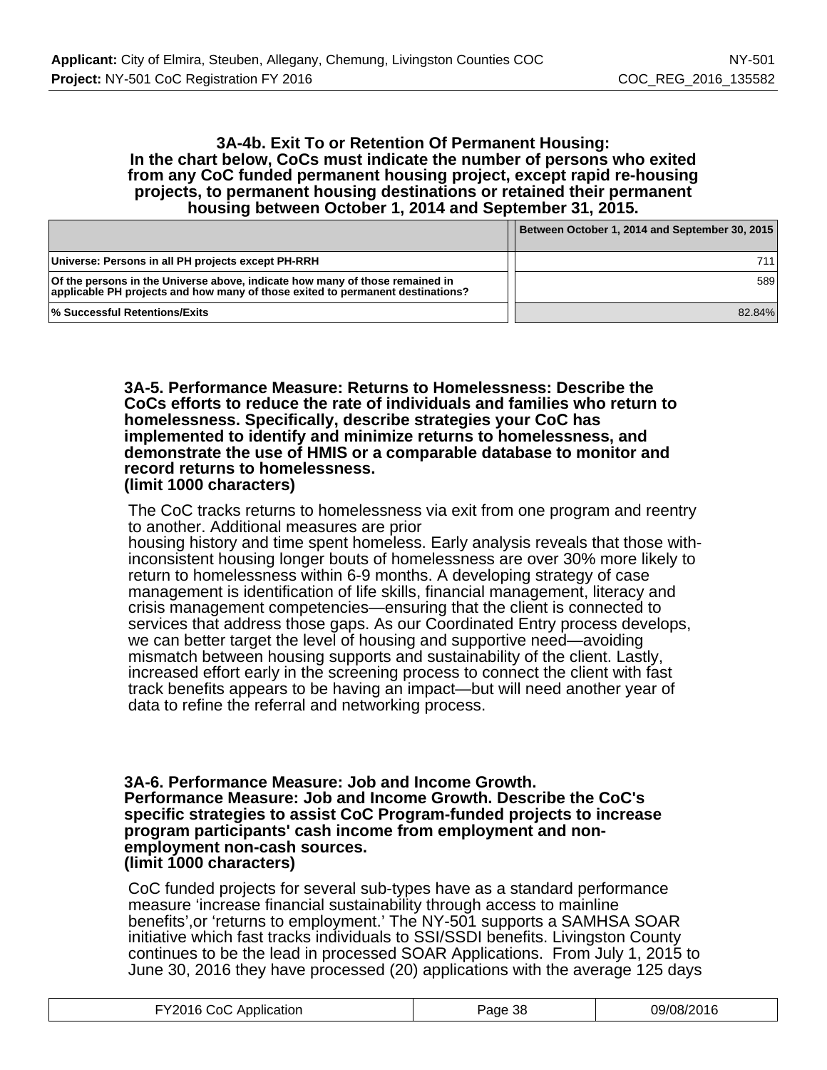### 3A-4b. Exit To or Retention Of Permanent Housing: In the chart below, CoCs must indicate the number of persons who exited from any CoC funded permanent housing project, except rapid re-housing projects, to permanent housing destinations or retained their permanent housing between October 1, 2014 and September 31, 2015.

| | Between October 1, 2014 and September 30, 2015 |
|---|---|
| Universe: Persons in all PH projects except PH-RRH | 711 |
| Of the persons in the Universe above, indicate how many of those remained in applicable PH projects and how many of those exited to permanent destinations? | 589 |
| % Successful Retentions/Exits | 82.84% |

### 3A-5. Performance Measure: Returns to Homelessness: Describe the CoCs efforts to reduce the rate of individuals and families who return to homelessness. Specifically, describe strategies your CoC has implemented to identify and minimize returns to homelessness, and demonstrate the use of HMIS or a comparable database to monitor and record returns to homelessness. (limit 1000 characters)

The CoC tracks returns to homelessness via exit from one program and reentry to another. Additional measures are prior
housing history and time spent homeless. Early analysis reveals that those with-inconsistent housing longer bouts of homelessness are over 30% more likely to return to homelessness within 6-9 months. A developing strategy of case management is identification of life skills, financial management, literacy and crisis management competencies—ensuring that the client is connected to services that address those gaps. As our Coordinated Entry process develops, we can better target the level of housing and supportive need—avoiding mismatch between housing supports and sustainability of the client. Lastly, increased effort early in the screening process to connect the client with fast track benefits appears to be having an impact—but will need another year of data to refine the referral and networking process.

### 3A-6. Performance Measure: Job and Income Growth. Performance Measure: Job and Income Growth. Describe the CoC's specific strategies to assist CoC Program-funded projects to increase program participants' cash income from employment and non-employment non-cash sources. (limit 1000 characters)

CoC funded projects for several sub-types have as a standard performance measure ‘increase financial sustainability through access to mainline benefits’,or ‘returns to employment.’ The NY-501 supports a SAMHSA SOAR initiative which fast tracks individuals to SSI/SSDI benefits. Livingston County continues to be the lead in processed SOAR Applications. From July 1, 2015 to June 30, 2016 they have processed (20) applications with the average 125 days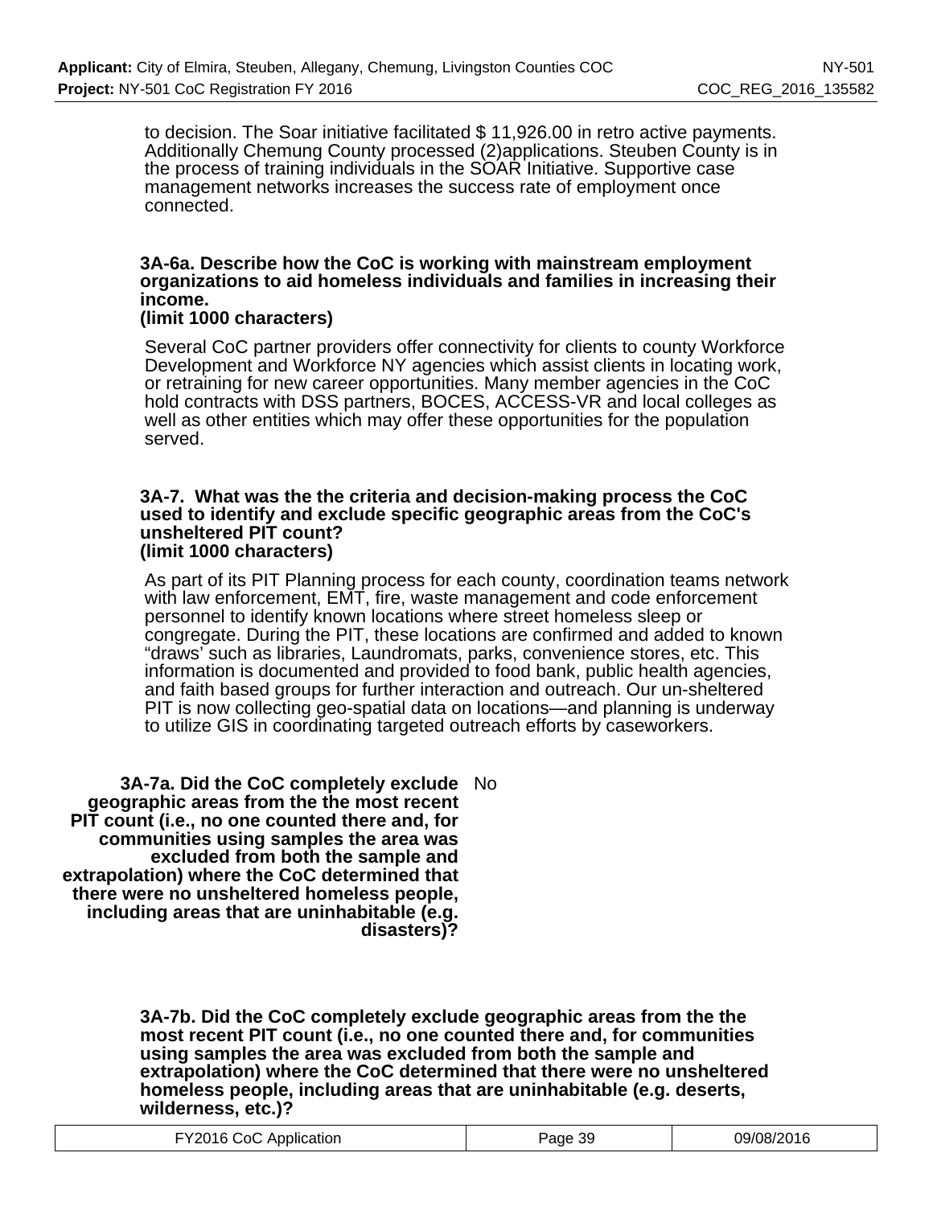to decision. The Soar initiative facilitated $ 11,926.00 in retro active payments. Additionally Chemung County processed (2)applications. Steuben County is in the process of training individuals in the SOAR Initiative. Supportive case management networks increases the success rate of employment once connected.

**3A-6a. Describe how the CoC is working with mainstream employment organizations to aid homeless individuals and families in increasing their income.**
**(limit 1000 characters)**

Several CoC partner providers offer connectivity for clients to county Workforce Development and Workforce NY agencies which assist clients in locating work, or retraining for new career opportunities. Many member agencies in the CoC hold contracts with DSS partners, BOCES, ACCESS-VR and local colleges as well as other entities which may offer these opportunities for the population served.

**3A-7. What was the the criteria and decision-making process the CoC used to identify and exclude specific geographic areas from the CoC's unsheltered PIT count?**
**(limit 1000 characters)**

As part of its PIT Planning process for each county, coordination teams network with law enforcement, EMT, fire, waste management and code enforcement personnel to identify known locations where street homeless sleep or congregate. During the PIT, these locations are confirmed and added to known “draws’ such as libraries, Laundromats, parks, convenience stores, etc. This information is documented and provided to food bank, public health agencies, and faith based groups for further interaction and outreach. Our un-sheltered PIT is now collecting geo-spatial data on locations—and planning is underway to utilize GIS in coordinating targeted outreach efforts by caseworkers.

**3A-7a. Did the CoC completely exclude geographic areas from the the most recent PIT count (i.e., no one counted there and, for communities using samples the area was excluded from both the sample and extrapolation) where the CoC determined that there were no unsheltered homeless people, including areas that are uninhabitable (e.g. disasters)?** No

**3A-7b. Did the CoC completely exclude geographic areas from the the most recent PIT count (i.e., no one counted there and, for communities using samples the area was excluded from both the sample and extrapolation) where the CoC determined that there were no unsheltered homeless people, including areas that are uninhabitable (e.g. deserts, wilderness, etc.)?**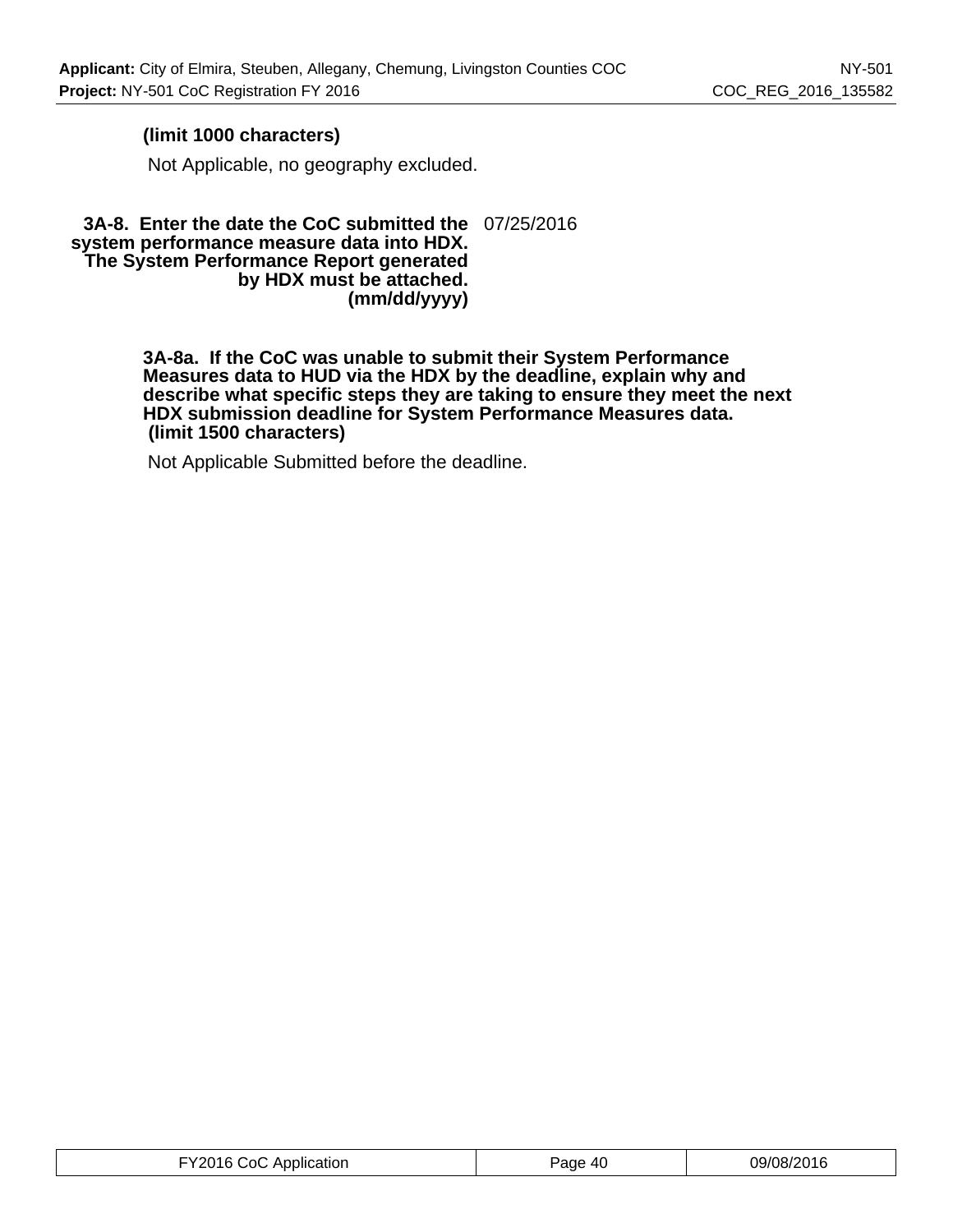**(limit 1000 characters)**

Not Applicable, no geography excluded.

**3A-8. Enter the date the CoC submitted the system performance measure data into HDX. The System Performance Report generated by HDX must be attached. (mm/dd/yyyy)**

07/25/2016

**3A-8a. If the CoC was unable to submit their System Performance Measures data to HUD via the HDX by the deadline, explain why and describe what specific steps they are taking to ensure they meet the next HDX submission deadline for System Performance Measures data. (limit 1500 characters)**

Not Applicable Submitted before the deadline.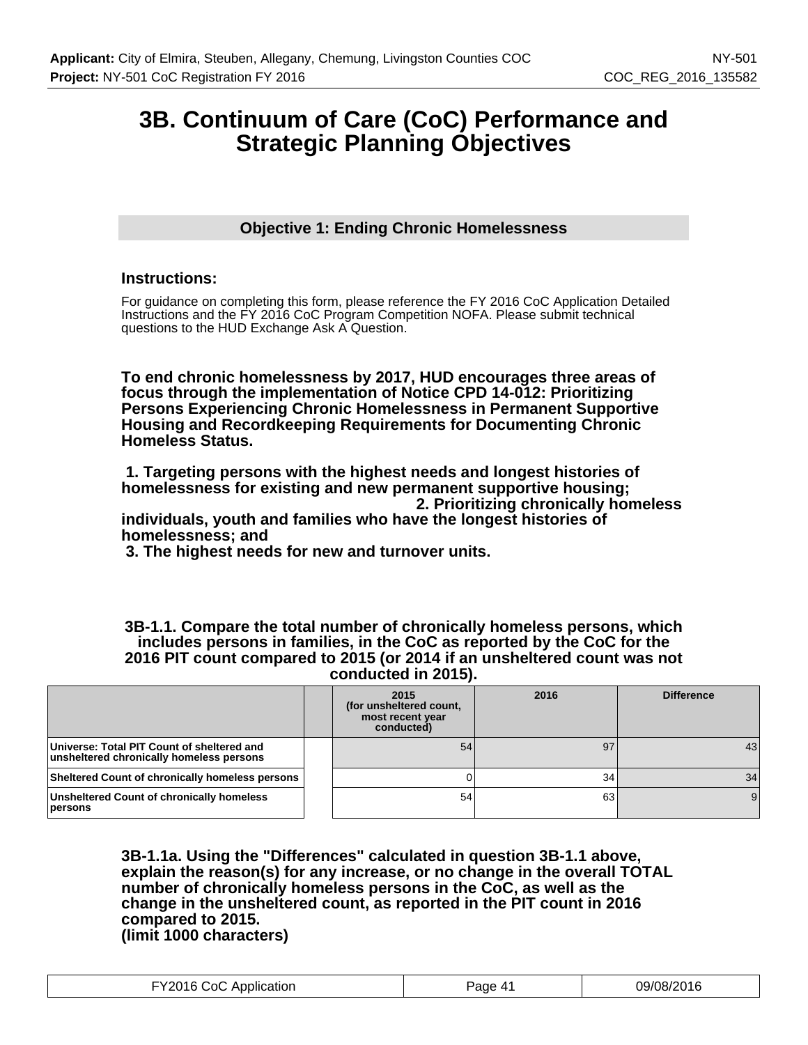# 3B. Continuum of Care (CoC) Performance and Strategic Planning Objectives

## Objective 1: Ending Chronic Homelessness

### Instructions:

For guidance on completing this form, please reference the FY 2016 CoC Application Detailed Instructions and the FY 2016 CoC Program Competition NOFA. Please submit technical questions to the HUD Exchange Ask A Question.

**To end chronic homelessness by 2017, HUD encourages three areas of focus through the implementation of Notice CPD 14-012: Prioritizing Persons Experiencing Chronic Homelessness in Permanent Supportive Housing and Recordkeeping Requirements for Documenting Chronic Homeless Status.**

**1. Targeting persons with the highest needs and longest histories of homelessness for existing and new permanent supportive housing;**
**2. Prioritizing chronically homeless individuals, youth and families who have the longest histories of homelessness; and**
**3. The highest needs for new and turnover units.**

**3B-1.1. Compare the total number of chronically homeless persons, which includes persons in families, in the CoC as reported by the CoC for the 2016 PIT count compared to 2015 (or 2014 if an unsheltered count was not conducted in 2015).**

| | 2015 (for unsheltered count, most recent year conducted) | 2016 | Difference |
|---|---|---|---|
| Universe: Total PIT Count of sheltered and unsheltered chronically homeless persons | 54 | 97 | 43 |
| Sheltered Count of chronically homeless persons | 0 | 34 | 34 |
| Unsheltered Count of chronically homeless persons | 54 | 63 | 9 |

**3B-1.1a. Using the "Differences" calculated in question 3B-1.1 above, explain the reason(s) for any increase, or no change in the overall TOTAL number of chronically homeless persons in the CoC, as well as the change in the unsheltered count, as reported in the PIT count in 2016 compared to 2015.**
**(limit 1000 characters)**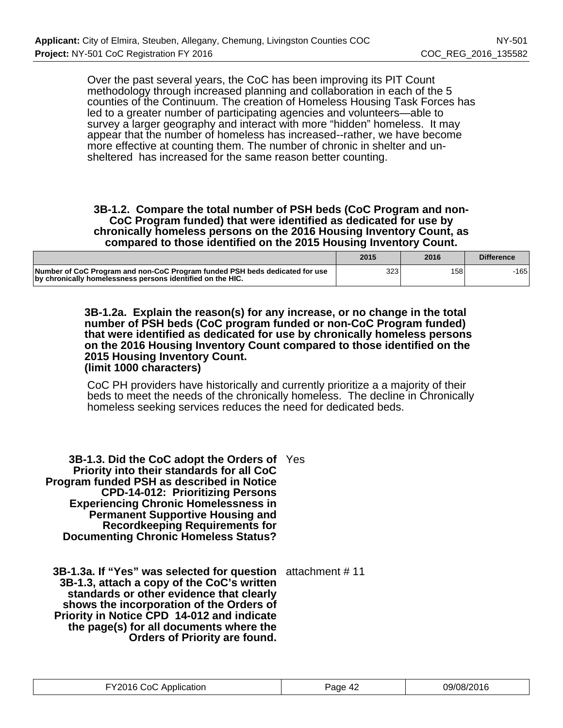Over the past several years, the CoC has been improving its PIT Count methodology through increased planning and collaboration in each of the 5 counties of the Continuum. The creation of Homeless Housing Task Forces has led to a greater number of participating agencies and volunteers—able to survey a larger geography and interact with more “hidden” homeless. It may appear that the number of homeless has increased--rather, we have become more effective at counting them. The number of chronic in shelter and un-sheltered has increased for the same reason better counting.

**3B-1.2. Compare the total number of PSH beds (CoC Program and non-CoC Program funded) that were identified as dedicated for use by chronically homeless persons on the 2016 Housing Inventory Count, as compared to those identified on the 2015 Housing Inventory Count.**

| | 2015 | 2016 | Difference |
|---|---|---|---|
| **Number of CoC Program and non-CoC Program funded PSH beds dedicated for use by chronically homelessness persons identified on the HIC.** | 323 | 158 | -165 |

**3B-1.2a. Explain the reason(s) for any increase, or no change in the total number of PSH beds (CoC program funded or non-CoC Program funded) that were identified as dedicated for use by chronically homeless persons on the 2016 Housing Inventory Count compared to those identified on the 2015 Housing Inventory Count. (limit 1000 characters)**

CoC PH providers have historically and currently prioritize a a majority of their beds to meet the needs of the chronically homeless. The decline in Chronically homeless seeking services reduces the need for dedicated beds.

| | |
|---|---|
| **3B-1.3. Did the CoC adopt the Orders of Priority into their standards for all CoC Program funded PSH as described in Notice CPD-14-012: Prioritizing Persons Experiencing Chronic Homelessness in Permanent Supportive Housing and Recordkeeping Requirements for Documenting Chronic Homeless Status?** | Yes |
| **3B-1.3a. If “Yes” was selected for question 3B-1.3, attach a copy of the CoC’s written standards or other evidence that clearly shows the incorporation of the Orders of Priority in Notice CPD 14-012 and indicate the page(s) for all documents where the Orders of Priority are found.** | attachment # 11 |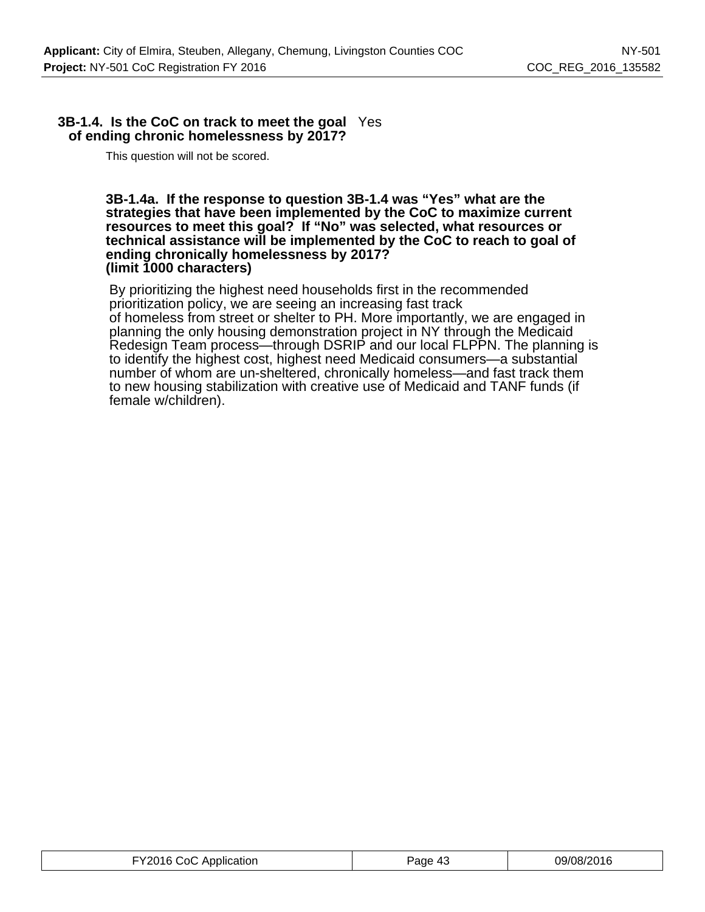**3B-1.4. Is the CoC on track to meet the goal of ending chronic homelessness by 2017?** Yes

This question will not be scored.

**3B-1.4a. If the response to question 3B-1.4 was "Yes" what are the strategies that have been implemented by the CoC to maximize current resources to meet this goal? If "No" was selected, what resources or technical assistance will be implemented by the CoC to reach to goal of ending chronically homelessness by 2017?**
**(limit 1000 characters)**

By prioritizing the highest need households first in the recommended prioritization policy, we are seeing an increasing fast track of homeless from street or shelter to PH. More importantly, we are engaged in planning the only housing demonstration project in NY through the Medicaid Redesign Team process—through DSRIP and our local FLPPN. The planning is to identify the highest cost, highest need Medicaid consumers—a substantial number of whom are un-sheltered, chronically homeless—and fast track them to new housing stabilization with creative use of Medicaid and TANF funds (if female w/children).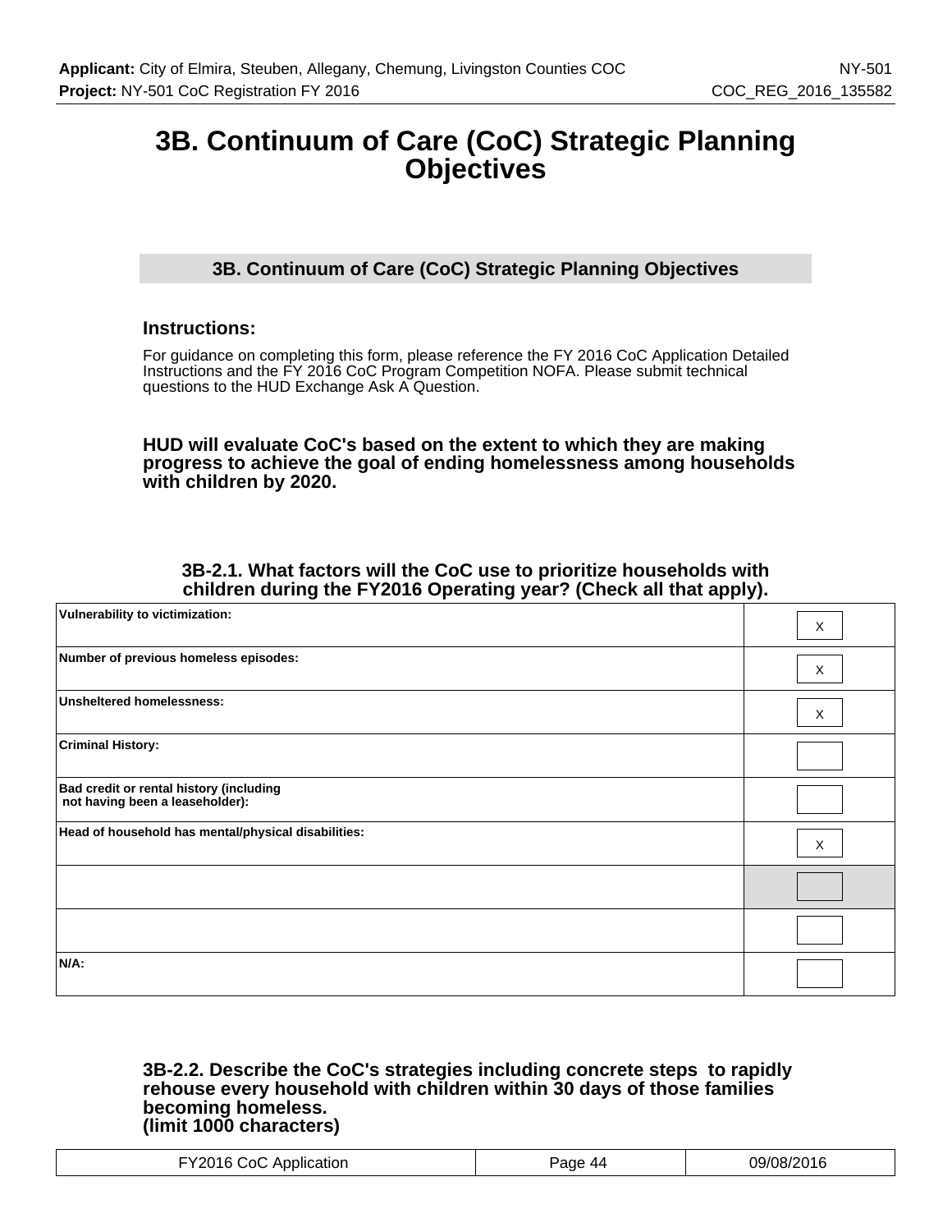# 3B. Continuum of Care (CoC) Strategic Planning Objectives

## 3B. Continuum of Care (CoC) Strategic Planning Objectives

### Instructions:

For guidance on completing this form, please reference the FY 2016 CoC Application Detailed Instructions and the FY 2016 CoC Program Competition NOFA. Please submit technical questions to the HUD Exchange Ask A Question.

**HUD will evaluate CoC's based on the extent to which they are making progress to achieve the goal of ending homelessness among households with children by 2020.**

**3B-2.1. What factors will the CoC use to prioritize households with children during the FY2016 Operating year? (Check all that apply).**

| | |
|---|---|
| **Vulnerability to victimization:** | X |
| **Number of previous homeless episodes:** | X |
| **Unsheltered homelessness:** | X |
| **Criminal History:** | |
| **Bad credit or rental history (including not having been a leaseholder):** | |
| **Head of household has mental/physical disabilities:** | X |
| | |
| | |
| **N/A:** | |

**3B-2.2. Describe the CoC's strategies including concrete steps to rapidly rehouse every household with children within 30 days of those families becoming homeless.
(limit 1000 characters)**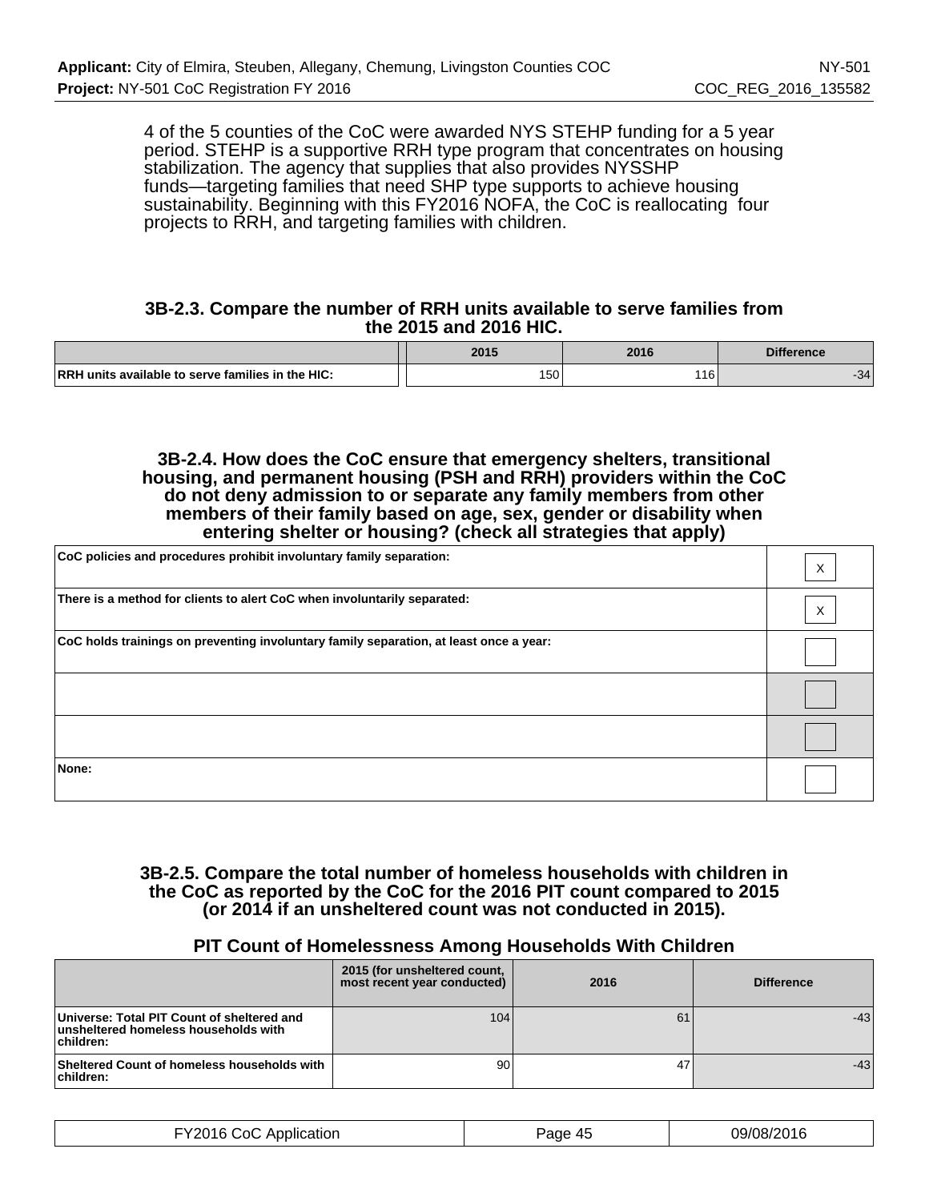4 of the 5 counties of the CoC were awarded NYS STEHP funding for a 5 year period. STEHP is a supportive RRH type program that concentrates on housing stabilization. The agency that supplies that also provides NYSSHP funds—targeting families that need SHP type supports to achieve housing sustainability. Beginning with this FY2016 NOFA, the CoC is reallocating four projects to RRH, and targeting families with children.

### 3B-2.3. Compare the number of RRH units available to serve families from the 2015 and 2016 HIC.

| | 2015 | 2016 | Difference |
|---|---|---|---|
| RRH units available to serve families in the HIC: | 150 | 116 | -34 |

### 3B-2.4. How does the CoC ensure that emergency shelters, transitional housing, and permanent housing (PSH and RRH) providers within the CoC do not deny admission to or separate any family members from other members of their family based on age, sex, gender or disability when entering shelter or housing? (check all strategies that apply)

| | |
|---|---|
| CoC policies and procedures prohibit involuntary family separation: | X |
| There is a method for clients to alert CoC when involuntarily separated: | X |
| CoC holds trainings on preventing involuntary family separation, at least once a year: | |
| | |
| | |
| None: | |

### 3B-2.5. Compare the total number of homeless households with children in the CoC as reported by the CoC for the 2016 PIT count compared to 2015 (or 2014 if an unsheltered count was not conducted in 2015).

**PIT Count of Homelessness Among Households With Children**

| | 2015 (for unsheltered count, most recent year conducted) | 2016 | Difference |
|---|---|---|---|
| Universe: Total PIT Count of sheltered and unsheltered homeless households with children: | 104 | 61 | -43 |
| Sheltered Count of homeless households with children: | 90 | 47 | -43 |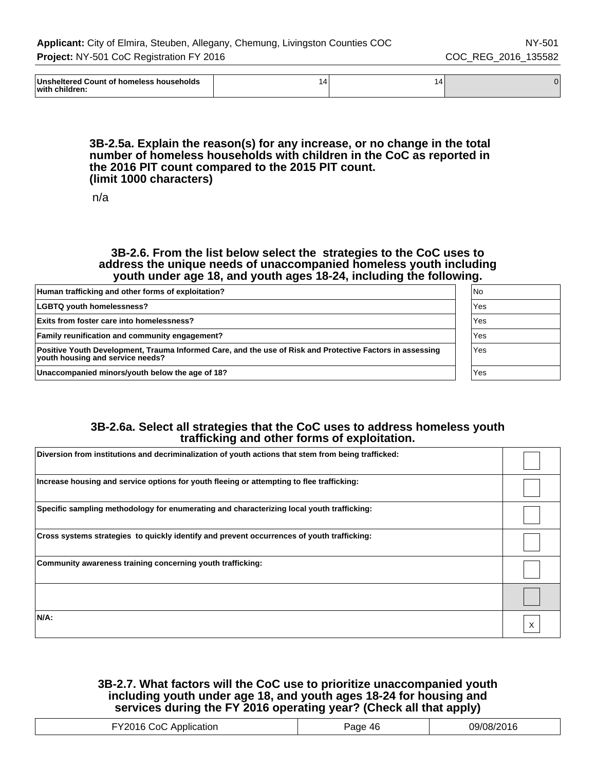| Unsheltered Count of homeless households with children: | 14 | 14 | 0 |
|---|---|---|---|

### 3B-2.5a. Explain the reason(s) for any increase, or no change in the total number of homeless households with children in the CoC as reported in the 2016 PIT count compared to the 2015 PIT count. (limit 1000 characters)

n/a

### 3B-2.6. From the list below select the strategies to the CoC uses to address the unique needs of unaccompanied homeless youth including youth under age 18, and youth ages 18-24, including the following.

| | |
|---|---|
| Human trafficking and other forms of exploitation? | No |
| LGBTQ youth homelessness? | Yes |
| Exits from foster care into homelessness? | Yes |
| Family reunification and community engagement? | Yes |
| Positive Youth Development, Trauma Informed Care, and the use of Risk and Protective Factors in assessing youth housing and service needs? | Yes |
| Unaccompanied minors/youth below the age of 18? | Yes |

### 3B-2.6a. Select all strategies that the CoC uses to address homeless youth trafficking and other forms of exploitation.

| | |
|---|---|
| Diversion from institutions and decriminalization of youth actions that stem from being trafficked: | |
| Increase housing and service options for youth fleeing or attempting to flee trafficking: | |
| Specific sampling methodology for enumerating and characterizing local youth trafficking: | |
| Cross systems strategies to quickly identify and prevent occurrences of youth trafficking: | |
| Community awareness training concerning youth trafficking: | |
| | |
| N/A: | X |

### 3B-2.7. What factors will the CoC use to prioritize unaccompanied youth including youth under age 18, and youth ages 18-24 for housing and services during the FY 2016 operating year? (Check all that apply)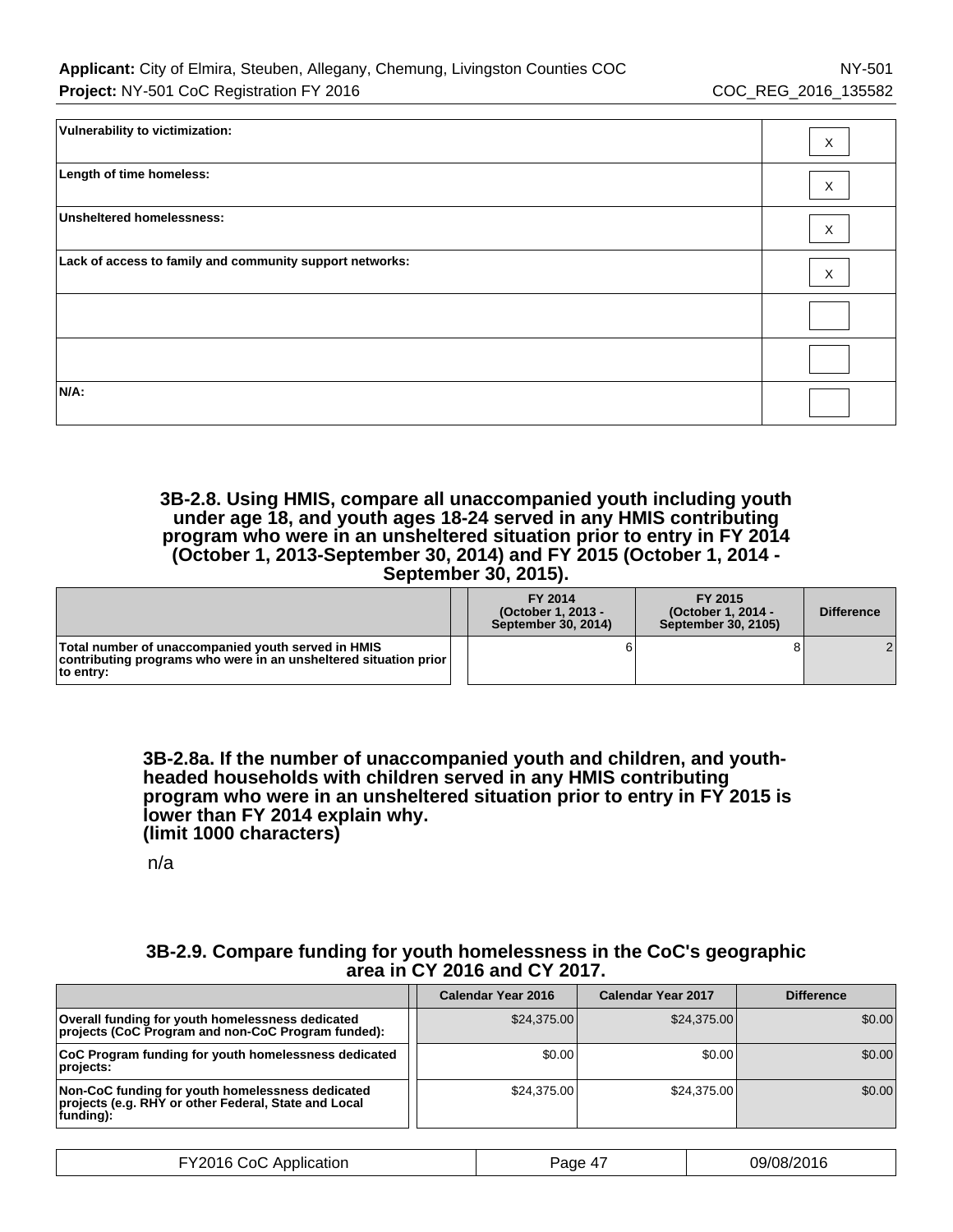| | |
|---|---|
| **Vulnerability to victimization:** | X |
| **Length of time homeless:** | X |
| **Unsheltered homelessness:** | X |
| **Lack of access to family and community support networks:** | X |
| | |
| | |
| **N/A:** | |

### 3B-2.8. Using HMIS, compare all unaccompanied youth including youth under age 18, and youth ages 18-24 served in any HMIS contributing program who were in an unsheltered situation prior to entry in FY 2014 (October 1, 2013-September 30, 2014) and FY 2015 (October 1, 2014 - September 30, 2015).

| | FY 2014 (October 1, 2013 - September 30, 2014) | FY 2015 (October 1, 2014 - September 30, 2105) | Difference |
|---|---|---|---|
| **Total number of unaccompanied youth served in HMIS contributing programs who were in an unsheltered situation prior to entry:** | 6 | 8 | 2 |

### 3B-2.8a. If the number of unaccompanied youth and children, and youth-headed households with children served in any HMIS contributing program who were in an unsheltered situation prior to entry in FY 2015 is lower than FY 2014 explain why. (limit 1000 characters)

n/a

### 3B-2.9. Compare funding for youth homelessness in the CoC's geographic area in CY 2016 and CY 2017.

| | Calendar Year 2016 | Calendar Year 2017 | Difference |
|---|---|---|---|
| **Overall funding for youth homelessness dedicated projects (CoC Program and non-CoC Program funded):** | $24,375.00 | $24,375.00 | $0.00 |
| **CoC Program funding for youth homelessness dedicated projects:** | $0.00 | $0.00 | $0.00 |
| **Non-CoC funding for youth homelessness dedicated projects (e.g. RHY or other Federal, State and Local funding):** | $24,375.00 | $24,375.00 | $0.00 |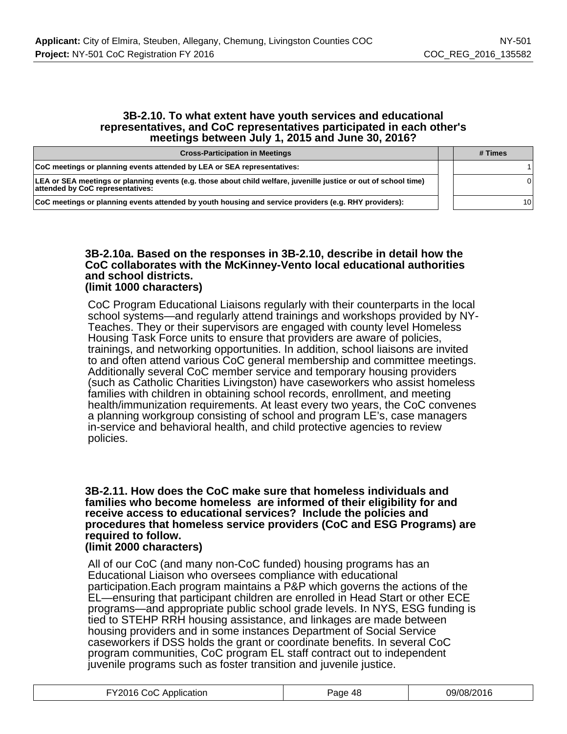### 3B-2.10. To what extent have youth services and educational representatives, and CoC representatives participated in each other's meetings between July 1, 2015 and June 30, 2016?

| Cross-Participation in Meetings | | # Times |
|---|---|---|
| CoC meetings or planning events attended by LEA or SEA representatives: | | 1 |
| LEA or SEA meetings or planning events (e.g. those about child welfare, juvenille justice or out of school time) attended by CoC representatives: | | 0 |
| CoC meetings or planning events attended by youth housing and service providers (e.g. RHY providers): | | 10 |

**3B-2.10a. Based on the responses in 3B-2.10, describe in detail how the CoC collaborates with the McKinney-Vento local educational authorities and school districts.**
**(limit 1000 characters)**

CoC Program Educational Liaisons regularly with their counterparts in the local school systems—and regularly attend trainings and workshops provided by NY-Teaches. They or their supervisors are engaged with county level Homeless Housing Task Force units to ensure that providers are aware of policies, trainings, and networking opportunities. In addition, school liaisons are invited to and often attend various CoC general membership and committee meetings. Additionally several CoC member service and temporary housing providers (such as Catholic Charities Livingston) have caseworkers who assist homeless families with children in obtaining school records, enrollment, and meeting health/immunization requirements. At least every two years, the CoC convenes a planning workgroup consisting of school and program LE's, case managers in-service and behavioral health, and child protective agencies to review policies.

**3B-2.11. How does the CoC make sure that homeless individuals and families who become homeless are informed of their eligibility for and receive access to educational services? Include the policies and procedures that homeless service providers (CoC and ESG Programs) are required to follow.**
**(limit 2000 characters)**

All of our CoC (and many non-CoC funded) housing programs has an Educational Liaison who oversees compliance with educational participation.Each program maintains a P&P which governs the actions of the EL—ensuring that participant children are enrolled in Head Start or other ECE programs—and appropriate public school grade levels. In NYS, ESG funding is tied to STEHP RRH housing assistance, and linkages are made between housing providers and in some instances Department of Social Service caseworkers if DSS holds the grant or coordinate benefits. In several CoC program communities, CoC program EL staff contract out to independent juvenile programs such as foster transition and juvenile justice.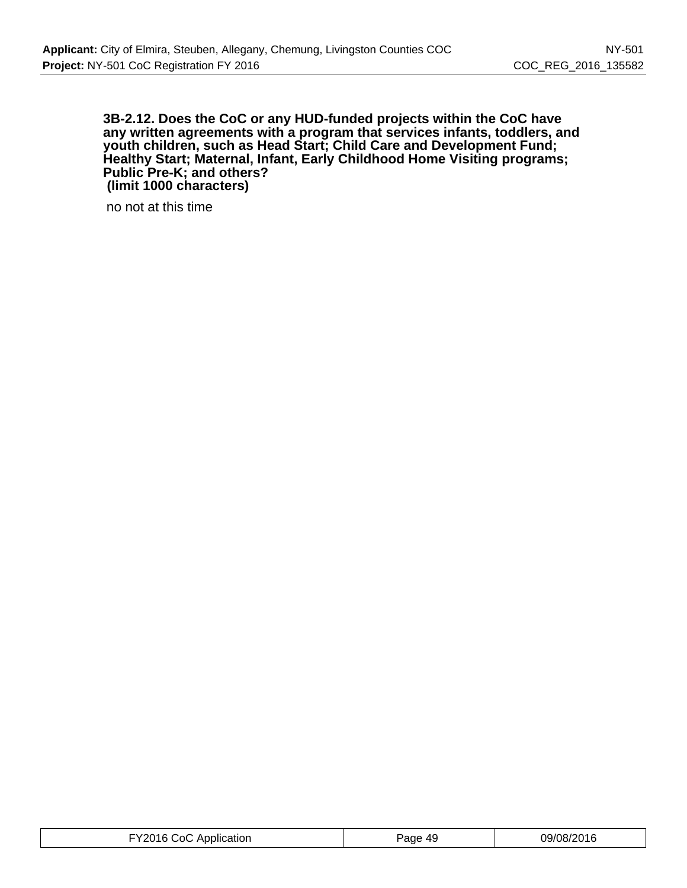**3B-2.12. Does the CoC or any HUD-funded projects within the CoC have any written agreements with a program that services infants, toddlers, and youth children, such as Head Start; Child Care and Development Fund; Healthy Start; Maternal, Infant, Early Childhood Home Visiting programs; Public Pre-K; and others?**
**(limit 1000 characters)**

no not at this time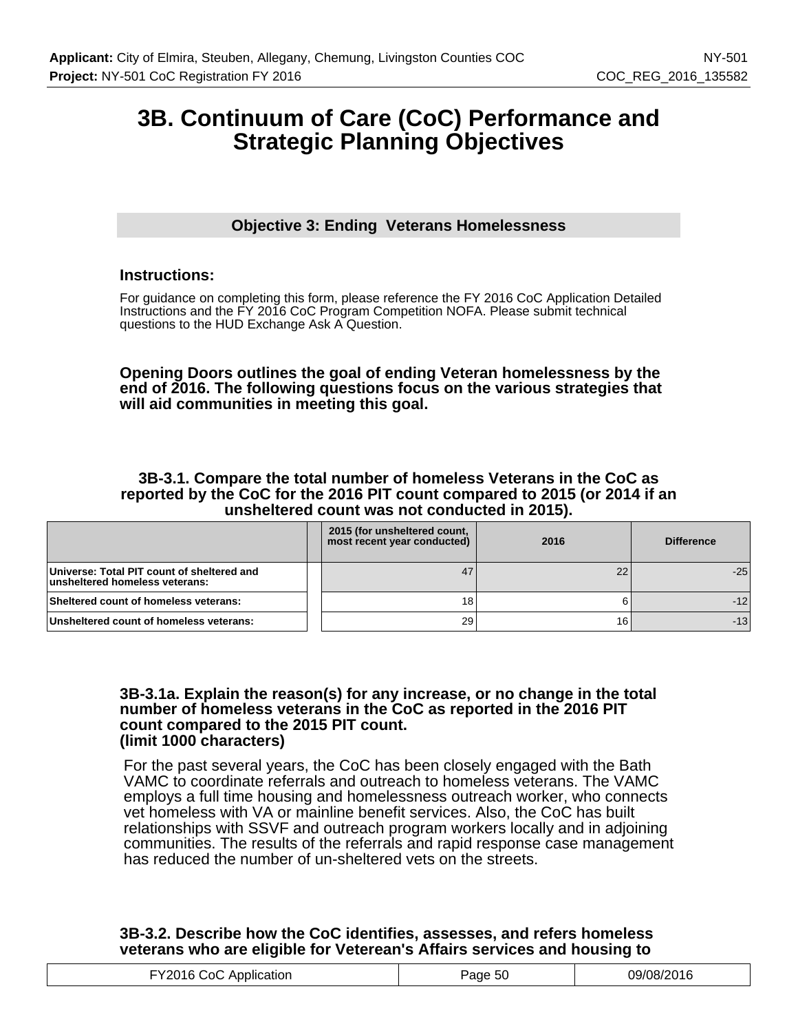# 3B. Continuum of Care (CoC) Performance and Strategic Planning Objectives

### Objective 3: Ending Veterans Homelessness

### Instructions:

For guidance on completing this form, please reference the FY 2016 CoC Application Detailed Instructions and the FY 2016 CoC Program Competition NOFA. Please submit technical questions to the HUD Exchange Ask A Question.

**Opening Doors outlines the goal of ending Veteran homelessness by the end of 2016. The following questions focus on the various strategies that will aid communities in meeting this goal.**

**3B-3.1. Compare the total number of homeless Veterans in the CoC as reported by the CoC for the 2016 PIT count compared to 2015 (or 2014 if an unsheltered count was not conducted in 2015).**

| | 2015 (for unsheltered count, most recent year conducted) | 2016 | Difference |
|---|---|---|---|
| Universe: Total PIT count of sheltered and unsheltered homeless veterans: | 47 | 22 | -25 |
| Sheltered count of homeless veterans: | 18 | 6 | -12 |
| Unsheltered count of homeless veterans: | 29 | 16 | -13 |

**3B-3.1a. Explain the reason(s) for any increase, or no change in the total number of homeless veterans in the CoC as reported in the 2016 PIT count compared to the 2015 PIT count. (limit 1000 characters)**

For the past several years, the CoC has been closely engaged with the Bath VAMC to coordinate referrals and outreach to homeless veterans. The VAMC employs a full time housing and homelessness outreach worker, who connects vet homeless with VA or mainline benefit services. Also, the CoC has built relationships with SSVF and outreach program workers locally and in adjoining communities. The results of the referrals and rapid response case management has reduced the number of un-sheltered vets on the streets.

**3B-3.2. Describe how the CoC identifies, assesses, and refers homeless veterans who are eligible for Veterean's Affairs services and housing to**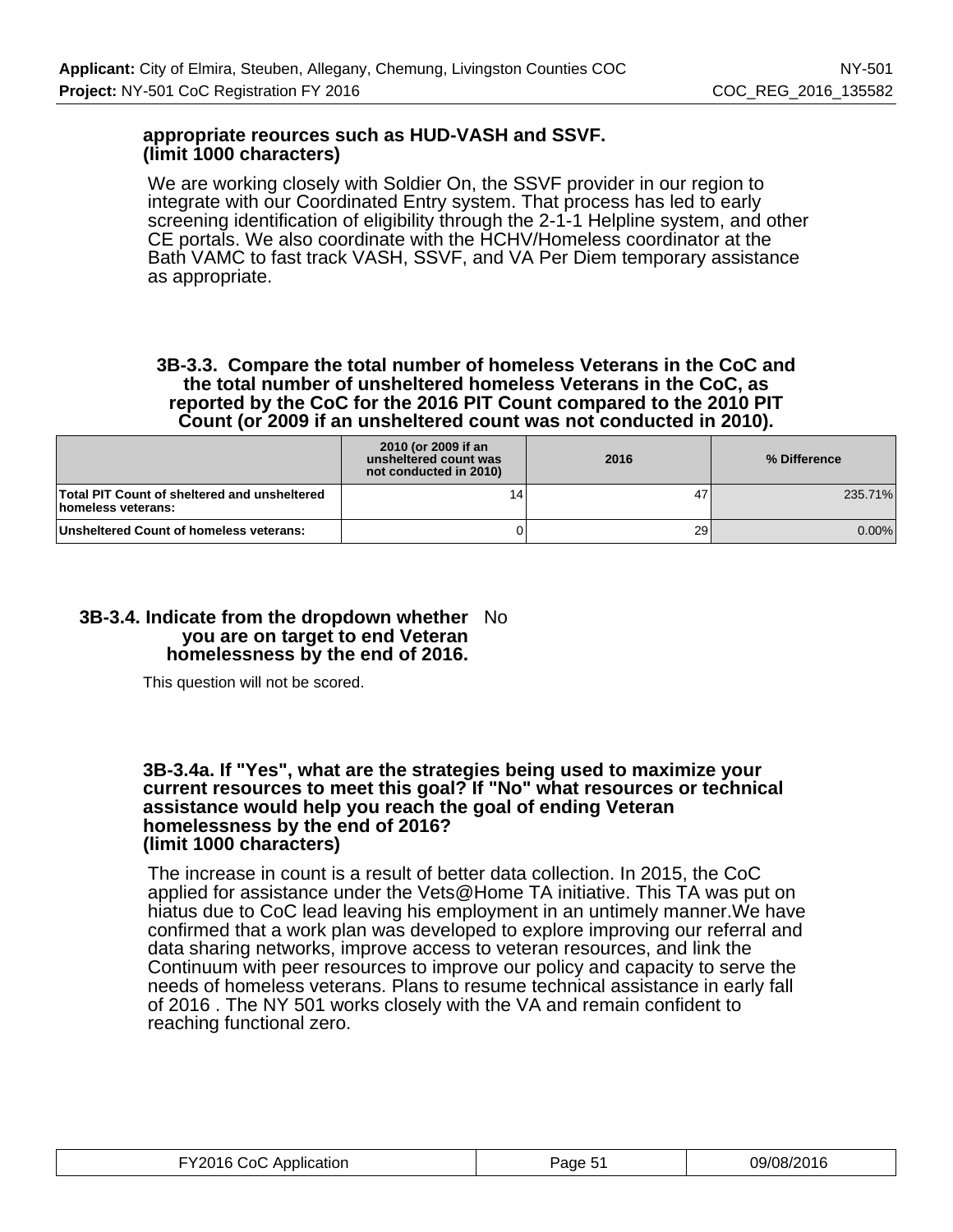**appropriate reources such as HUD-VASH and SSVF. (limit 1000 characters)**

We are working closely with Soldier On, the SSVF provider in our region to integrate with our Coordinated Entry system. That process has led to early screening identification of eligibility through the 2-1-1 Helpline system, and other CE portals. We also coordinate with the HCHV/Homeless coordinator at the Bath VAMC to fast track VASH, SSVF, and VA Per Diem temporary assistance as appropriate.

**3B-3.3. Compare the total number of homeless Veterans in the CoC and the total number of unsheltered homeless Veterans in the CoC, as reported by the CoC for the 2016 PIT Count compared to the 2010 PIT Count (or 2009 if an unsheltered count was not conducted in 2010).**

| | 2010 (or 2009 if an unsheltered count was not conducted in 2010) | 2016 | % Difference |
|---|---|---|---|
| Total PIT Count of sheltered and unsheltered homeless veterans: | 14 | 47 | 235.71% |
| Unsheltered Count of homeless veterans: | 0 | 29 | 0.00% |

**3B-3.4. Indicate from the dropdown whether you are on target to end Veteran homelessness by the end of 2016.** No

This question will not be scored.

**3B-3.4a. If "Yes", what are the strategies being used to maximize your current resources to meet this goal? If "No" what resources or technical assistance would help you reach the goal of ending Veteran homelessness by the end of 2016? (limit 1000 characters)**

The increase in count is a result of better data collection. In 2015, the CoC applied for assistance under the Vets@Home TA initiative. This TA was put on hiatus due to CoC lead leaving his employment in an untimely manner.We have confirmed that a work plan was developed to explore improving our referral and data sharing networks, improve access to veteran resources, and link the Continuum with peer resources to improve our policy and capacity to serve the needs of homeless veterans. Plans to resume technical assistance in early fall of 2016 . The NY 501 works closely with the VA and remain confident to reaching functional zero.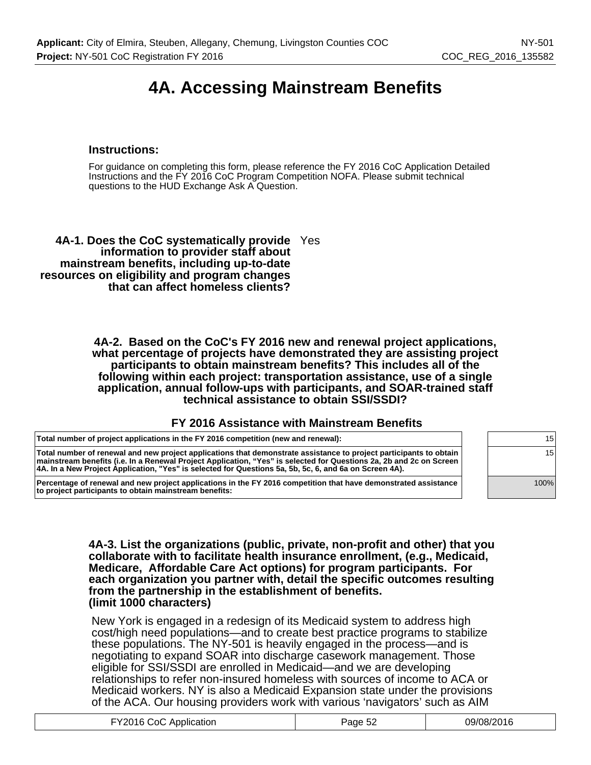# 4A. Accessing Mainstream Benefits

### Instructions:

For guidance on completing this form, please reference the FY 2016 CoC Application Detailed Instructions and the FY 2016 CoC Program Competition NOFA. Please submit technical questions to the HUD Exchange Ask A Question.

**4A-1. Does the CoC systematically provide information to provider staff about mainstream benefits, including up-to-date resources on eligibility and program changes that can affect homeless clients?** Yes

**4A-2. Based on the CoC's FY 2016 new and renewal project applications, what percentage of projects have demonstrated they are assisting project participants to obtain mainstream benefits? This includes all of the following within each project: transportation assistance, use of a single application, annual follow-ups with participants, and SOAR-trained staff technical assistance to obtain SSI/SSDI?**

**FY 2016 Assistance with Mainstream Benefits**

| | |
|---|---|
| **Total number of project applications in the FY 2016 competition (new and renewal):** | 15 |
| **Total number of renewal and new project applications that demonstrate assistance to project participants to obtain mainstream benefits (i.e. In a Renewal Project Application, "Yes" is selected for Questions 2a, 2b and 2c on Screen 4A. In a New Project Application, "Yes" is selected for Questions 5a, 5b, 5c, 6, and 6a on Screen 4A).** | 15 |
| **Percentage of renewal and new project applications in the FY 2016 competition that have demonstrated assistance to project participants to obtain mainstream benefits:** | 100% |

**4A-3. List the organizations (public, private, non-profit and other) that you collaborate with to facilitate health insurance enrollment, (e.g., Medicaid, Medicare, Affordable Care Act options) for program participants. For each organization you partner with, detail the specific outcomes resulting from the partnership in the establishment of benefits. (limit 1000 characters)**

New York is engaged in a redesign of its Medicaid system to address high cost/high need populations—and to create best practice programs to stabilize these populations. The NY-501 is heavily engaged in the process—and is negotiating to expand SOAR into discharge casework management. Those eligible for SSI/SSDI are enrolled in Medicaid—and we are developing relationships to refer non-insured homeless with sources of income to ACA or Medicaid workers. NY is also a Medicaid Expansion state under the provisions of the ACA. Our housing providers work with various 'navigators' such as AIM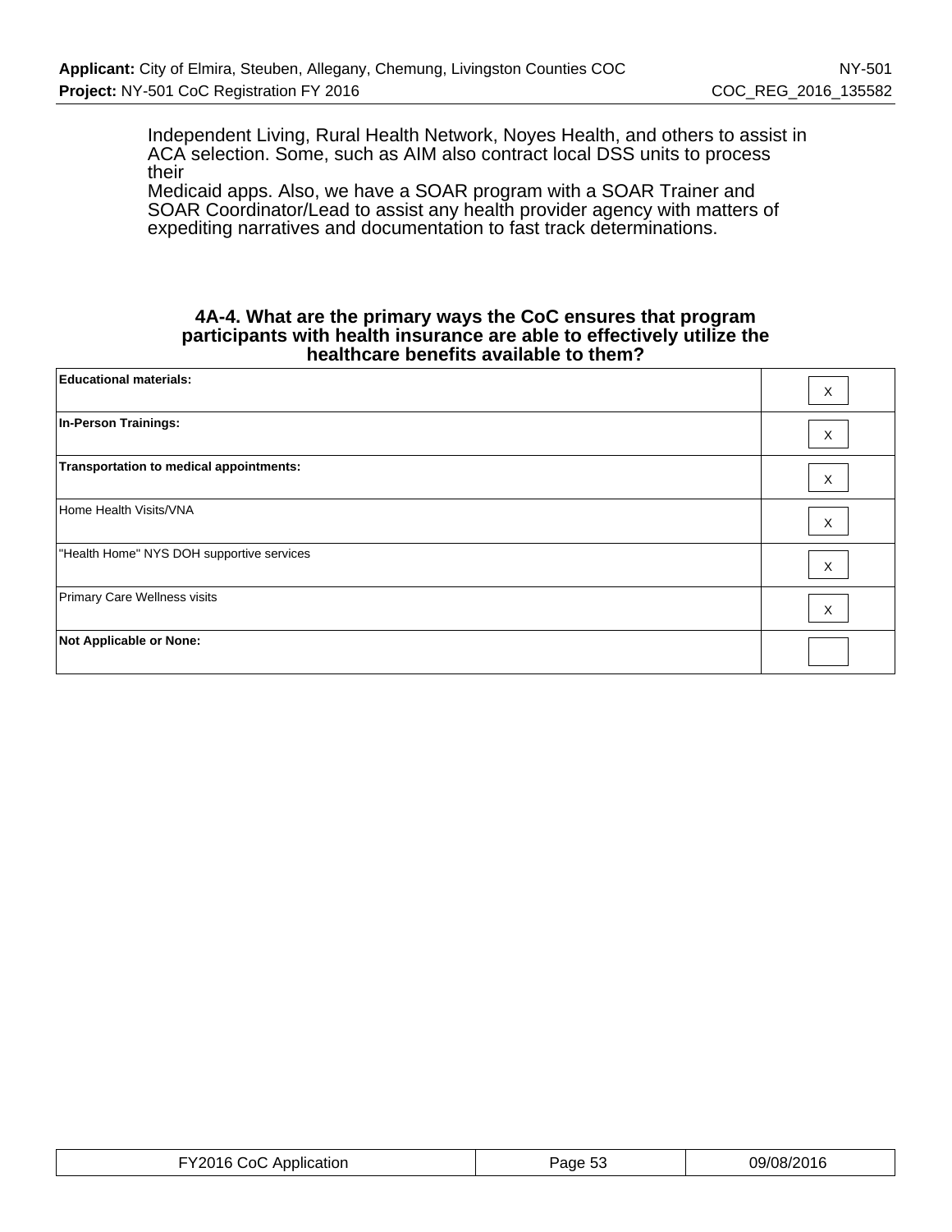Independent Living, Rural Health Network, Noyes Health, and others to assist in ACA selection. Some, such as AIM also contract local DSS units to process their
Medicaid apps. Also, we have a SOAR program with a SOAR Trainer and SOAR Coordinator/Lead to assist any health provider agency with matters of expediting narratives and documentation to fast track determinations.

### 4A-4. What are the primary ways the CoC ensures that program participants with health insurance are able to effectively utilize the healthcare benefits available to them?

| | |
|---|---|
| **Educational materials:** | X |
| **In-Person Trainings:** | X |
| **Transportation to medical appointments:** | X |
| Home Health Visits/VNA | X |
| "Health Home" NYS DOH supportive services | X |
| Primary Care Wellness visits | X |
| **Not Applicable or None:** | |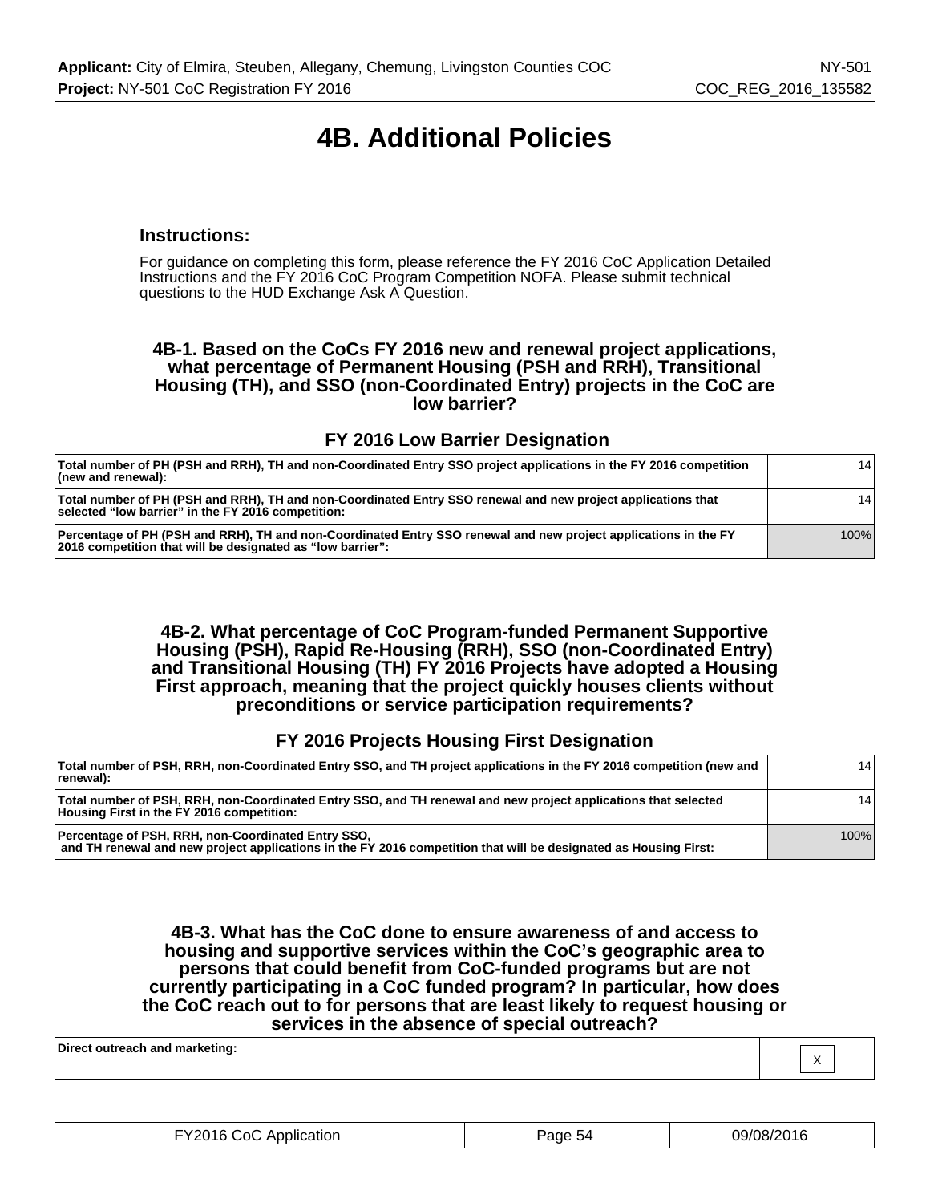# 4B. Additional Policies

### Instructions:

For guidance on completing this form, please reference the FY 2016 CoC Application Detailed Instructions and the FY 2016 CoC Program Competition NOFA. Please submit technical questions to the HUD Exchange Ask A Question.

### 4B-1. Based on the CoCs FY 2016 new and renewal project applications, what percentage of Permanent Housing (PSH and RRH), Transitional Housing (TH), and SSO (non-Coordinated Entry) projects in the CoC are low barrier?

#### FY 2016 Low Barrier Designation

| | |
|---|---|
| **Total number of PH (PSH and RRH), TH and non-Coordinated Entry SSO project applications in the FY 2016 competition (new and renewal):** | 14 |
| **Total number of PH (PSH and RRH), TH and non-Coordinated Entry SSO renewal and new project applications that selected "low barrier" in the FY 2016 competition:** | 14 |
| **Percentage of PH (PSH and RRH), TH and non-Coordinated Entry SSO renewal and new project applications in the FY 2016 competition that will be designated as "low barrier":** | 100% |

### 4B-2. What percentage of CoC Program-funded Permanent Supportive Housing (PSH), Rapid Re-Housing (RRH), SSO (non-Coordinated Entry) and Transitional Housing (TH) FY 2016 Projects have adopted a Housing First approach, meaning that the project quickly houses clients without preconditions or service participation requirements?

#### FY 2016 Projects Housing First Designation

| | |
|---|---|
| **Total number of PSH, RRH, non-Coordinated Entry SSO, and TH project applications in the FY 2016 competition (new and renewal):** | 14 |
| **Total number of PSH, RRH, non-Coordinated Entry SSO, and TH renewal and new project applications that selected Housing First in the FY 2016 competition:** | 14 |
| **Percentage of PSH, RRH, non-Coordinated Entry SSO, and TH renewal and new project applications in the FY 2016 competition that will be designated as Housing First:** | 100% |

### 4B-3. What has the CoC done to ensure awareness of and access to housing and supportive services within the CoC's geographic area to persons that could benefit from CoC-funded programs but are not currently participating in a CoC funded program? In particular, how does the CoC reach out to for persons that are least likely to request housing or services in the absence of special outreach?

| | |
|---|---|
| **Direct outreach and marketing:** | X |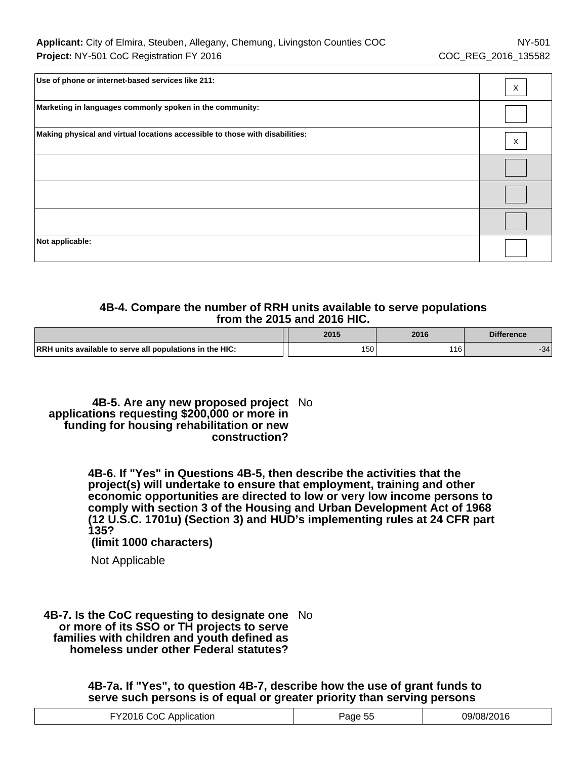| | |
|---|---|
| **Use of phone or internet-based services like 211:** | X |
| **Marketing in languages commonly spoken in the community:** | |
| **Making physical and virtual locations accessible to those with disabilities:** | X |
| | |
| | |
| | |
| **Not applicable:** | |

### 4B-4. Compare the number of RRH units available to serve populations from the 2015 and 2016 HIC.

| | | 2015 | 2016 | Difference |
|---|---|---|---|---|
| **RRH units available to serve all populations in the HIC:** | | 150 | 116 | -34 |

**4B-5. Are any new proposed project applications requesting $200,000 or more in funding for housing rehabilitation or new construction?** No

**4B-6. If "Yes" in Questions 4B-5, then describe the activities that the project(s) will undertake to ensure that employment, training and other economic opportunities are directed to low or very low income persons to comply with section 3 of the Housing and Urban Development Act of 1968 (12 U.S.C. 1701u) (Section 3) and HUD's implementing rules at 24 CFR part 135?**
**(limit 1000 characters)**

Not Applicable

**4B-7. Is the CoC requesting to designate one or more of its SSO or TH projects to serve families with children and youth defined as homeless under other Federal statutes?** No

**4B-7a. If "Yes", to question 4B-7, describe how the use of grant funds to serve such persons is of equal or greater priority than serving persons**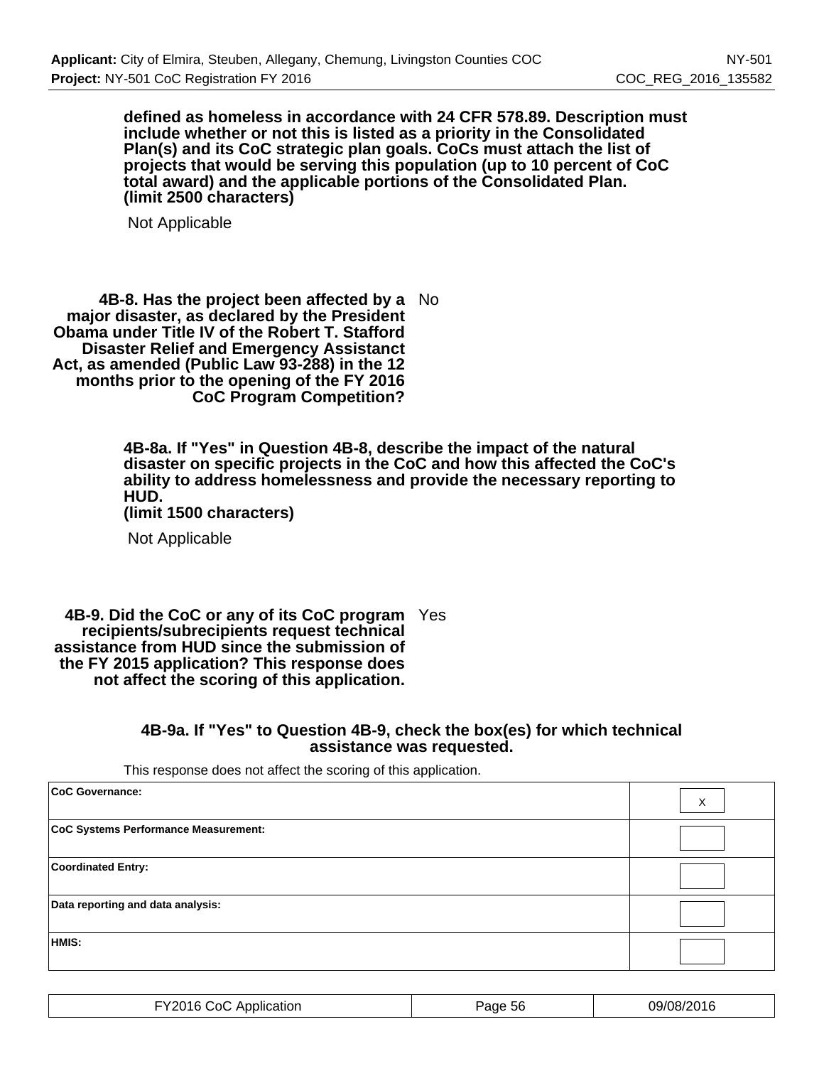**defined as homeless in accordance with 24 CFR 578.89. Description must include whether or not this is listed as a priority in the Consolidated Plan(s) and its CoC strategic plan goals. CoCs must attach the list of projects that would be serving this population (up to 10 percent of CoC total award) and the applicable portions of the Consolidated Plan. (limit 2500 characters)**

Not Applicable

**4B-8. Has the project been affected by a major disaster, as declared by the President Obama under Title IV of the Robert T. Stafford Disaster Relief and Emergency Assistanct Act, as amended (Public Law 93-288) in the 12 months prior to the opening of the FY 2016 CoC Program Competition?** No

**4B-8a. If "Yes" in Question 4B-8, describe the impact of the natural disaster on specific projects in the CoC and how this affected the CoC's ability to address homelessness and provide the necessary reporting to HUD. (limit 1500 characters)**

Not Applicable

**4B-9. Did the CoC or any of its CoC program recipients/subrecipients request technical assistance from HUD since the submission of the FY 2015 application? This response does not affect the scoring of this application.** Yes

**4B-9a. If "Yes" to Question 4B-9, check the box(es) for which technical assistance was requested.**

This response does not affect the scoring of this application.

| | |
|---|---|
| **CoC Governance:** | X |
| **CoC Systems Performance Measurement:** | |
| **Coordinated Entry:** | |
| **Data reporting and data analysis:** | |
| **HMIS:** | |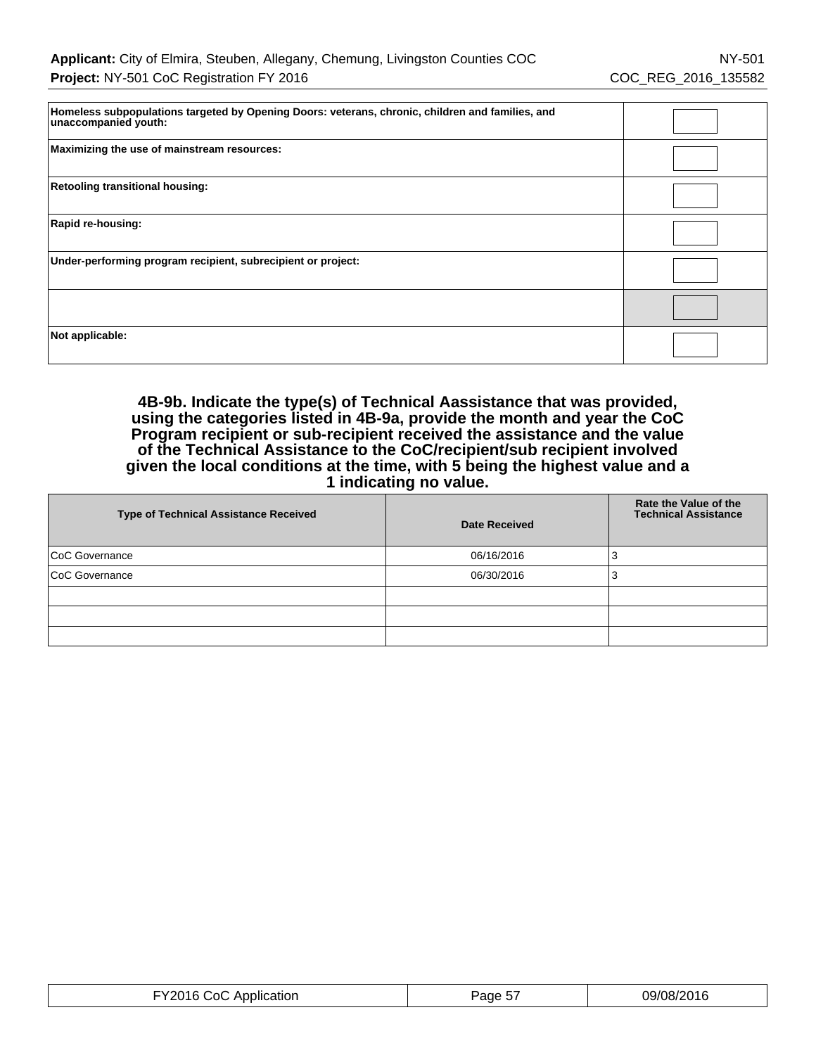| | |
|---|---|
| **Homeless subpopulations targeted by Opening Doors: veterans, chronic, children and families, and unaccompanied youth:** | |
| **Maximizing the use of mainstream resources:** | |
| **Retooling transitional housing:** | |
| **Rapid re-housing:** | |
| **Under-performing program recipient, subrecipient or project:** | |
| | |
| **Not applicable:** | |

### 4B-9b. Indicate the type(s) of Technical Aassistance that was provided, using the categories listed in 4B-9a, provide the month and year the CoC Program recipient or sub-recipient received the assistance and the value of the Technical Assistance to the CoC/recipient/sub recipient involved given the local conditions at the time, with 5 being the highest value and a 1 indicating no value.

| Type of Technical Assistance Received | Date Received | Rate the Value of the Technical Assistance |
|---|---|---|
| CoC Governance | 06/16/2016 | 3 |
| CoC Governance | 06/30/2016 | 3 |
| | | |
| | | |
| | | |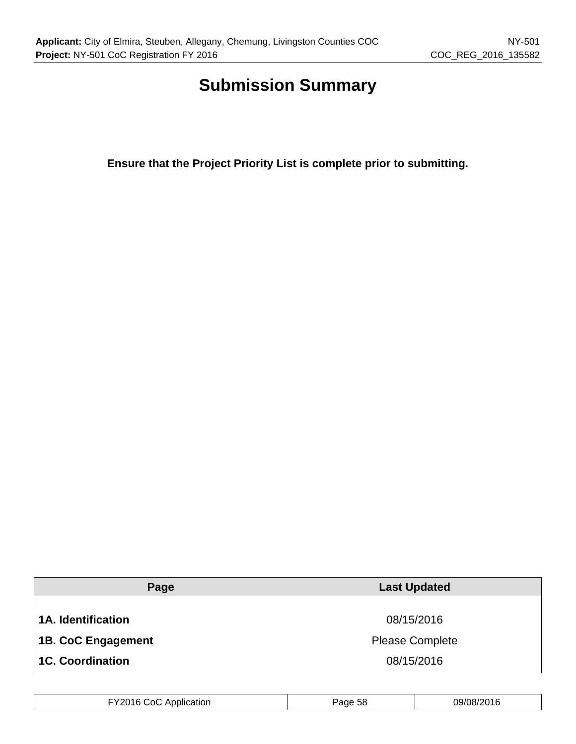# Submission Summary

**Ensure that the Project Priority List is complete prior to submitting.**

| Page | Last Updated |
|---|---|
| **1A. Identification** | 08/15/2016 |
| **1B. CoC Engagement** | Please Complete |
| **1C. Coordination** | 08/15/2016 |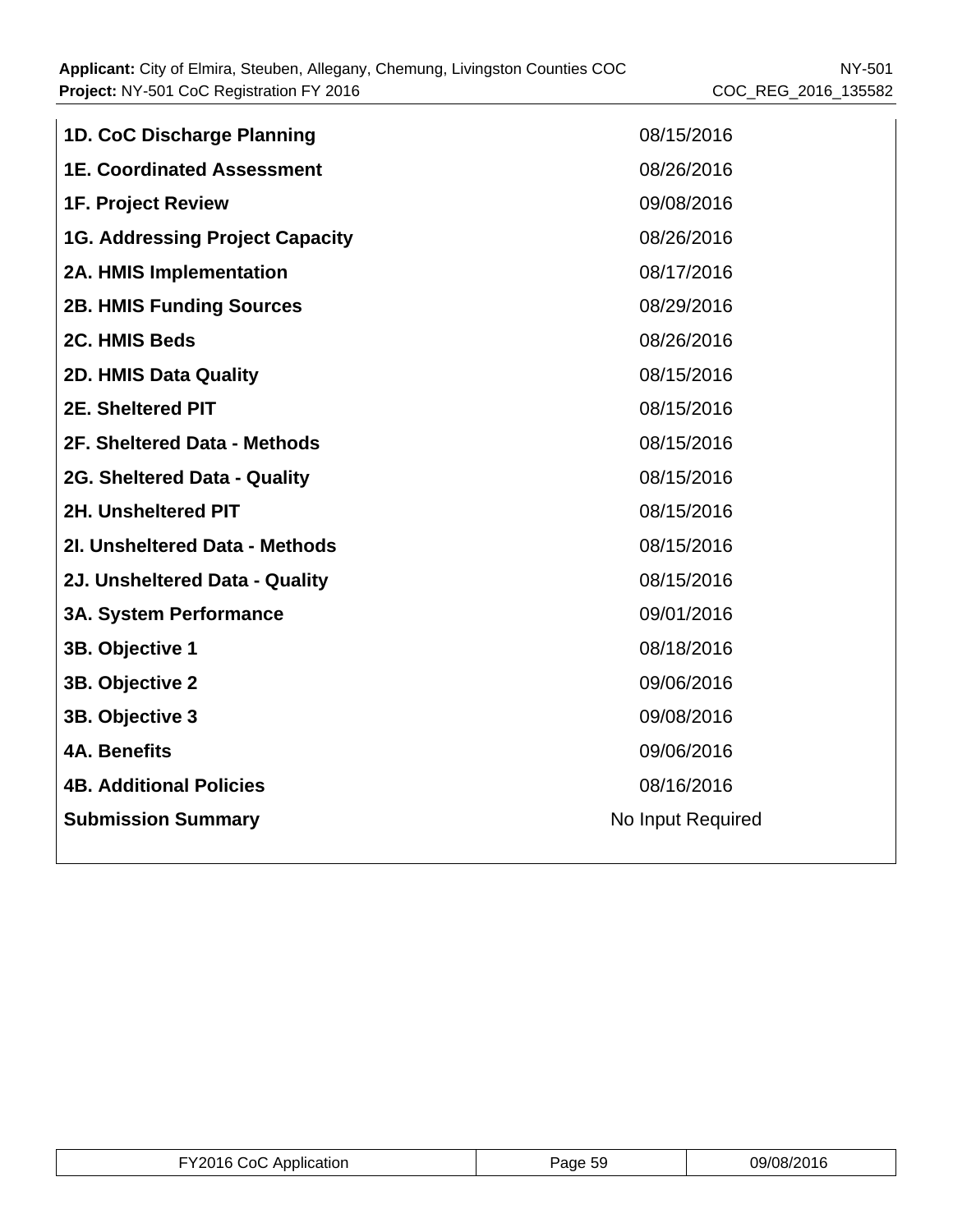| | |
|---|---|
| **1D. CoC Discharge Planning** | 08/15/2016 |
| **1E. Coordinated Assessment** | 08/26/2016 |
| **1F. Project Review** | 09/08/2016 |
| **1G. Addressing Project Capacity** | 08/26/2016 |
| **2A. HMIS Implementation** | 08/17/2016 |
| **2B. HMIS Funding Sources** | 08/29/2016 |
| **2C. HMIS Beds** | 08/26/2016 |
| **2D. HMIS Data Quality** | 08/15/2016 |
| **2E. Sheltered PIT** | 08/15/2016 |
| **2F. Sheltered Data - Methods** | 08/15/2016 |
| **2G. Sheltered Data - Quality** | 08/15/2016 |
| **2H. Unsheltered PIT** | 08/15/2016 |
| **2I. Unsheltered Data - Methods** | 08/15/2016 |
| **2J. Unsheltered Data - Quality** | 08/15/2016 |
| **3A. System Performance** | 09/01/2016 |
| **3B. Objective 1** | 08/18/2016 |
| **3B. Objective 2** | 09/06/2016 |
| **3B. Objective 3** | 09/08/2016 |
| **4A. Benefits** | 09/06/2016 |
| **4B. Additional Policies** | 08/16/2016 |
| **Submission Summary** | No Input Required |